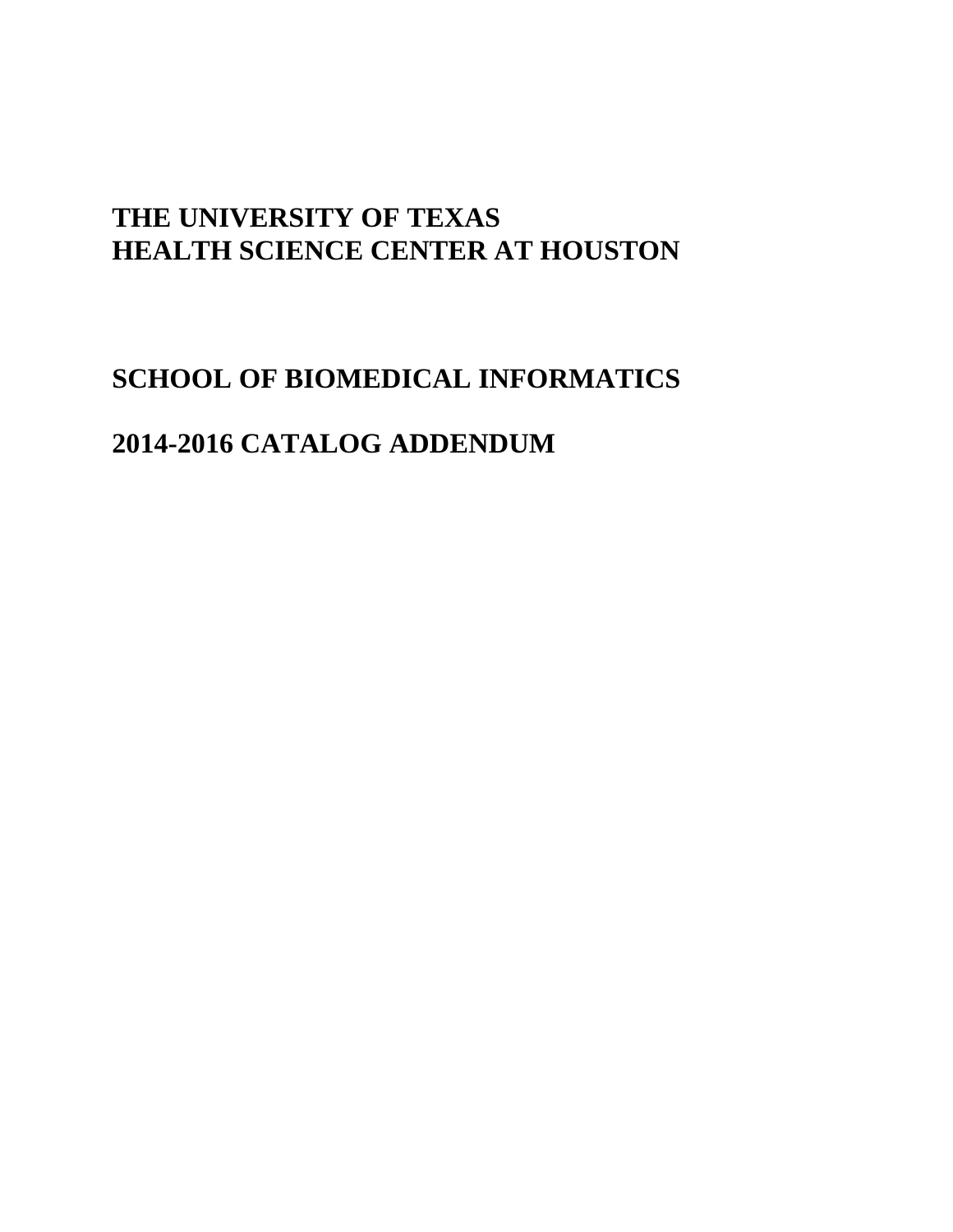# THE UNIVERSITY OF TEXAS
# HEALTH SCIENCE CENTER AT HOUSTON

# SCHOOL OF BIOMEDICAL INFORMATICS

# 2014-2016 CATALOG ADDENDUM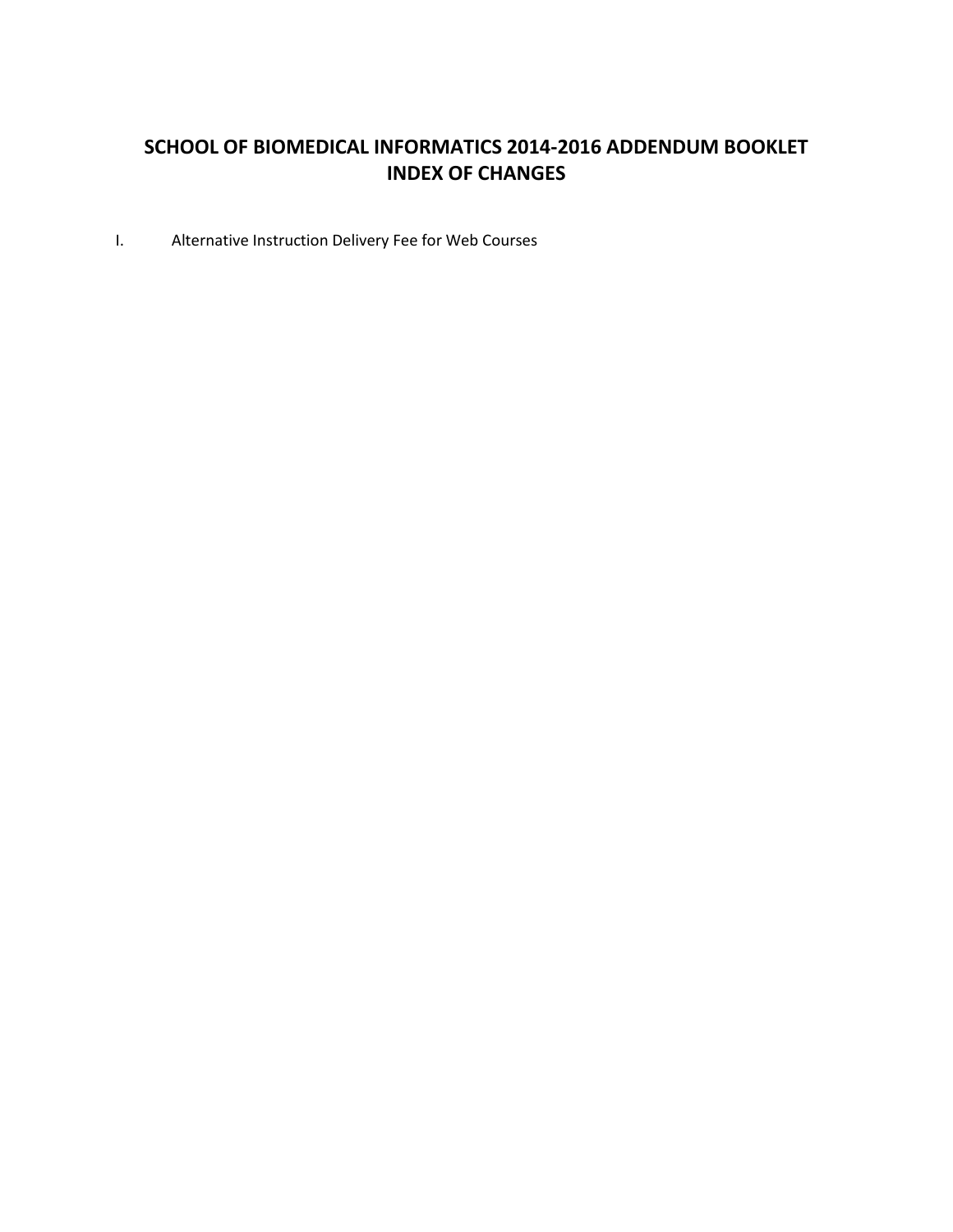# SCHOOL OF BIOMEDICAL INFORMATICS 2014-2016 ADDENDUM BOOKLET INDEX OF CHANGES

I. Alternative Instruction Delivery Fee for Web Courses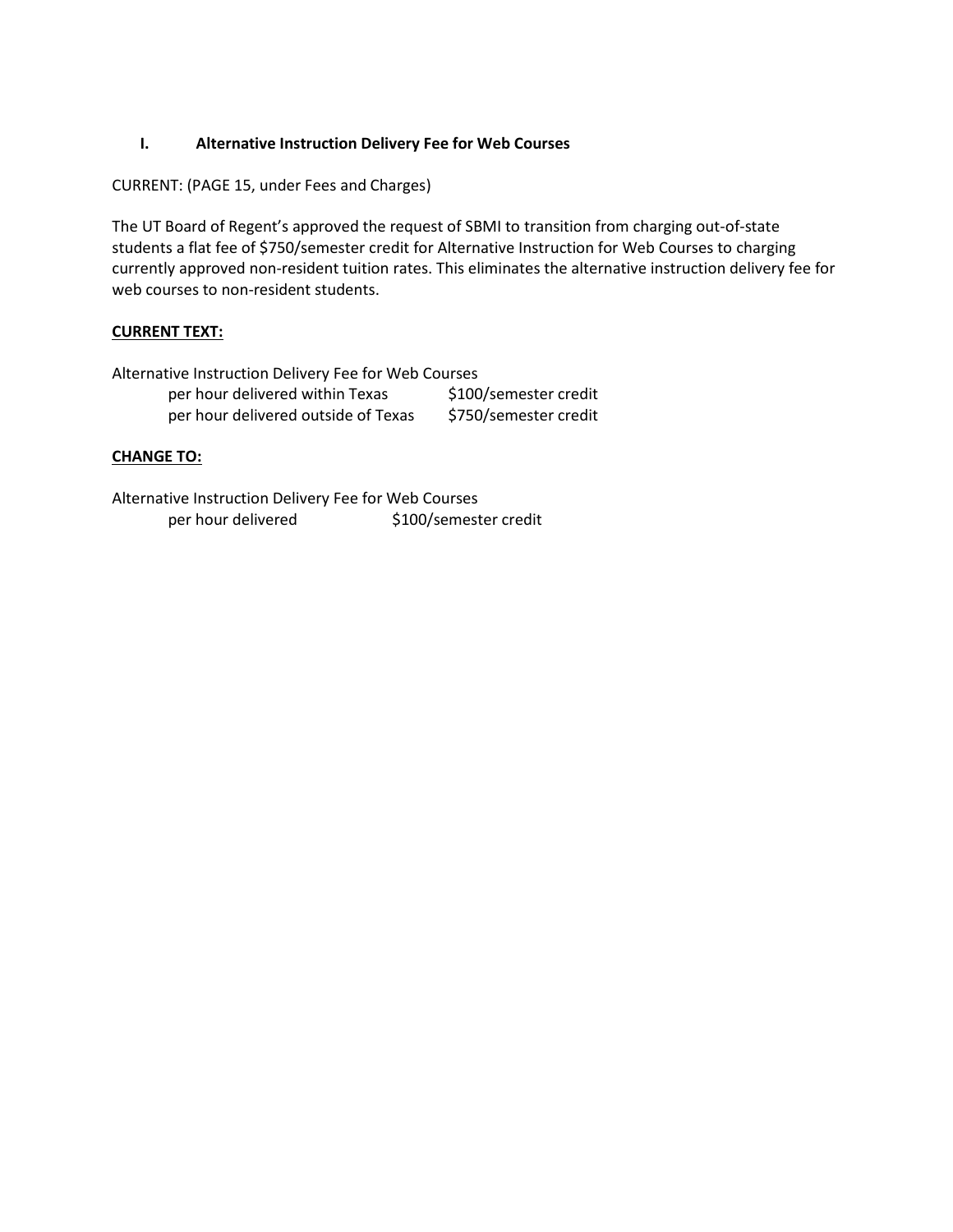## I. Alternative Instruction Delivery Fee for Web Courses

CURRENT: (PAGE 15, under Fees and Charges)

The UT Board of Regent's approved the request of SBMI to transition from charging out-of-state students a flat fee of $750/semester credit for Alternative Instruction for Web Courses to charging currently approved non-resident tuition rates. This eliminates the alternative instruction delivery fee for web courses to non-resident students.

**CURRENT TEXT:**

Alternative Instruction Delivery Fee for Web Courses

| | |
|---|---|
| per hour delivered within Texas | $100/semester credit |
| per hour delivered outside of Texas | $750/semester credit |

**CHANGE TO:**

Alternative Instruction Delivery Fee for Web Courses

| | |
|---|---|
| per hour delivered | $100/semester credit |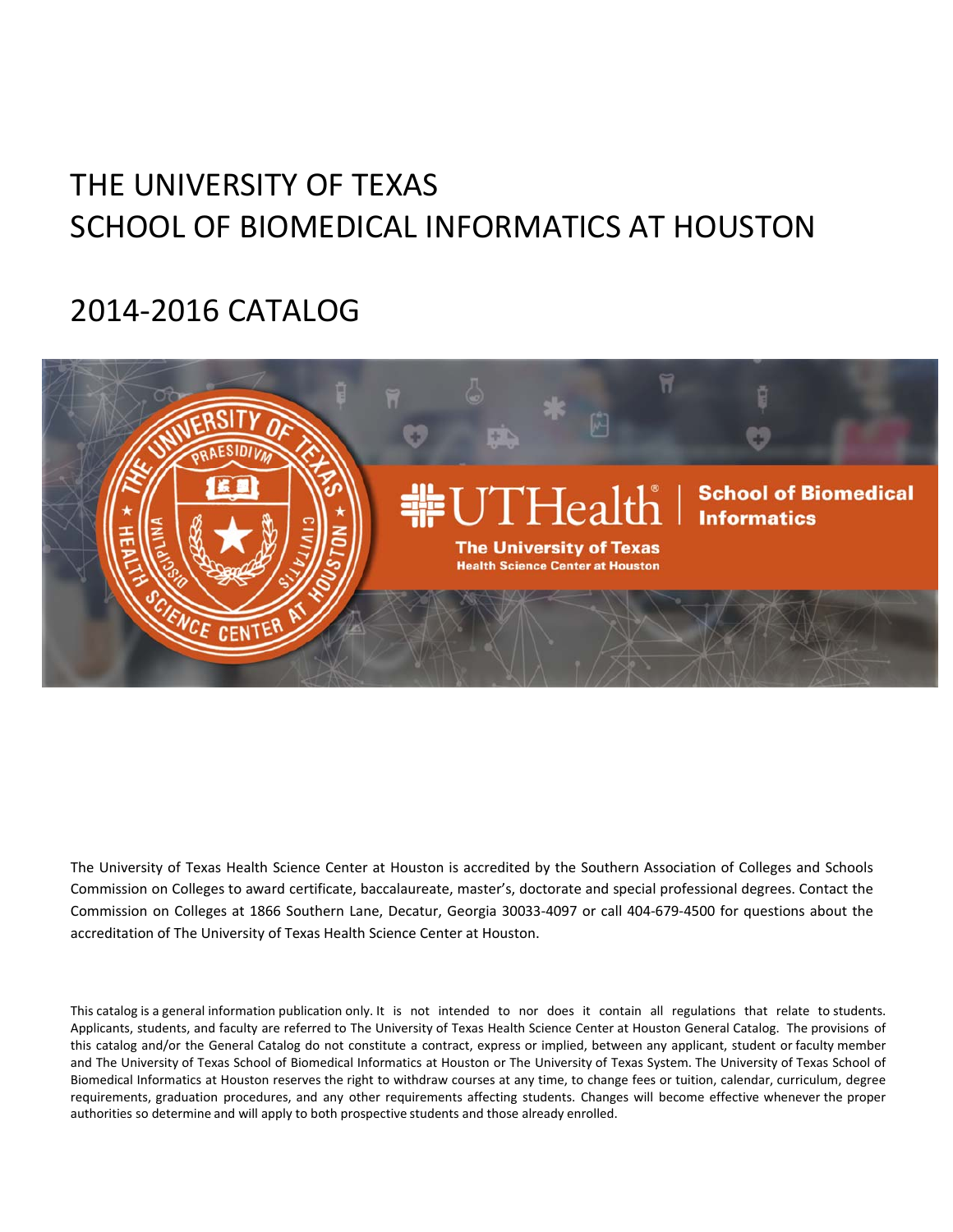# THE UNIVERSITY OF TEXAS
# SCHOOL OF BIOMEDICAL INFORMATICS AT HOUSTON

## 2014-2016 CATALOG

The University of Texas Health Science Center at Houston is accredited by the Southern Association of Colleges and Schools Commission on Colleges to award certificate, baccalaureate, master's, doctorate and special professional degrees. Contact the Commission on Colleges at 1866 Southern Lane, Decatur, Georgia 30033-4097 or call 404-679-4500 for questions about the accreditation of The University of Texas Health Science Center at Houston.

This catalog is a general information publication only. It is not intended to nor does it contain all regulations that relate to students. Applicants, students, and faculty are referred to The University of Texas Health Science Center at Houston General Catalog. The provisions of this catalog and/or the General Catalog do not constitute a contract, express or implied, between any applicant, student or faculty member and The University of Texas School of Biomedical Informatics at Houston or The University of Texas System. The University of Texas School of Biomedical Informatics at Houston reserves the right to withdraw courses at any time, to change fees or tuition, calendar, curriculum, degree requirements, graduation procedures, and any other requirements affecting students. Changes will become effective whenever the proper authorities so determine and will apply to both prospective students and those already enrolled.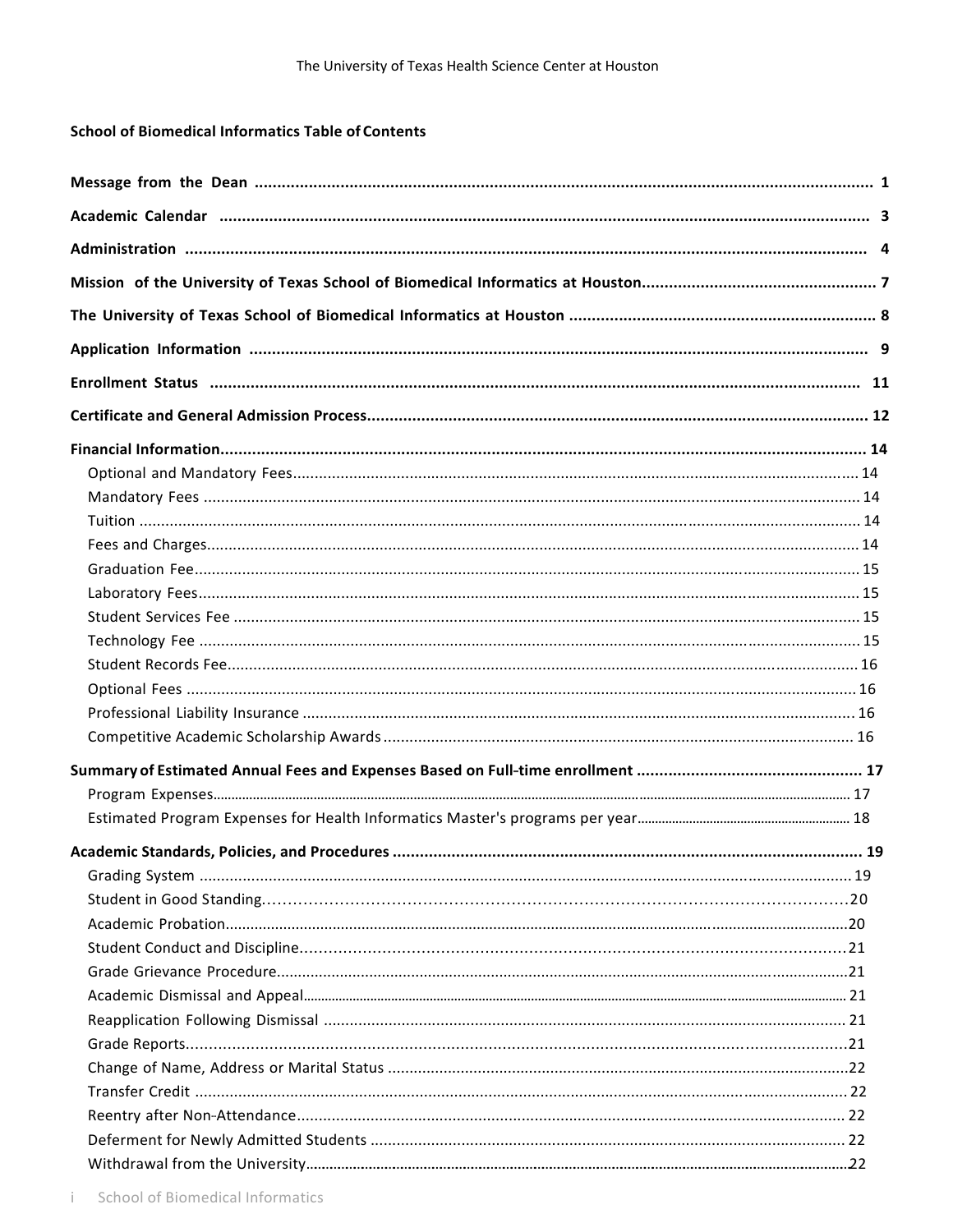**School of Biomedical Informatics Table of Contents**

**Message from the Dean** ........................................................................................................ **1**

**Academic Calendar** ........................................................................................................ **3**

**Administration** ........................................................................................................ **4**

**Mission of the University of Texas School of Biomedical Informatics at Houston** .................................................. **7**

**The University of Texas School of Biomedical Informatics at Houston** .................................................. **8**

**Application Information** ........................................................................................................ **9**

**Enrollment Status** ........................................................................................................ **11**

**Certificate and General Admission Process** ........................................................................................................ **12**

**Financial Information** ........................................................................................................ **14**

- Optional and Mandatory Fees ........................................................................................................ 14
- Mandatory Fees ........................................................................................................ 14
- Tuition ........................................................................................................ 14
- Fees and Charges ........................................................................................................ 14
- Graduation Fee ........................................................................................................ 15
- Laboratory Fees ........................................................................................................ 15
- Student Services Fee ........................................................................................................ 15
- Technology Fee ........................................................................................................ 15
- Student Records Fee ........................................................................................................ 16
- Optional Fees ........................................................................................................ 16
- Professional Liability Insurance ........................................................................................................ 16
- Competitive Academic Scholarship Awards ........................................................................................................ 16

**Summary of Estimated Annual Fees and Expenses Based on Full-time enrollment** .................................................. **17**

- Program Expenses ........................................................................................................ 17
- Estimated Program Expenses for Health Informatics Master's programs per year ........................................................................................................ 18

**Academic Standards, Policies, and Procedures** ........................................................................................................ **19**

- Grading System ........................................................................................................ 19
- Student in Good Standing ........................................................................................................ 20
- Academic Probation ........................................................................................................ 20
- Student Conduct and Discipline ........................................................................................................ 21
- Grade Grievance Procedure ........................................................................................................ 21
- Academic Dismissal and Appeal ........................................................................................................ 21
- Reapplication Following Dismissal ........................................................................................................ 21
- Grade Reports ........................................................................................................ 21
- Change of Name, Address or Marital Status ........................................................................................................ 22
- Transfer Credit ........................................................................................................ 22
- Reentry after Non-Attendance ........................................................................................................ 22
- Deferment for Newly Admitted Students ........................................................................................................ 22
- Withdrawal from the University ........................................................................................................ 22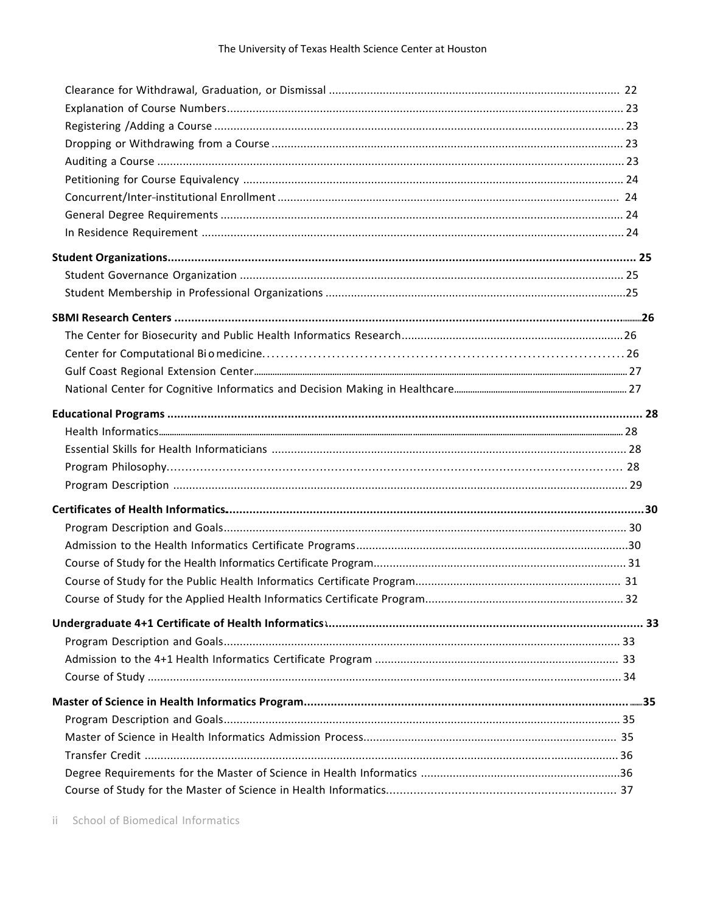Clearance for Withdrawal, Graduation, or Dismissal .......... 22
Explanation of Course Numbers .......... 23
Registering /Adding a Course .......... 23
Dropping or Withdrawing from a Course .......... 23
Auditing a Course .......... 23
Petitioning for Course Equivalency .......... 24
Concurrent/Inter-institutional Enrollment .......... 24
General Degree Requirements .......... 24
In Residence Requirement .......... 24

**Student Organizations.......... 25**
Student Governance Organization .......... 25
Student Membership in Professional Organizations .......... 25

**SBMI Research Centers .......... 26**
The Center for Biosecurity and Public Health Informatics Research .......... 26
Center for Computational Bio medicine .......... 26
Gulf Coast Regional Extension Center .......... 27
National Center for Cognitive Informatics and Decision Making in Healthcare .......... 27

**Educational Programs .......... 28**
Health Informatics .......... 28
Essential Skills for Health Informaticians .......... 28
Program Philosophy .......... 28
Program Description .......... 29

**Certificates of Health Informatics .......... 30**
Program Description and Goals .......... 30
Admission to the Health Informatics Certificate Programs .......... 30
Course of Study for the Health Informatics Certificate Program .......... 31
Course of Study for the Public Health Informatics Certificate Program .......... 31
Course of Study for the Applied Health Informatics Certificate Program .......... 32

**Undergraduate 4+1 Certificate of Health Informatics .......... 33**
Program Description and Goals .......... 33
Admission to the 4+1 Health Informatics Certificate Program .......... 33
Course of Study .......... 34

**Master of Science in Health Informatics Program .......... 35**
Program Description and Goals .......... 35
Master of Science in Health Informatics Admission Process .......... 35
Transfer Credit .......... 36
Degree Requirements for the Master of Science in Health Informatics .......... 36
Course of Study for the Master of Science in Health Informatics .......... 37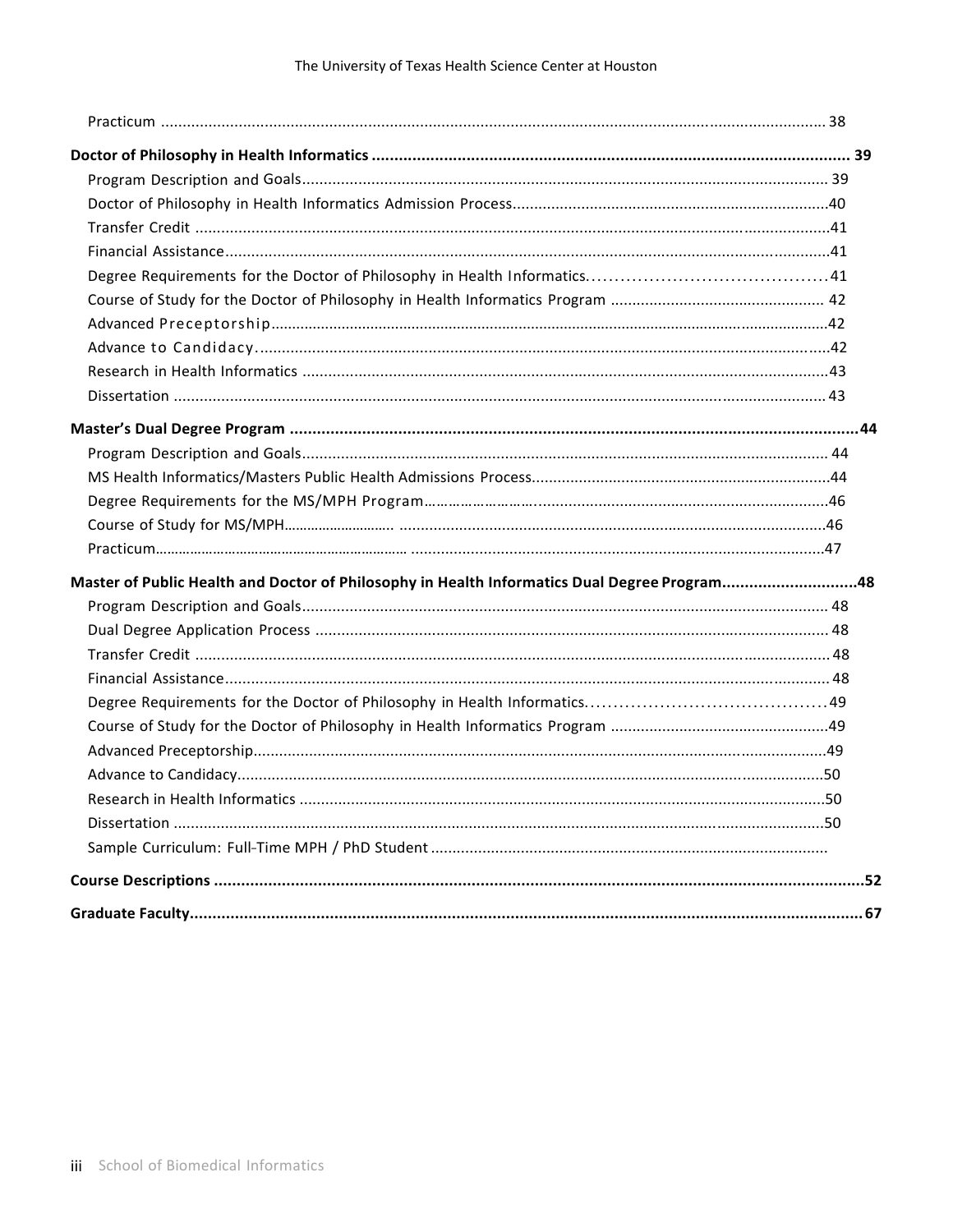Practicum ........................................................................................................................................ 38

**Doctor of Philosophy in Health Informatics ........................................................................................................ 39**

Program Description and Goals........................................................................................................ 39

Doctor of Philosophy in Health Informatics Admission Process........................................................................40

Transfer Credit ...........................................................................................................................................41

Financial Assistance....................................................................................................................................41

Degree Requirements for the Doctor of Philosophy in Health Informatics...........................................41

Course of Study for the Doctor of Philosophy in Health Informatics Program ............................................... 42

Advanced Preceptorship..................................................................................................................................42

Advance to Candidacy.......................................................................................................................................42

Research in Health Informatics ..........................................................................................................................43

Dissertation ....................................................................................................................................... 43

**Master's Dual Degree Program ...........................................................................................................................44**

Program Description and Goals......................................................................................................... 44

MS Health Informatics/Masters Public Health Admissions Process......................................................................44

Degree Requirements for the MS/MPH Program..........................................................................................46

Course of Study for MS/MPH..........................................................................................................46

Practicum.........................................................................................................................................47

**Master of Public Health and Doctor of Philosophy in Health Informatics Dual Degree Program.............................48**

Program Description and Goals......................................................................................................... 48

Dual Degree Application Process ....................................................................................................... 48

Transfer Credit ........................................................................................................................................... 48

Financial Assistance.................................................................................................................................... 48

Degree Requirements for the Doctor of Philosophy in Health Informatics...........................................49

Course of Study for the Doctor of Philosophy in Health Informatics Program .................................................49

Advanced Preceptorship.....................................................................................................................49

Advance to Candidacy.......................................................................................................................50

Research in Health Informatics ..........................................................................................................50

Dissertation .......................................................................................................................................50

Sample Curriculum: Full-Time MPH / PhD Student ...........................................................................................

**Course Descriptions ...........................................................................................................................................52**

**Graduate Faculty................................................................................................................................................67**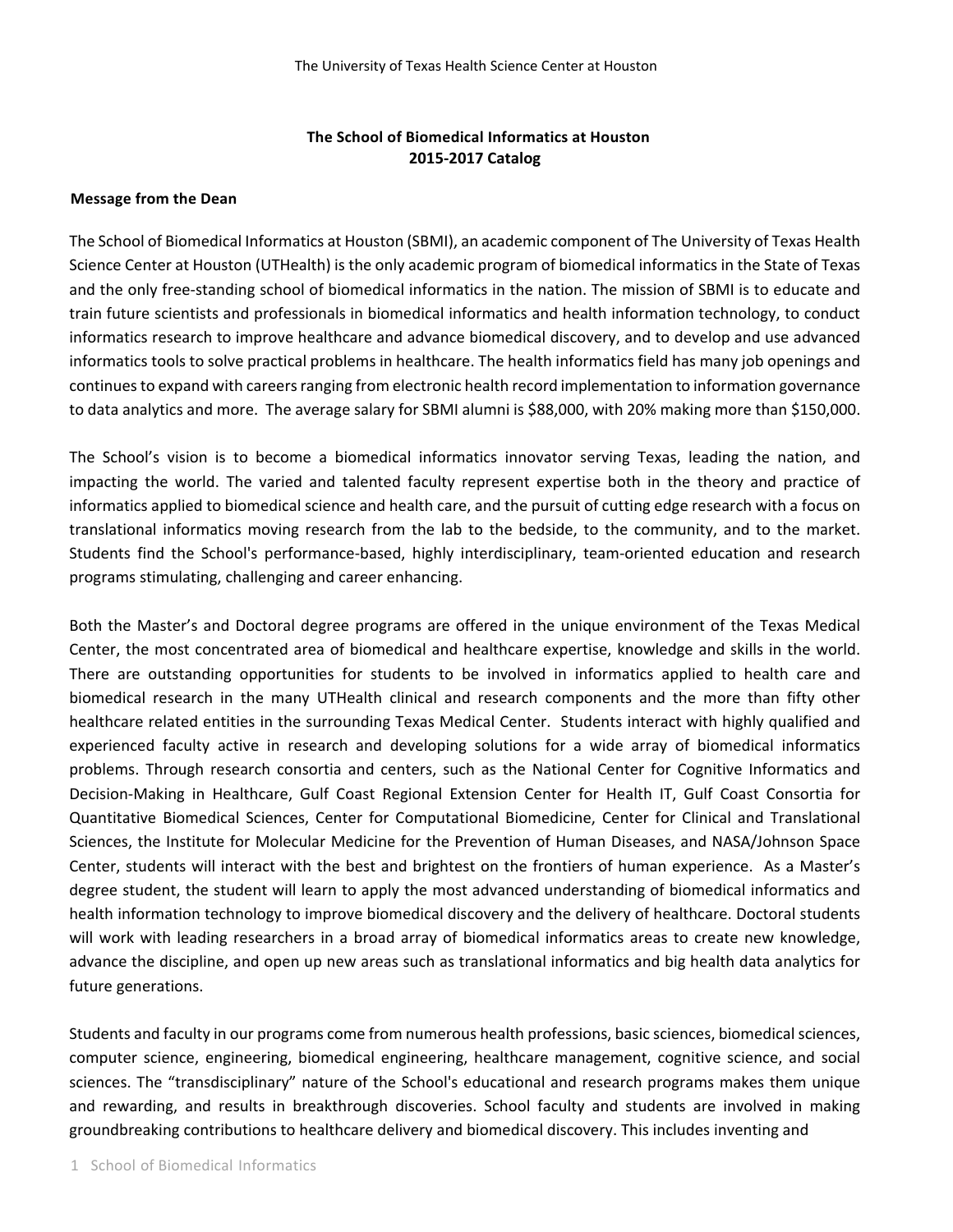The University of Texas Health Science Center at Houston

**The School of Biomedical Informatics at Houston**
**2015-2017 Catalog**

## Message from the Dean

The School of Biomedical Informatics at Houston (SBMI), an academic component of The University of Texas Health Science Center at Houston (UTHealth) is the only academic program of biomedical informatics in the State of Texas and the only free-standing school of biomedical informatics in the nation. The mission of SBMI is to educate and train future scientists and professionals in biomedical informatics and health information technology, to conduct informatics research to improve healthcare and advance biomedical discovery, and to develop and use advanced informatics tools to solve practical problems in healthcare. The health informatics field has many job openings and continues to expand with careers ranging from electronic health record implementation to information governance to data analytics and more. The average salary for SBMI alumni is $88,000, with 20% making more than $150,000.

The School's vision is to become a biomedical informatics innovator serving Texas, leading the nation, and impacting the world. The varied and talented faculty represent expertise both in the theory and practice of informatics applied to biomedical science and health care, and the pursuit of cutting edge research with a focus on translational informatics moving research from the lab to the bedside, to the community, and to the market. Students find the School's performance-based, highly interdisciplinary, team-oriented education and research programs stimulating, challenging and career enhancing.

Both the Master's and Doctoral degree programs are offered in the unique environment of the Texas Medical Center, the most concentrated area of biomedical and healthcare expertise, knowledge and skills in the world. There are outstanding opportunities for students to be involved in informatics applied to health care and biomedical research in the many UTHealth clinical and research components and the more than fifty other healthcare related entities in the surrounding Texas Medical Center. Students interact with highly qualified and experienced faculty active in research and developing solutions for a wide array of biomedical informatics problems. Through research consortia and centers, such as the National Center for Cognitive Informatics and Decision-Making in Healthcare, Gulf Coast Regional Extension Center for Health IT, Gulf Coast Consortia for Quantitative Biomedical Sciences, Center for Computational Biomedicine, Center for Clinical and Translational Sciences, the Institute for Molecular Medicine for the Prevention of Human Diseases, and NASA/Johnson Space Center, students will interact with the best and brightest on the frontiers of human experience. As a Master's degree student, the student will learn to apply the most advanced understanding of biomedical informatics and health information technology to improve biomedical discovery and the delivery of healthcare. Doctoral students will work with leading researchers in a broad array of biomedical informatics areas to create new knowledge, advance the discipline, and open up new areas such as translational informatics and big health data analytics for future generations.

Students and faculty in our programs come from numerous health professions, basic sciences, biomedical sciences, computer science, engineering, biomedical engineering, healthcare management, cognitive science, and social sciences. The "transdisciplinary" nature of the School's educational and research programs makes them unique and rewarding, and results in breakthrough discoveries. School faculty and students are involved in making groundbreaking contributions to healthcare delivery and biomedical discovery. This includes inventing and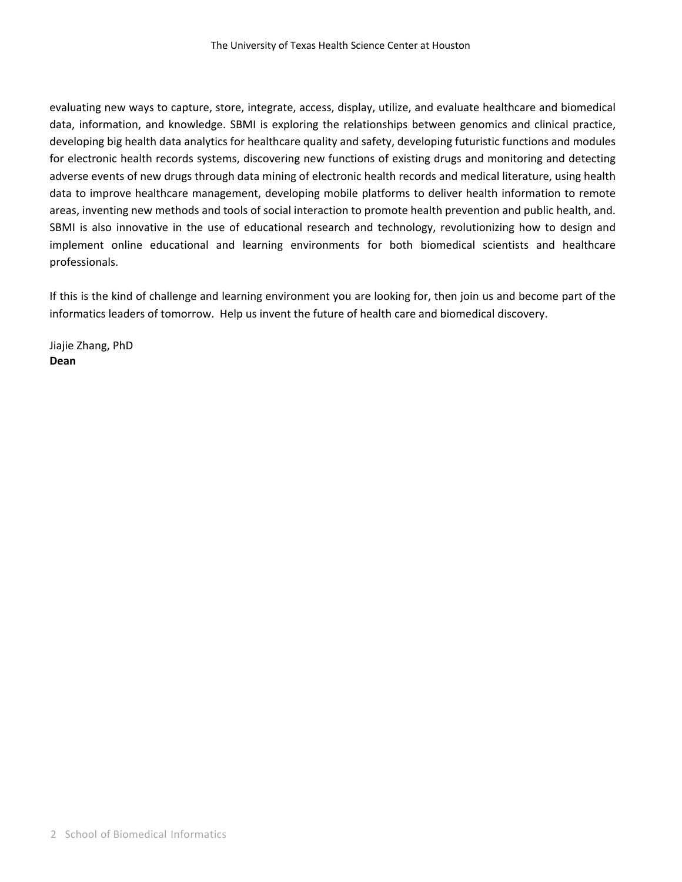evaluating new ways to capture, store, integrate, access, display, utilize, and evaluate healthcare and biomedical data, information, and knowledge. SBMI is exploring the relationships between genomics and clinical practice, developing big health data analytics for healthcare quality and safety, developing futuristic functions and modules for electronic health records systems, discovering new functions of existing drugs and monitoring and detecting adverse events of new drugs through data mining of electronic health records and medical literature, using health data to improve healthcare management, developing mobile platforms to deliver health information to remote areas, inventing new methods and tools of social interaction to promote health prevention and public health, and. SBMI is also innovative in the use of educational research and technology, revolutionizing how to design and implement online educational and learning environments for both biomedical scientists and healthcare professionals.

If this is the kind of challenge and learning environment you are looking for, then join us and become part of the informatics leaders of tomorrow. Help us invent the future of health care and biomedical discovery.

Jiajie Zhang, PhD
**Dean**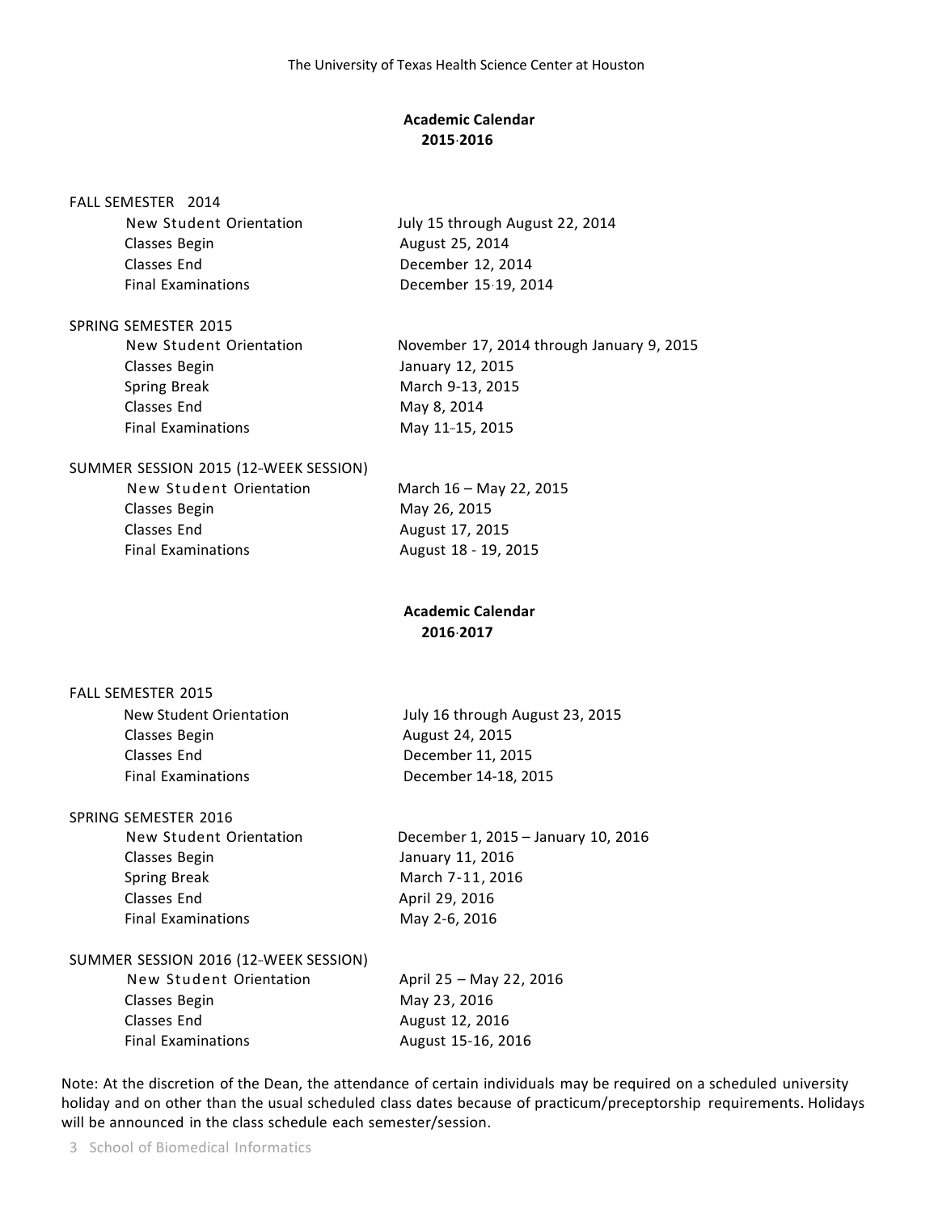## Academic Calendar 2015-2016

**FALL SEMESTER 2014**

| | |
|---|---|
| New Student Orientation | July 15 through August 22, 2014 |
| Classes Begin | August 25, 2014 |
| Classes End | December 12, 2014 |
| Final Examinations | December 15-19, 2014 |

**SPRING SEMESTER 2015**

| | |
|---|---|
| New Student Orientation | November 17, 2014 through January 9, 2015 |
| Classes Begin | January 12, 2015 |
| Spring Break | March 9-13, 2015 |
| Classes End | May 8, 2014 |
| Final Examinations | May 11-15, 2015 |

**SUMMER SESSION 2015 (12-WEEK SESSION)**

| | |
|---|---|
| New Student Orientation | March 16 – May 22, 2015 |
| Classes Begin | May 26, 2015 |
| Classes End | August 17, 2015 |
| Final Examinations | August 18 - 19, 2015 |

## Academic Calendar 2016-2017

**FALL SEMESTER 2015**

| | |
|---|---|
| New Student Orientation | July 16 through August 23, 2015 |
| Classes Begin | August 24, 2015 |
| Classes End | December 11, 2015 |
| Final Examinations | December 14-18, 2015 |

**SPRING SEMESTER 2016**

| | |
|---|---|
| New Student Orientation | December 1, 2015 – January 10, 2016 |
| Classes Begin | January 11, 2016 |
| Spring Break | March 7-11, 2016 |
| Classes End | April 29, 2016 |
| Final Examinations | May 2-6, 2016 |

**SUMMER SESSION 2016 (12-WEEK SESSION)**

| | |
|---|---|
| New Student Orientation | April 25 – May 22, 2016 |
| Classes Begin | May 23, 2016 |
| Classes End | August 12, 2016 |
| Final Examinations | August 15-16, 2016 |

Note: At the discretion of the Dean, the attendance of certain individuals may be required on a scheduled university holiday and on other than the usual scheduled class dates because of practicum/preceptorship requirements. Holidays will be announced in the class schedule each semester/session.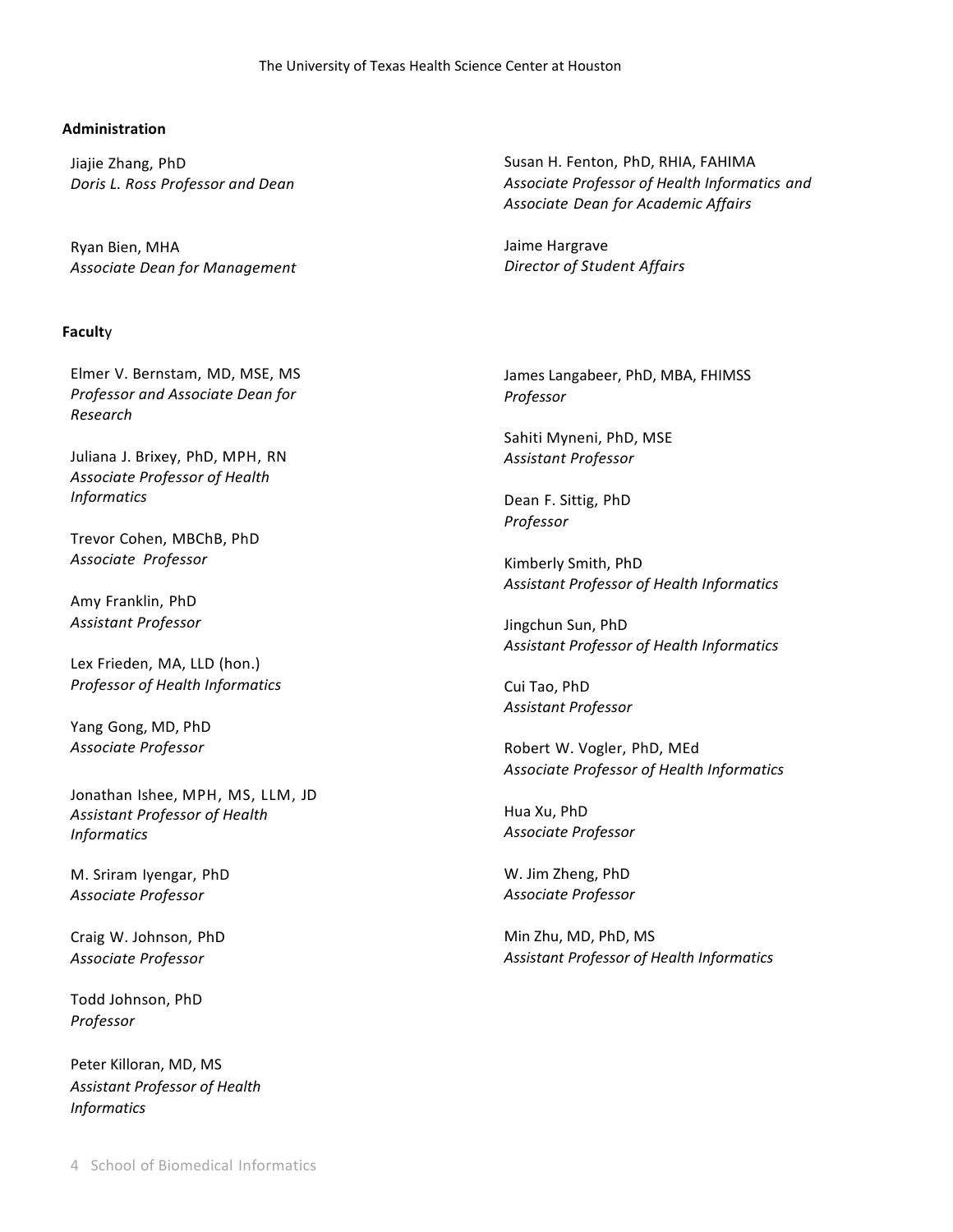## Administration

Jiajie Zhang, PhD
*Doris L. Ross Professor and Dean*

Ryan Bien, MHA
*Associate Dean for Management*

Susan H. Fenton, PhD, RHIA, FAHIMA
*Associate Professor of Health Informatics and Associate Dean for Academic Affairs*

Jaime Hargrave
*Director of Student Affairs*

## Faculty

Elmer V. Bernstam, MD, MSE, MS
*Professor and Associate Dean for Research*

Juliana J. Brixey, PhD, MPH, RN
*Associate Professor of Health Informatics*

Trevor Cohen, MBChB, PhD
*Associate Professor*

Amy Franklin, PhD
*Assistant Professor*

Lex Frieden, MA, LLD (hon.)
*Professor of Health Informatics*

Yang Gong, MD, PhD
*Associate Professor*

Jonathan Ishee, MPH, MS, LLM, JD
*Assistant Professor of Health Informatics*

M. Sriram Iyengar, PhD
*Associate Professor*

Craig W. Johnson, PhD
*Associate Professor*

Todd Johnson, PhD
*Professor*

Peter Killoran, MD, MS
*Assistant Professor of Health Informatics*

James Langabeer, PhD, MBA, FHIMSS
*Professor*

Sahiti Myneni, PhD, MSE
*Assistant Professor*

Dean F. Sittig, PhD
*Professor*

Kimberly Smith, PhD
*Assistant Professor of Health Informatics*

Jingchun Sun, PhD
*Assistant Professor of Health Informatics*

Cui Tao, PhD
*Assistant Professor*

Robert W. Vogler, PhD, MEd
*Associate Professor of Health Informatics*

Hua Xu, PhD
*Associate Professor*

W. Jim Zheng, PhD
*Associate Professor*

Min Zhu, MD, PhD, MS
*Assistant Professor of Health Informatics*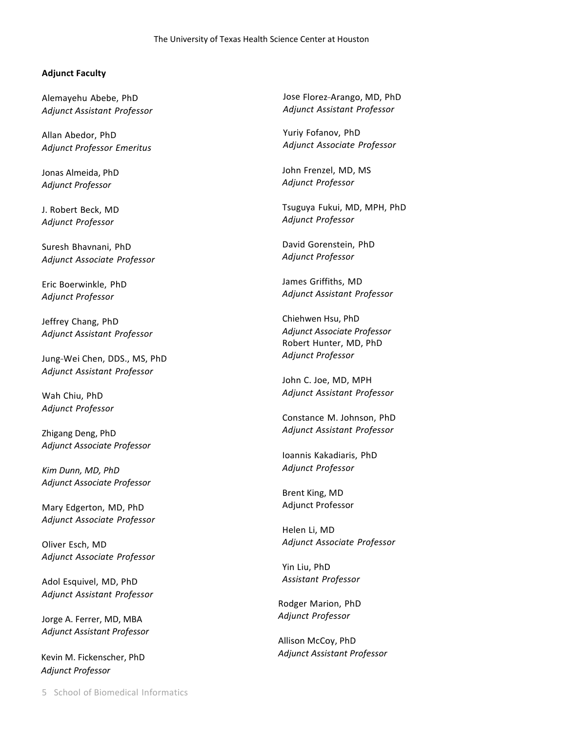**Adjunct Faculty**

Alemayehu Abebe, PhD
*Adjunct Assistant Professor*

Allan Abedor, PhD
*Adjunct Professor Emeritus*

Jonas Almeida, PhD
*Adjunct Professor*

J. Robert Beck, MD
*Adjunct Professor*

Suresh Bhavnani, PhD
*Adjunct Associate Professor*

Eric Boerwinkle, PhD
*Adjunct Professor*

Jeffrey Chang, PhD
*Adjunct Assistant Professor*

Jung-Wei Chen, DDS., MS, PhD
*Adjunct Assistant Professor*

Wah Chiu, PhD
*Adjunct Professor*

Zhigang Deng, PhD
*Adjunct Associate Professor*

*Kim Dunn, MD, PhD*
*Adjunct Associate Professor*

Mary Edgerton, MD, PhD
*Adjunct Associate Professor*

Oliver Esch, MD
*Adjunct Associate Professor*

Adol Esquivel, MD, PhD
*Adjunct Assistant Professor*

Jorge A. Ferrer, MD, MBA
*Adjunct Assistant Professor*

Kevin M. Fickenscher, PhD
*Adjunct Professor*

Jose Florez-Arango, MD, PhD
*Adjunct Assistant Professor*

Yuriy Fofanov, PhD
*Adjunct Associate Professor*

John Frenzel, MD, MS
*Adjunct Professor*

Tsuguya Fukui, MD, MPH, PhD
*Adjunct Professor*

David Gorenstein, PhD
*Adjunct Professor*

James Griffiths, MD
*Adjunct Assistant Professor*

Chiehwen Hsu, PhD
*Adjunct Associate Professor*

Robert Hunter, MD, PhD
*Adjunct Professor*

John C. Joe, MD, MPH
*Adjunct Assistant Professor*

Constance M. Johnson, PhD
*Adjunct Assistant Professor*

Ioannis Kakadiaris, PhD
*Adjunct Professor*

Brent King, MD
Adjunct Professor

Helen Li, MD
*Adjunct Associate Professor*

Yin Liu, PhD
*Assistant Professor*

Rodger Marion, PhD
*Adjunct Professor*

Allison McCoy, PhD
*Adjunct Assistant Professor*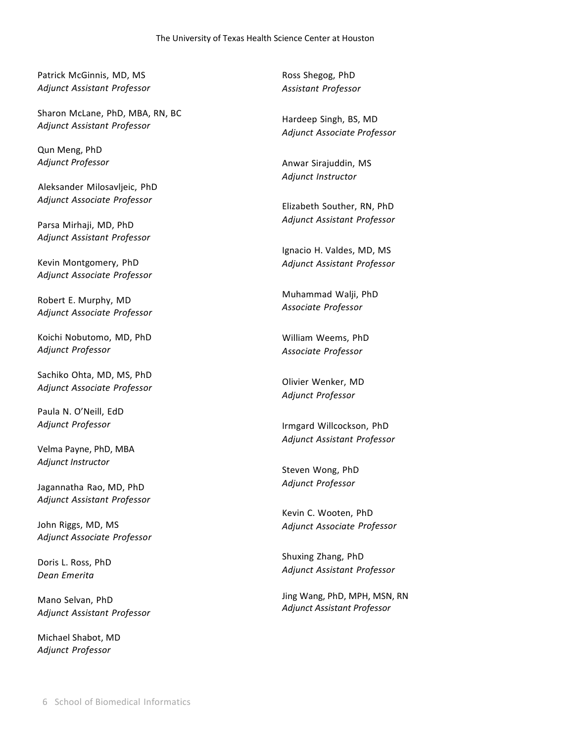Patrick McGinnis, MD, MS
*Adjunct Assistant Professor*

Sharon McLane, PhD, MBA, RN, BC
*Adjunct Assistant Professor*

Qun Meng, PhD
*Adjunct Professor*

Aleksander Milosavljeic, PhD
*Adjunct Associate Professor*

Parsa Mirhaji, MD, PhD
*Adjunct Assistant Professor*

Kevin Montgomery, PhD
*Adjunct Associate Professor*

Robert E. Murphy, MD
*Adjunct Associate Professor*

Koichi Nobutomo, MD, PhD
*Adjunct Professor*

Sachiko Ohta, MD, MS, PhD
*Adjunct Associate Professor*

Paula N. O'Neill, EdD
*Adjunct Professor*

Velma Payne, PhD, MBA
*Adjunct Instructor*

Jagannatha Rao, MD, PhD
*Adjunct Assistant Professor*

John Riggs, MD, MS
*Adjunct Associate Professor*

Doris L. Ross, PhD
*Dean Emerita*

Mano Selvan, PhD
*Adjunct Assistant Professor*

Michael Shabot, MD
*Adjunct Professor*

Ross Shegog, PhD
*Assistant Professor*

Hardeep Singh, BS, MD
*Adjunct Associate Professor*

Anwar Sirajuddin, MS
*Adjunct Instructor*

Elizabeth Souther, RN, PhD
*Adjunct Assistant Professor*

Ignacio H. Valdes, MD, MS
*Adjunct Assistant Professor*

Muhammad Walji, PhD
*Associate Professor*

William Weems, PhD
*Associate Professor*

Olivier Wenker, MD
*Adjunct Professor*

Irmgard Willcockson, PhD
*Adjunct Assistant Professor*

Steven Wong, PhD
*Adjunct Professor*

Kevin C. Wooten, PhD
*Adjunct Associate Professor*

Shuxing Zhang, PhD
*Adjunct Assistant Professor*

Jing Wang, PhD, MPH, MSN, RN
*Adjunct Assistant Professor*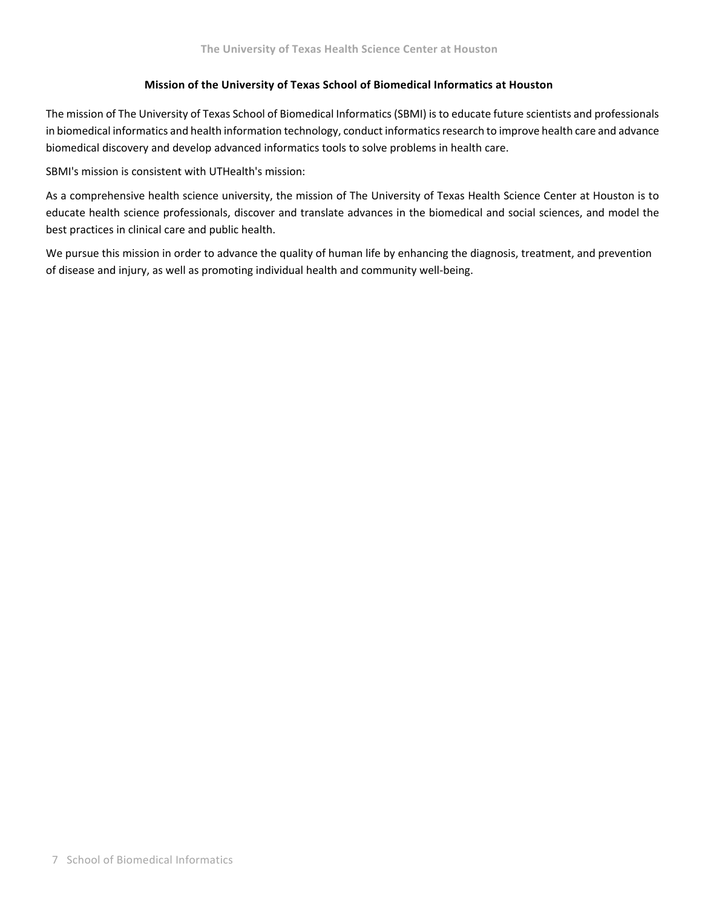## Mission of the University of Texas School of Biomedical Informatics at Houston

The mission of The University of Texas School of Biomedical Informatics (SBMI) is to educate future scientists and professionals in biomedical informatics and health information technology, conduct informatics research to improve health care and advance biomedical discovery and develop advanced informatics tools to solve problems in health care.

SBMI's mission is consistent with UTHealth's mission:

As a comprehensive health science university, the mission of The University of Texas Health Science Center at Houston is to educate health science professionals, discover and translate advances in the biomedical and social sciences, and model the best practices in clinical care and public health.

We pursue this mission in order to advance the quality of human life by enhancing the diagnosis, treatment, and prevention of disease and injury, as well as promoting individual health and community well-being.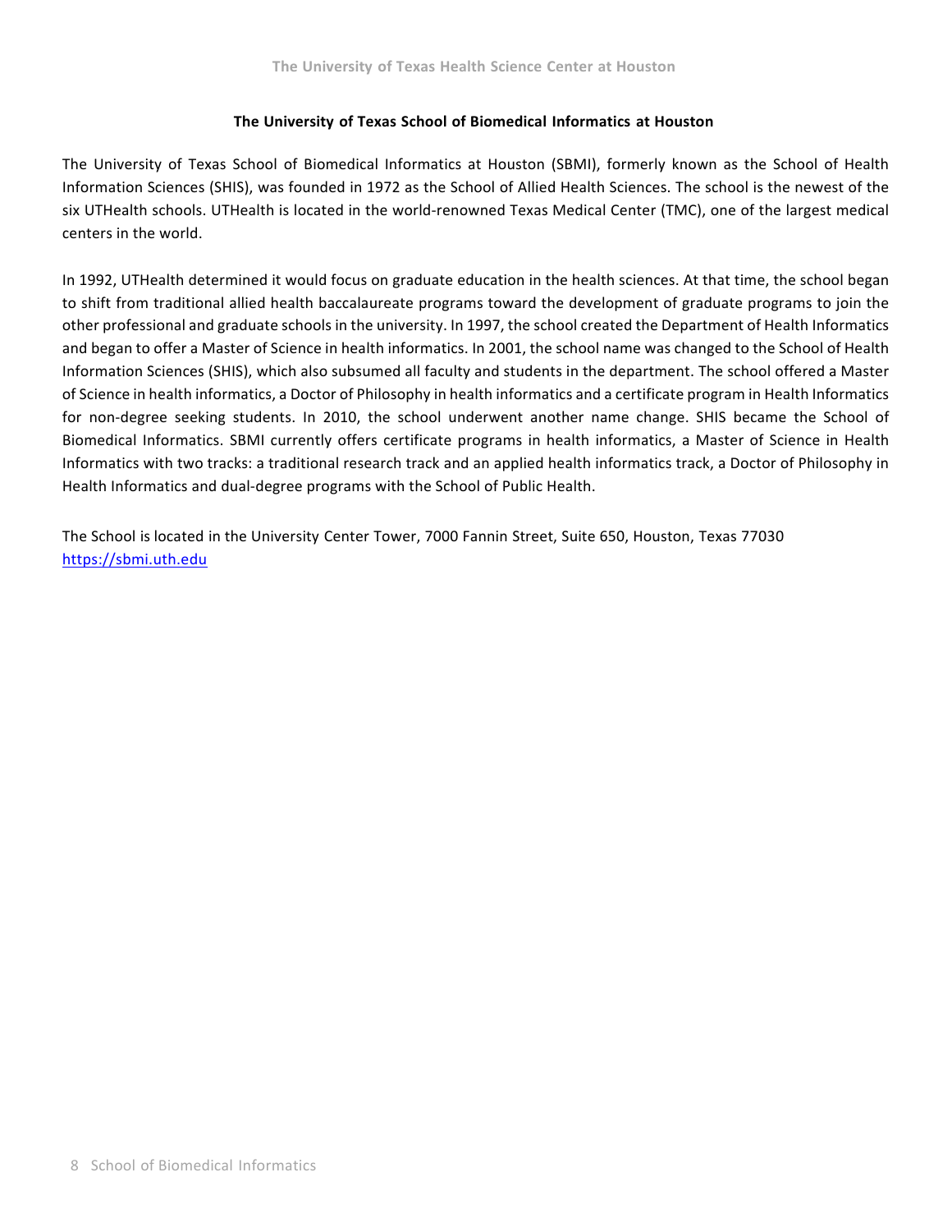## The University of Texas School of Biomedical Informatics at Houston

The University of Texas School of Biomedical Informatics at Houston (SBMI), formerly known as the School of Health Information Sciences (SHIS), was founded in 1972 as the School of Allied Health Sciences. The school is the newest of the six UTHealth schools. UTHealth is located in the world-renowned Texas Medical Center (TMC), one of the largest medical centers in the world.

In 1992, UTHealth determined it would focus on graduate education in the health sciences. At that time, the school began to shift from traditional allied health baccalaureate programs toward the development of graduate programs to join the other professional and graduate schools in the university. In 1997, the school created the Department of Health Informatics and began to offer a Master of Science in health informatics. In 2001, the school name was changed to the School of Health Information Sciences (SHIS), which also subsumed all faculty and students in the department. The school offered a Master of Science in health informatics, a Doctor of Philosophy in health informatics and a certificate program in Health Informatics for non-degree seeking students. In 2010, the school underwent another name change. SHIS became the School of Biomedical Informatics. SBMI currently offers certificate programs in health informatics, a Master of Science in Health Informatics with two tracks: a traditional research track and an applied health informatics track, a Doctor of Philosophy in Health Informatics and dual-degree programs with the School of Public Health.

The School is located in the University Center Tower, 7000 Fannin Street, Suite 650, Houston, Texas 77030
https://sbmi.uth.edu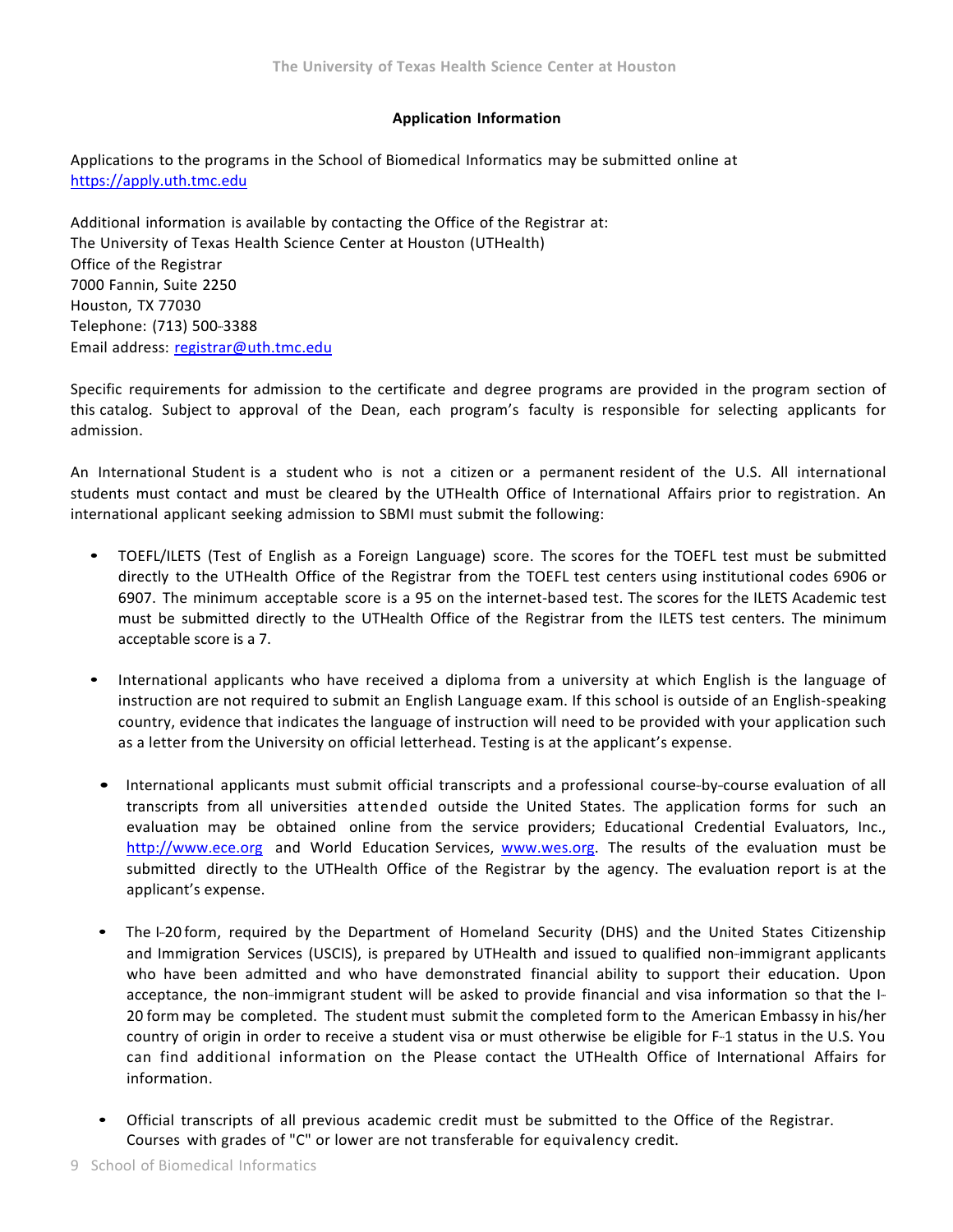## Application Information

Applications to the programs in the School of Biomedical Informatics may be submitted online at https://apply.uth.tmc.edu

Additional information is available by contacting the Office of the Registrar at:
The University of Texas Health Science Center at Houston (UTHealth)
Office of the Registrar
7000 Fannin, Suite 2250
Houston, TX 77030
Telephone: (713) 500-3388
Email address: registrar@uth.tmc.edu

Specific requirements for admission to the certificate and degree programs are provided in the program section of this catalog. Subject to approval of the Dean, each program's faculty is responsible for selecting applicants for admission.

An International Student is a student who is not a citizen or a permanent resident of the U.S. All international students must contact and must be cleared by the UTHealth Office of International Affairs prior to registration. An international applicant seeking admission to SBMI must submit the following:

- TOEFL/ILETS (Test of English as a Foreign Language) score. The scores for the TOEFL test must be submitted directly to the UTHealth Office of the Registrar from the TOEFL test centers using institutional codes 6906 or 6907. The minimum acceptable score is a 95 on the internet-based test. The scores for the ILETS Academic test must be submitted directly to the UTHealth Office of the Registrar from the ILETS test centers. The minimum acceptable score is a 7.

- International applicants who have received a diploma from a university at which English is the language of instruction are not required to submit an English Language exam. If this school is outside of an English-speaking country, evidence that indicates the language of instruction will need to be provided with your application such as a letter from the University on official letterhead. Testing is at the applicant's expense.

- International applicants must submit official transcripts and a professional course-by-course evaluation of all transcripts from all universities attended outside the United States. The application forms for such an evaluation may be obtained online from the service providers; Educational Credential Evaluators, Inc., http://www.ece.org and World Education Services, www.wes.org. The results of the evaluation must be submitted directly to the UTHealth Office of the Registrar by the agency. The evaluation report is at the applicant's expense.

- The I-20 form, required by the Department of Homeland Security (DHS) and the United States Citizenship and Immigration Services (USCIS), is prepared by UTHealth and issued to qualified non-immigrant applicants who have been admitted and who have demonstrated financial ability to support their education. Upon acceptance, the non-immigrant student will be asked to provide financial and visa information so that the I-20 form may be completed. The student must submit the completed form to the American Embassy in his/her country of origin in order to receive a student visa or must otherwise be eligible for F-1 status in the U.S. You can find additional information on the Please contact the UTHealth Office of International Affairs for information.

- Official transcripts of all previous academic credit must be submitted to the Office of the Registrar. Courses with grades of "C" or lower are not transferable for equivalency credit.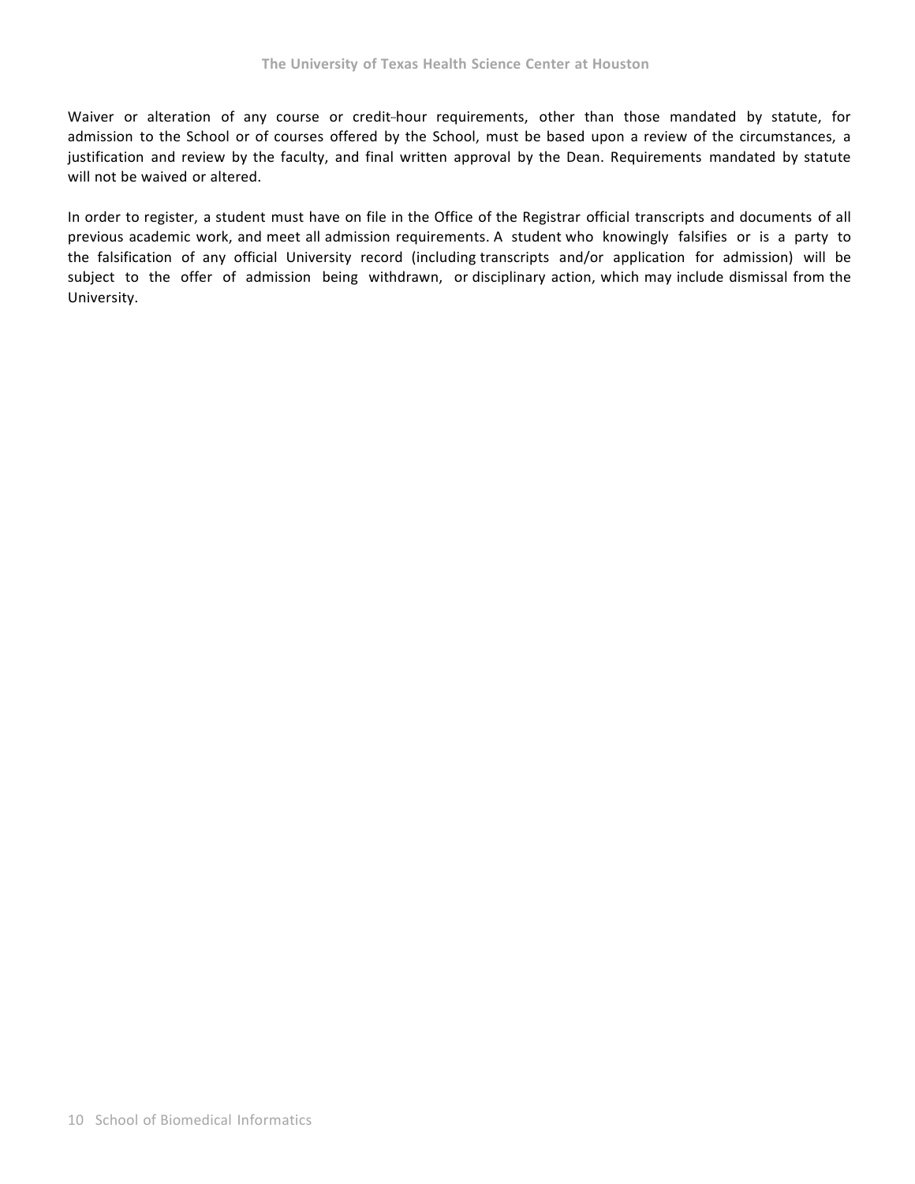Waiver or alteration of any course or credit-hour requirements, other than those mandated by statute, for admission to the School or of courses offered by the School, must be based upon a review of the circumstances, a justification and review by the faculty, and final written approval by the Dean. Requirements mandated by statute will not be waived or altered.

In order to register, a student must have on file in the Office of the Registrar official transcripts and documents of all previous academic work, and meet all admission requirements. A student who knowingly falsifies or is a party to the falsification of any official University record (including transcripts and/or application for admission) will be subject to the offer of admission being withdrawn, or disciplinary action, which may include dismissal from the University.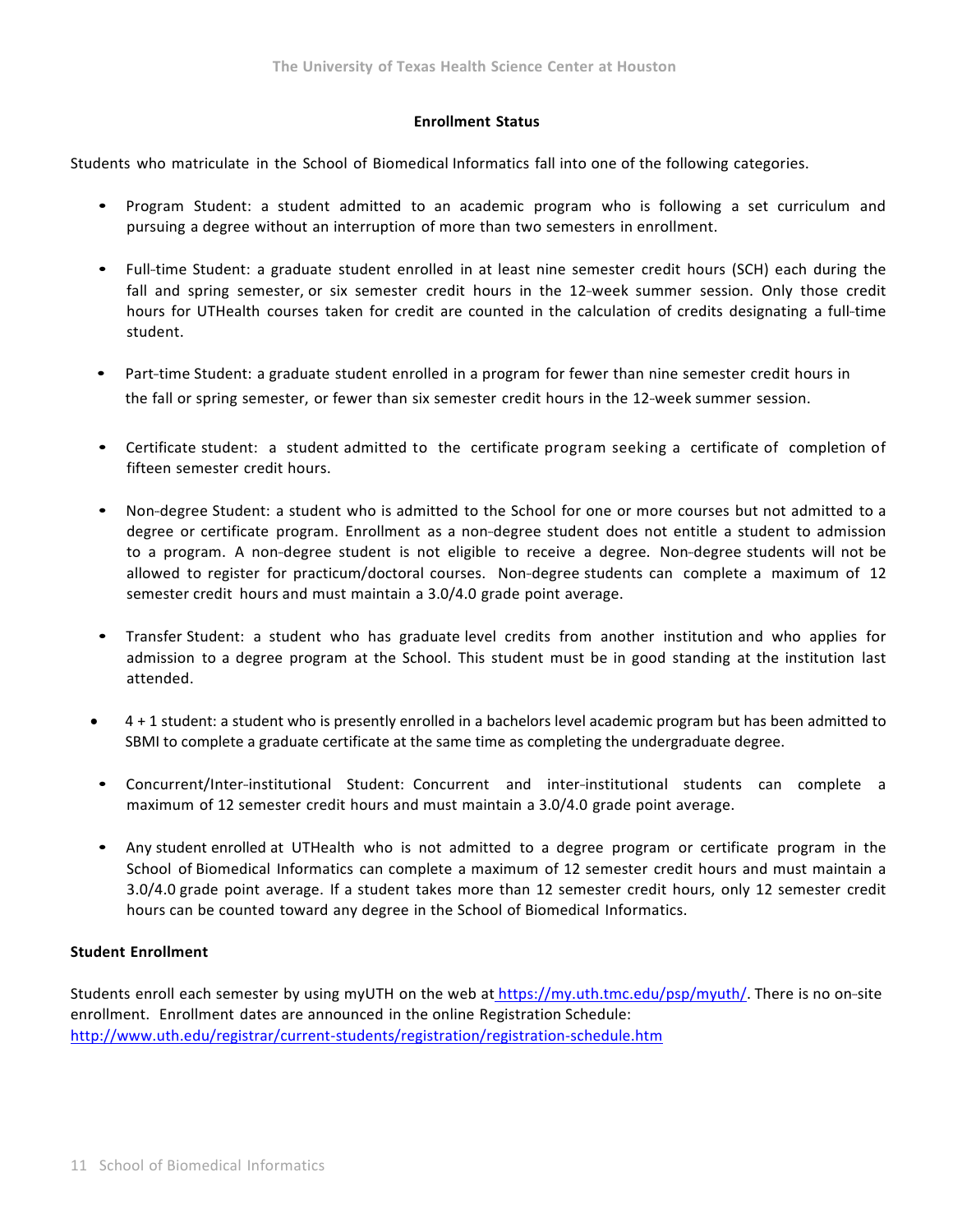## Enrollment Status

Students who matriculate in the School of Biomedical Informatics fall into one of the following categories.

- Program Student: a student admitted to an academic program who is following a set curriculum and pursuing a degree without an interruption of more than two semesters in enrollment.
- Full-time Student: a graduate student enrolled in at least nine semester credit hours (SCH) each during the fall and spring semester, or six semester credit hours in the 12-week summer session. Only those credit hours for UTHealth courses taken for credit are counted in the calculation of credits designating a full-time student.
- Part-time Student: a graduate student enrolled in a program for fewer than nine semester credit hours in the fall or spring semester, or fewer than six semester credit hours in the 12-week summer session.
- Certificate student: a student admitted to the certificate program seeking a certificate of completion of fifteen semester credit hours.
- Non-degree Student: a student who is admitted to the School for one or more courses but not admitted to a degree or certificate program. Enrollment as a non-degree student does not entitle a student to admission to a program. A non-degree student is not eligible to receive a degree. Non-degree students will not be allowed to register for practicum/doctoral courses. Non-degree students can complete a maximum of 12 semester credit hours and must maintain a 3.0/4.0 grade point average.
- Transfer Student: a student who has graduate level credits from another institution and who applies for admission to a degree program at the School. This student must be in good standing at the institution last attended.
- 4 + 1 student: a student who is presently enrolled in a bachelors level academic program but has been admitted to SBMI to complete a graduate certificate at the same time as completing the undergraduate degree.
- Concurrent/Inter-institutional Student: Concurrent and inter-institutional students can complete a maximum of 12 semester credit hours and must maintain a 3.0/4.0 grade point average.
- Any student enrolled at UTHealth who is not admitted to a degree program or certificate program in the School of Biomedical Informatics can complete a maximum of 12 semester credit hours and must maintain a 3.0/4.0 grade point average. If a student takes more than 12 semester credit hours, only 12 semester credit hours can be counted toward any degree in the School of Biomedical Informatics.

### Student Enrollment

Students enroll each semester by using myUTH on the web at https://my.uth.tmc.edu/psp/myuth/. There is no on-site enrollment. Enrollment dates are announced in the online Registration Schedule: http://www.uth.edu/registrar/current-students/registration/registration-schedule.htm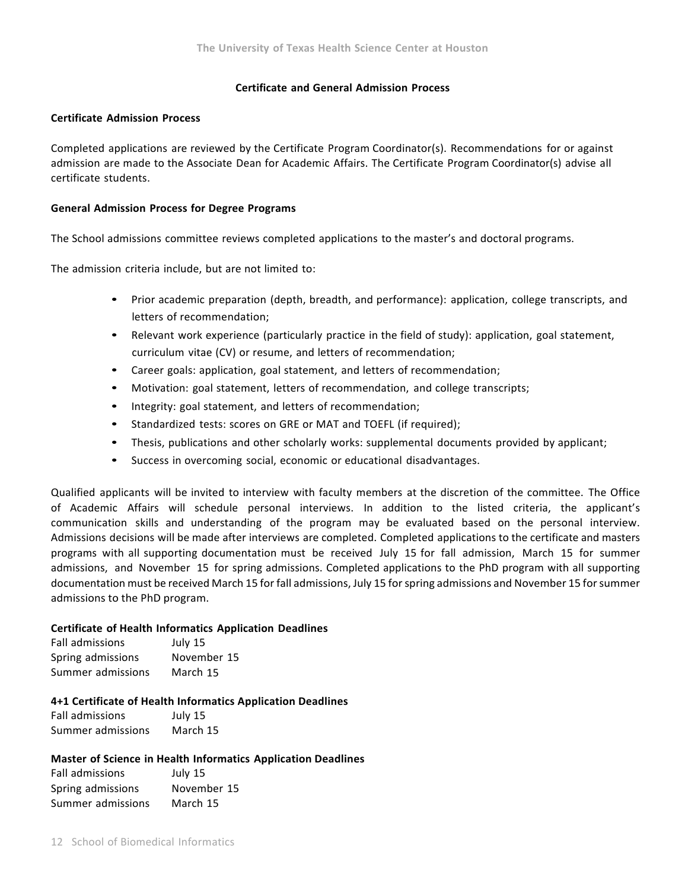## Certificate and General Admission Process

### Certificate Admission Process

Completed applications are reviewed by the Certificate Program Coordinator(s). Recommendations for or against admission are made to the Associate Dean for Academic Affairs. The Certificate Program Coordinator(s) advise all certificate students.

### General Admission Process for Degree Programs

The School admissions committee reviews completed applications to the master's and doctoral programs.

The admission criteria include, but are not limited to:

- Prior academic preparation (depth, breadth, and performance): application, college transcripts, and letters of recommendation;
- Relevant work experience (particularly practice in the field of study): application, goal statement, curriculum vitae (CV) or resume, and letters of recommendation;
- Career goals: application, goal statement, and letters of recommendation;
- Motivation: goal statement, letters of recommendation, and college transcripts;
- Integrity: goal statement, and letters of recommendation;
- Standardized tests: scores on GRE or MAT and TOEFL (if required);
- Thesis, publications and other scholarly works: supplemental documents provided by applicant;
- Success in overcoming social, economic or educational disadvantages.

Qualified applicants will be invited to interview with faculty members at the discretion of the committee. The Office of Academic Affairs will schedule personal interviews. In addition to the listed criteria, the applicant's communication skills and understanding of the program may be evaluated based on the personal interview. Admissions decisions will be made after interviews are completed. Completed applications to the certificate and masters programs with all supporting documentation must be received July 15 for fall admission, March 15 for summer admissions, and November 15 for spring admissions. Completed applications to the PhD program with all supporting documentation must be received March 15 for fall admissions, July 15 for spring admissions and November 15 for summer admissions to the PhD program.

**Certificate of Health Informatics Application Deadlines**

| | |
|---|---|
| Fall admissions | July 15 |
| Spring admissions | November 15 |
| Summer admissions | March 15 |

**4+1 Certificate of Health Informatics Application Deadlines**

| | |
|---|---|
| Fall admissions | July 15 |
| Summer admissions | March 15 |

**Master of Science in Health Informatics Application Deadlines**

| | |
|---|---|
| Fall admissions | July 15 |
| Spring admissions | November 15 |
| Summer admissions | March 15 |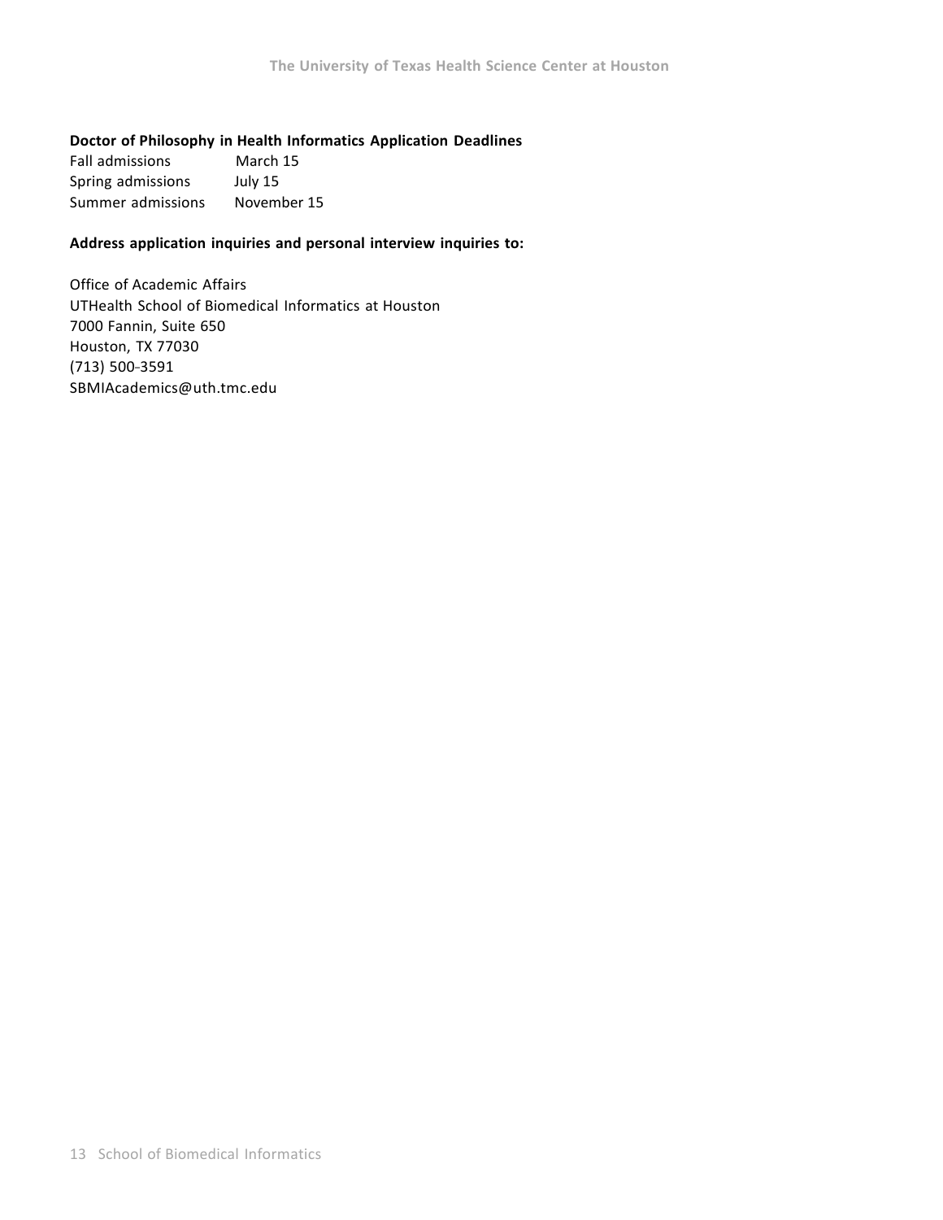**Doctor of Philosophy in Health Informatics Application Deadlines**

| | |
|---|---|
| Fall admissions | March 15 |
| Spring admissions | July 15 |
| Summer admissions | November 15 |

**Address application inquiries and personal interview inquiries to:**

Office of Academic Affairs
UTHealth School of Biomedical Informatics at Houston
7000 Fannin, Suite 650
Houston, TX 77030
(713) 500-3591
SBMIAcademics@uth.tmc.edu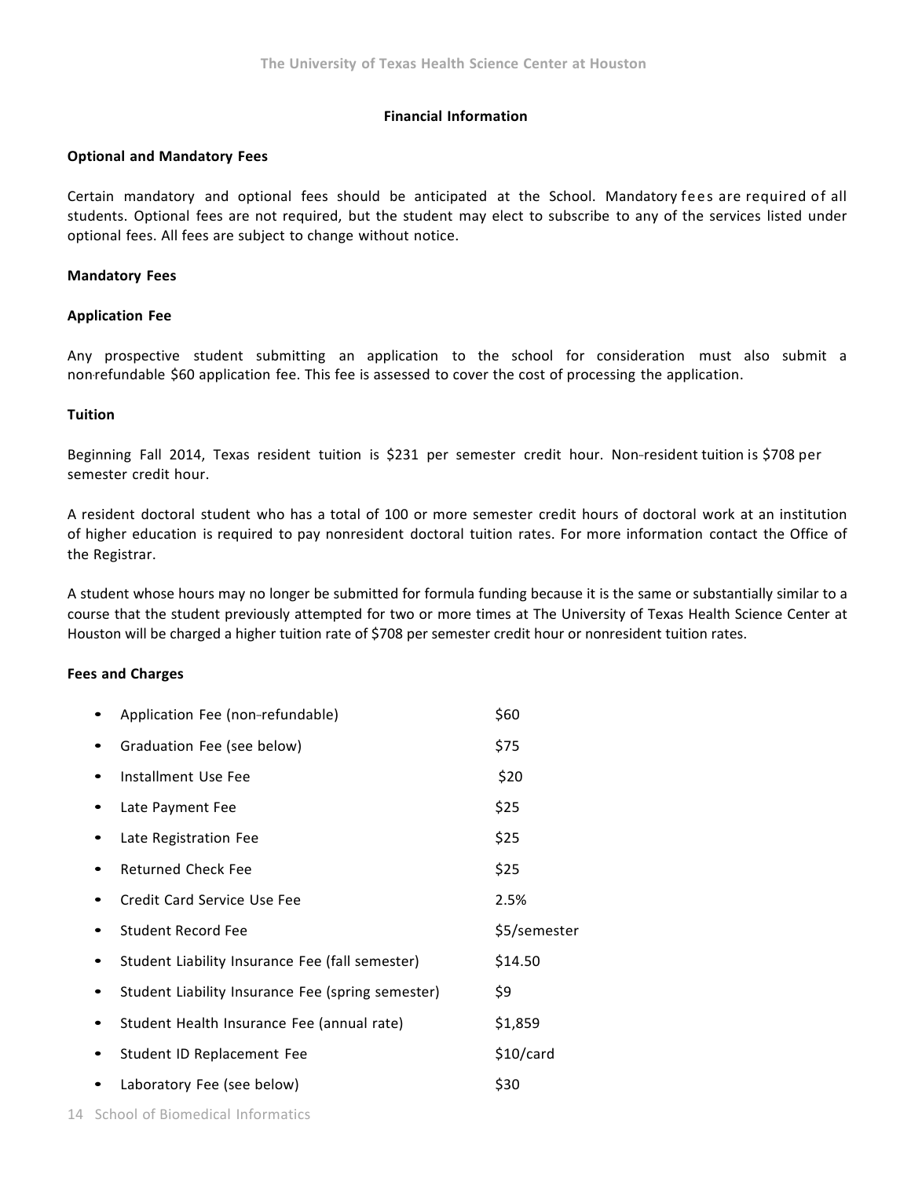## Financial Information

### Optional and Mandatory Fees

Certain mandatory and optional fees should be anticipated at the School. Mandatory fees are required of all students. Optional fees are not required, but the student may elect to subscribe to any of the services listed under optional fees. All fees are subject to change without notice.

### Mandatory Fees

#### Application Fee

Any prospective student submitting an application to the school for consideration must also submit a non-refundable $60 application fee. This fee is assessed to cover the cost of processing the application.

#### Tuition

Beginning Fall 2014, Texas resident tuition is $231 per semester credit hour. Non-resident tuition is $708 per semester credit hour.

A resident doctoral student who has a total of 100 or more semester credit hours of doctoral work at an institution of higher education is required to pay nonresident doctoral tuition rates. For more information contact the Office of the Registrar.

A student whose hours may no longer be submitted for formula funding because it is the same or substantially similar to a course that the student previously attempted for two or more times at The University of Texas Health Science Center at Houston will be charged a higher tuition rate of $708 per semester credit hour or nonresident tuition rates.

#### Fees and Charges

| Fee | Amount |
| --- | --- |
| Application Fee (non-refundable) | $60 |
| Graduation Fee (see below) | $75 |
| Installment Use Fee | $20 |
| Late Payment Fee | $25 |
| Late Registration Fee | $25 |
| Returned Check Fee | $25 |
| Credit Card Service Use Fee | 2.5% |
| Student Record Fee | $5/semester |
| Student Liability Insurance Fee (fall semester) | $14.50 |
| Student Liability Insurance Fee (spring semester) | $9 |
| Student Health Insurance Fee (annual rate) | $1,859 |
| Student ID Replacement Fee | $10/card |
| Laboratory Fee (see below) | $30 |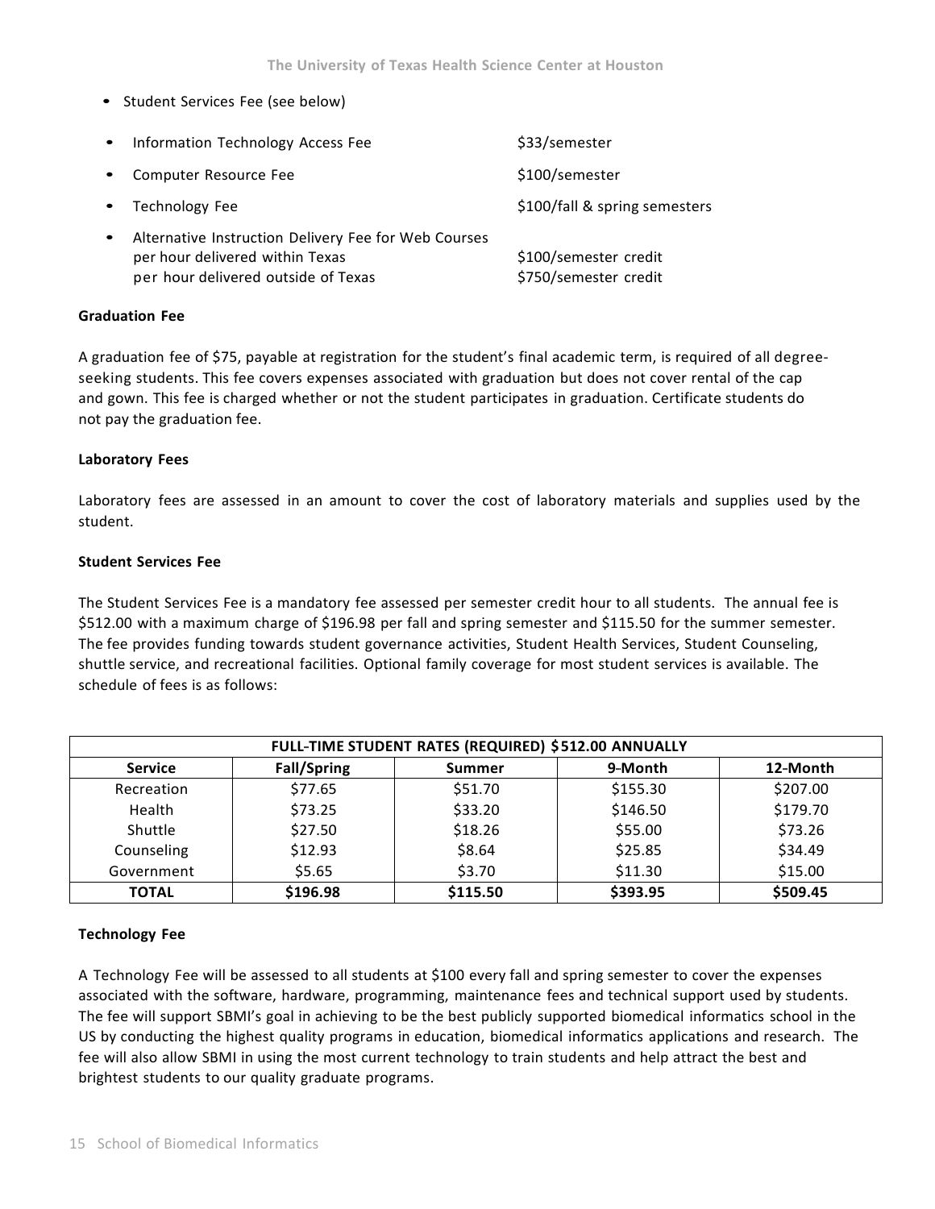- Student Services Fee (see below)

- Information Technology Access Fee — $33/semester
- Computer Resource Fee — $100/semester
- Technology Fee — $100/fall & spring semesters
- Alternative Instruction Delivery Fee for Web Courses
  per hour delivered within Texas — $100/semester credit
  per hour delivered outside of Texas — $750/semester credit

**Graduation Fee**

A graduation fee of $75, payable at registration for the student's final academic term, is required of all degree-seeking students. This fee covers expenses associated with graduation but does not cover rental of the cap and gown. This fee is charged whether or not the student participates in graduation. Certificate students do not pay the graduation fee.

**Laboratory Fees**

Laboratory fees are assessed in an amount to cover the cost of laboratory materials and supplies used by the student.

**Student Services Fee**

The Student Services Fee is a mandatory fee assessed per semester credit hour to all students. The annual fee is $512.00 with a maximum charge of $196.98 per fall and spring semester and $115.50 for the summer semester. The fee provides funding towards student governance activities, Student Health Services, Student Counseling, shuttle service, and recreational facilities. Optional family coverage for most student services is available. The schedule of fees is as follows:

| FULL-TIME STUDENT RATES (REQUIRED) $512.00 ANNUALLY | | | | |
|---|---|---|---|---|
| **Service** | **Fall/Spring** | **Summer** | **9-Month** | **12-Month** |
| Recreation | $77.65 | $51.70 | $155.30 | $207.00 |
| Health | $73.25 | $33.20 | $146.50 | $179.70 |
| Shuttle | $27.50 | $18.26 | $55.00 | $73.26 |
| Counseling | $12.93 | $8.64 | $25.85 | $34.49 |
| Government | $5.65 | $3.70 | $11.30 | $15.00 |
| **TOTAL** | **$196.98** | **$115.50** | **$393.95** | **$509.45** |

**Technology Fee**

A Technology Fee will be assessed to all students at $100 every fall and spring semester to cover the expenses associated with the software, hardware, programming, maintenance fees and technical support used by students. The fee will support SBMI's goal in achieving to be the best publicly supported biomedical informatics school in the US by conducting the highest quality programs in education, biomedical informatics applications and research. The fee will also allow SBMI in using the most current technology to train students and help attract the best and brightest students to our quality graduate programs.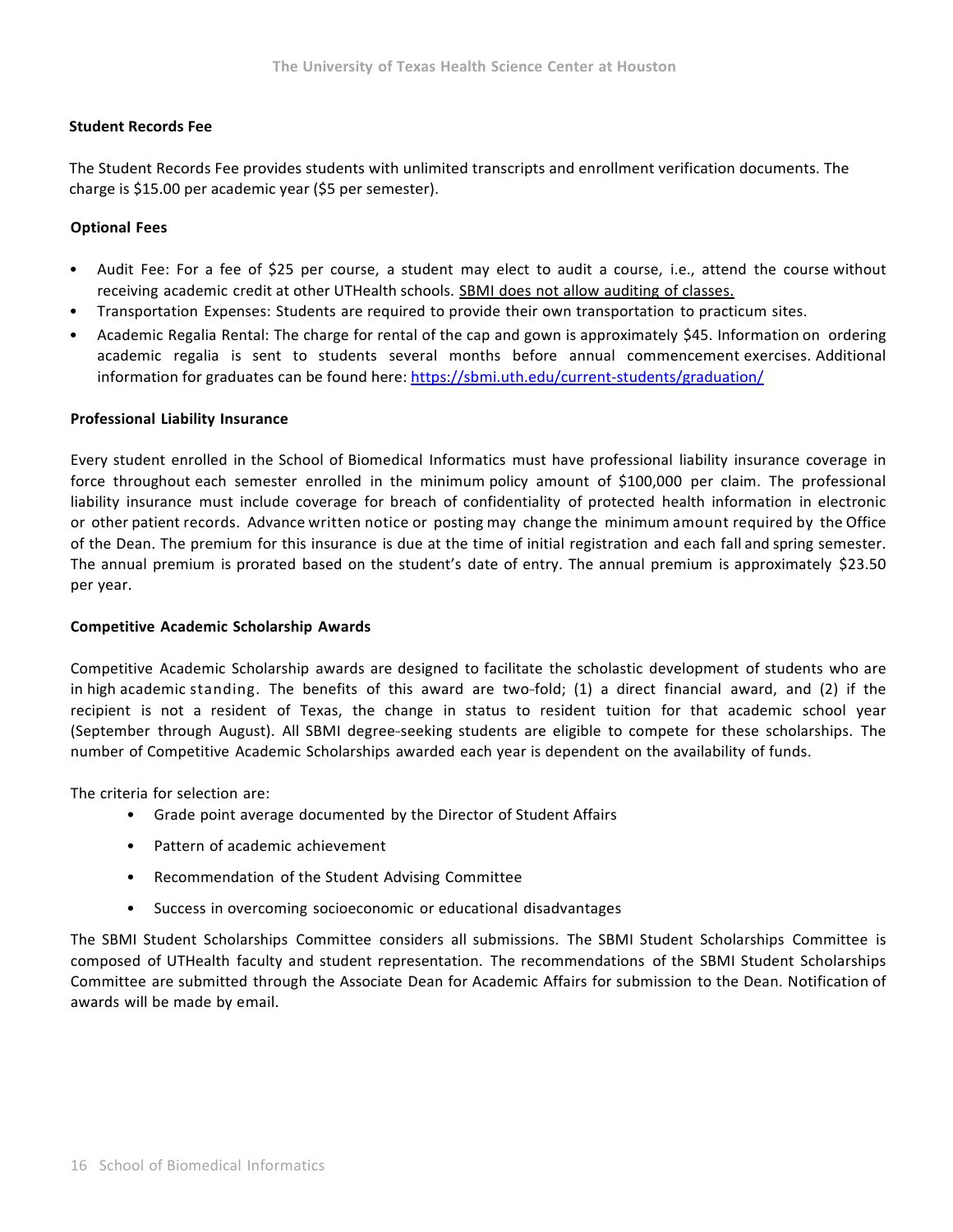**Student Records Fee**

The Student Records Fee provides students with unlimited transcripts and enrollment verification documents. The charge is $15.00 per academic year ($5 per semester).

**Optional Fees**

- Audit Fee: For a fee of $25 per course, a student may elect to audit a course, i.e., attend the course without receiving academic credit at other UTHealth schools. SBMI does not allow auditing of classes.
- Transportation Expenses: Students are required to provide their own transportation to practicum sites.
- Academic Regalia Rental: The charge for rental of the cap and gown is approximately $45. Information on ordering academic regalia is sent to students several months before annual commencement exercises. Additional information for graduates can be found here: https://sbmi.uth.edu/current-students/graduation/

**Professional Liability Insurance**

Every student enrolled in the School of Biomedical Informatics must have professional liability insurance coverage in force throughout each semester enrolled in the minimum policy amount of $100,000 per claim. The professional liability insurance must include coverage for breach of confidentiality of protected health information in electronic or other patient records. Advance written notice or posting may change the minimum amount required by the Office of the Dean. The premium for this insurance is due at the time of initial registration and each fall and spring semester. The annual premium is prorated based on the student's date of entry. The annual premium is approximately $23.50 per year.

**Competitive Academic Scholarship Awards**

Competitive Academic Scholarship awards are designed to facilitate the scholastic development of students who are in high academic standing. The benefits of this award are two-fold; (1) a direct financial award, and (2) if the recipient is not a resident of Texas, the change in status to resident tuition for that academic school year (September through August). All SBMI degree-seeking students are eligible to compete for these scholarships. The number of Competitive Academic Scholarships awarded each year is dependent on the availability of funds.

The criteria for selection are:

- Grade point average documented by the Director of Student Affairs
- Pattern of academic achievement
- Recommendation of the Student Advising Committee
- Success in overcoming socioeconomic or educational disadvantages

The SBMI Student Scholarships Committee considers all submissions. The SBMI Student Scholarships Committee is composed of UTHealth faculty and student representation. The recommendations of the SBMI Student Scholarships Committee are submitted through the Associate Dean for Academic Affairs for submission to the Dean. Notification of awards will be made by email.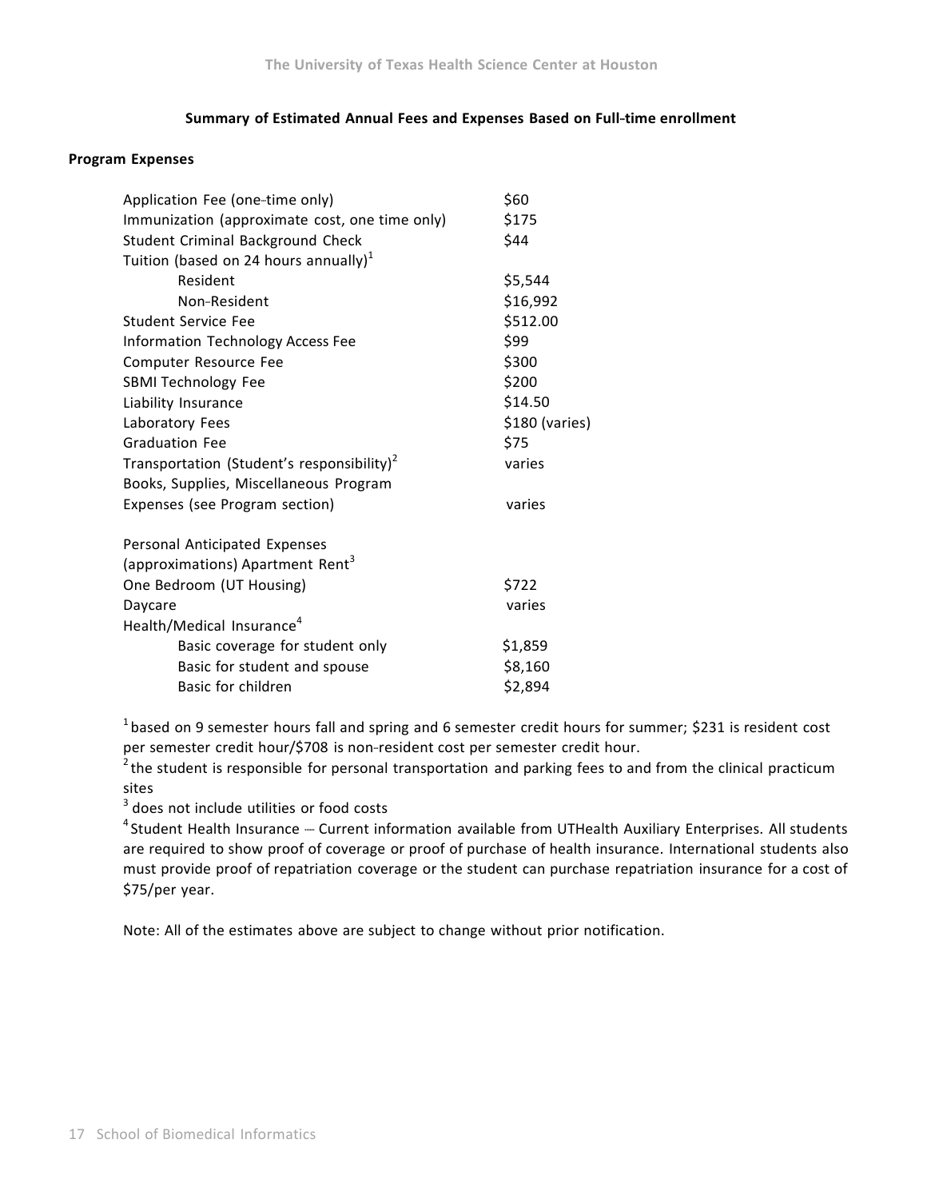## Summary of Estimated Annual Fees and Expenses Based on Full-time enrollment

### Program Expenses

| | |
|---|---|
| Application Fee (one-time only) | $60 |
| Immunization (approximate cost, one time only) | $175 |
| Student Criminal Background Check | $44 |
| Tuition (based on 24 hours annually)[1] | |
| Resident | $5,544 |
| Non-Resident | $16,992 |
| Student Service Fee | $512.00 |
| Information Technology Access Fee | $99 |
| Computer Resource Fee | $300 |
| SBMI Technology Fee | $200 |
| Liability Insurance | $14.50 |
| Laboratory Fees | $180 (varies) |
| Graduation Fee | $75 |
| Transportation (Student's responsibility)[2] | varies |
| Books, Supplies, Miscellaneous Program Expenses (see Program section) | varies |
| Personal Anticipated Expenses (approximations) Apartment Rent[3] | |
| One Bedroom (UT Housing) | $722 |
| Daycare | varies |
| Health/Medical Insurance[4] | |
| Basic coverage for student only | $1,859 |
| Basic for student and spouse | $8,160 |
| Basic for children | $2,894 |

[1] based on 9 semester hours fall and spring and 6 semester credit hours for summer; $231 is resident cost per semester credit hour/$708 is non-resident cost per semester credit hour.

[2] the student is responsible for personal transportation and parking fees to and from the clinical practicum sites

[3] does not include utilities or food costs

[4] Student Health Insurance — Current information available from UTHealth Auxiliary Enterprises. All students are required to show proof of coverage or proof of purchase of health insurance. International students also must provide proof of repatriation coverage or the student can purchase repatriation insurance for a cost of $75/per year.

Note: All of the estimates above are subject to change without prior notification.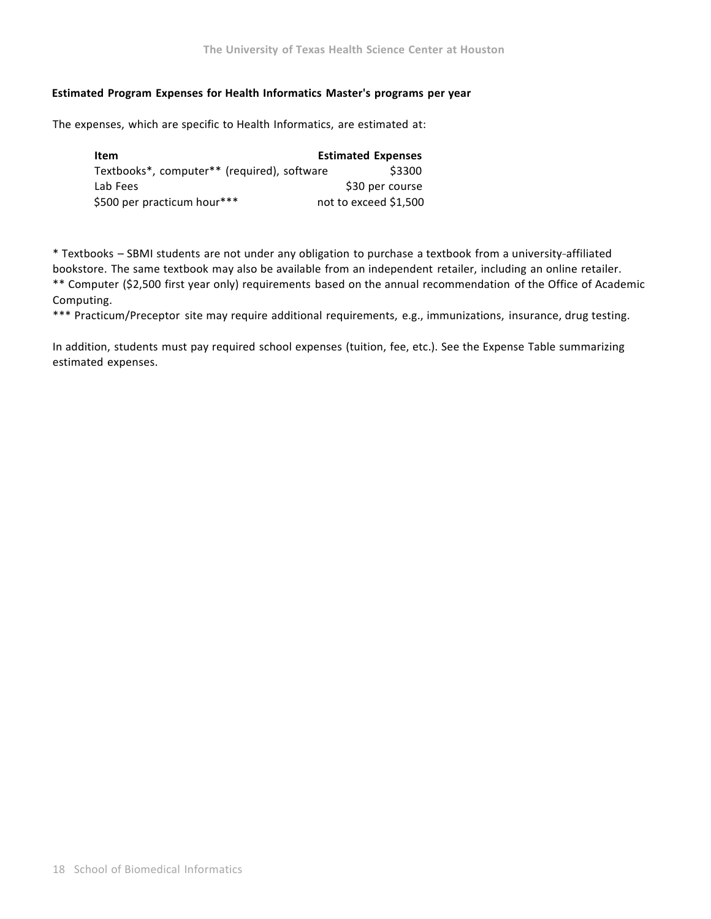**Estimated Program Expenses for Health Informatics Master's programs per year**

The expenses, which are specific to Health Informatics, are estimated at:

| Item | Estimated Expenses |
|---|---|
| Textbooks*, computer** (required), software | $3300 |
| Lab Fees | $30 per course |
| $500 per practicum hour*** | not to exceed $1,500 |

* Textbooks – SBMI students are not under any obligation to purchase a textbook from a university-affiliated bookstore. The same textbook may also be available from an independent retailer, including an online retailer.
** Computer ($2,500 first year only) requirements based on the annual recommendation of the Office of Academic Computing.
*** Practicum/Preceptor site may require additional requirements, e.g., immunizations, insurance, drug testing.

In addition, students must pay required school expenses (tuition, fee, etc.). See the Expense Table summarizing estimated expenses.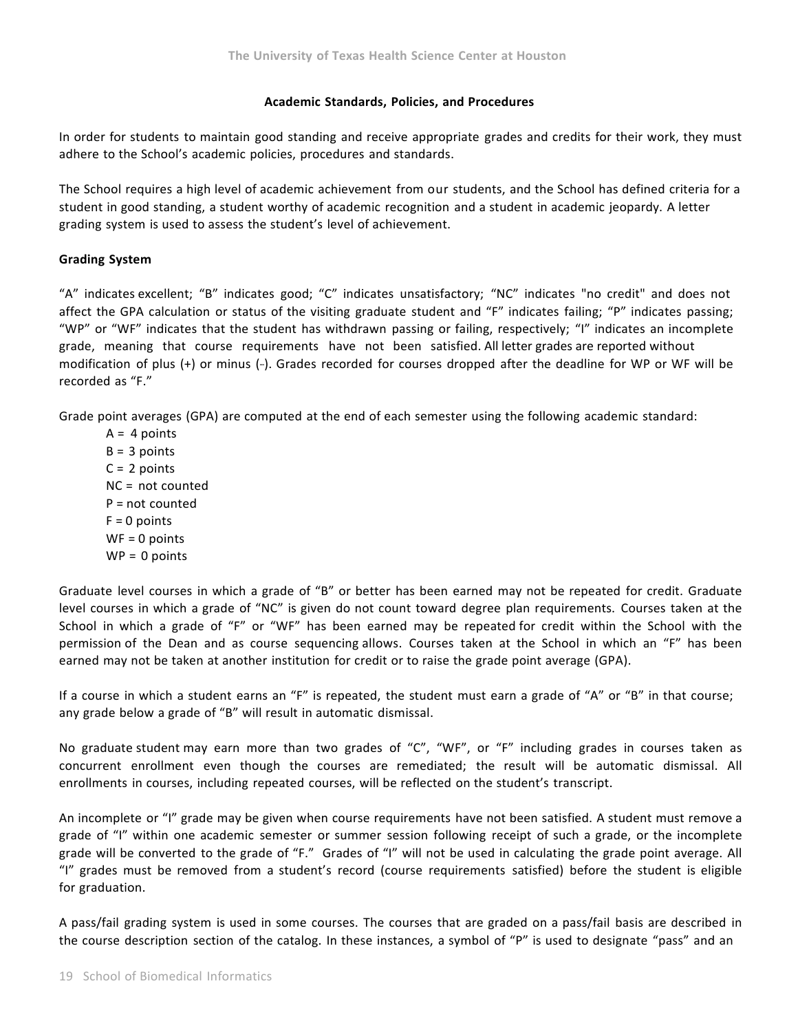## Academic Standards, Policies, and Procedures

In order for students to maintain good standing and receive appropriate grades and credits for their work, they must adhere to the School's academic policies, procedures and standards.

The School requires a high level of academic achievement from our students, and the School has defined criteria for a student in good standing, a student worthy of academic recognition and a student in academic jeopardy. A letter grading system is used to assess the student's level of achievement.

### Grading System

"A" indicates excellent; "B" indicates good; "C" indicates unsatisfactory; "NC" indicates "no credit" and does not affect the GPA calculation or status of the visiting graduate student and "F" indicates failing; "P" indicates passing; "WP" or "WF" indicates that the student has withdrawn passing or failing, respectively; "I" indicates an incomplete grade, meaning that course requirements have not been satisfied. All letter grades are reported without modification of plus (+) or minus (-). Grades recorded for courses dropped after the deadline for WP or WF will be recorded as "F."

Grade point averages (GPA) are computed at the end of each semester using the following academic standard:

- A = 4 points
- B = 3 points
- C = 2 points
- NC = not counted
- P = not counted
- F = 0 points
- WF = 0 points
- WP = 0 points

Graduate level courses in which a grade of "B" or better has been earned may not be repeated for credit. Graduate level courses in which a grade of "NC" is given do not count toward degree plan requirements. Courses taken at the School in which a grade of "F" or "WF" has been earned may be repeated for credit within the School with the permission of the Dean and as course sequencing allows. Courses taken at the School in which an "F" has been earned may not be taken at another institution for credit or to raise the grade point average (GPA).

If a course in which a student earns an "F" is repeated, the student must earn a grade of "A" or "B" in that course; any grade below a grade of "B" will result in automatic dismissal.

No graduate student may earn more than two grades of "C", "WF", or "F" including grades in courses taken as concurrent enrollment even though the courses are remediated; the result will be automatic dismissal. All enrollments in courses, including repeated courses, will be reflected on the student's transcript.

An incomplete or "I" grade may be given when course requirements have not been satisfied. A student must remove a grade of "I" within one academic semester or summer session following receipt of such a grade, or the incomplete grade will be converted to the grade of "F." Grades of "I" will not be used in calculating the grade point average. All "I" grades must be removed from a student's record (course requirements satisfied) before the student is eligible for graduation.

A pass/fail grading system is used in some courses. The courses that are graded on a pass/fail basis are described in the course description section of the catalog. In these instances, a symbol of "P" is used to designate "pass" and an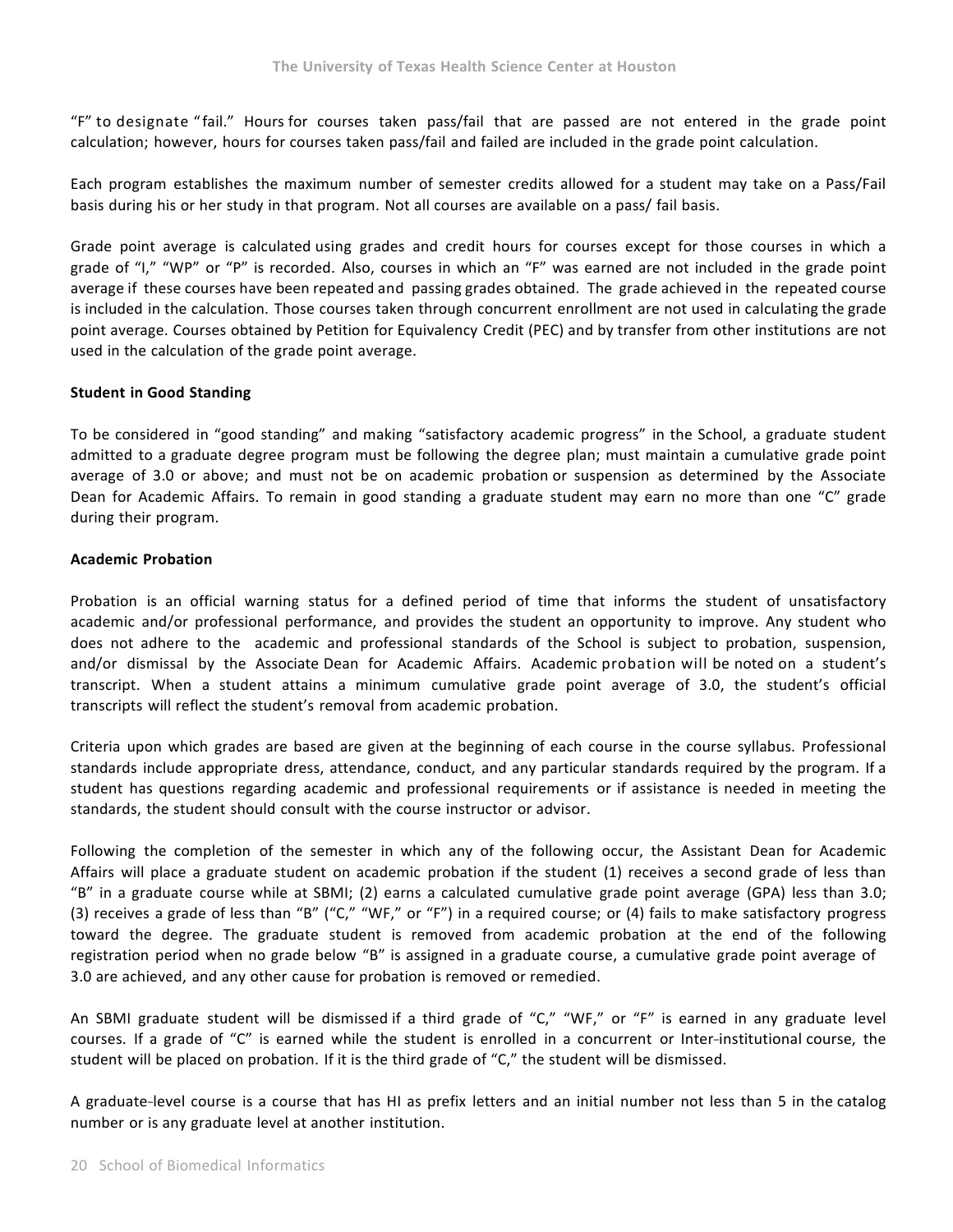"F" to designate "fail." Hours for courses taken pass/fail that are passed are not entered in the grade point calculation; however, hours for courses taken pass/fail and failed are included in the grade point calculation.

Each program establishes the maximum number of semester credits allowed for a student may take on a Pass/Fail basis during his or her study in that program. Not all courses are available on a pass/ fail basis.

Grade point average is calculated using grades and credit hours for courses except for those courses in which a grade of "I," "WP" or "P" is recorded. Also, courses in which an "F" was earned are not included in the grade point average if these courses have been repeated and passing grades obtained. The grade achieved in the repeated course is included in the calculation. Those courses taken through concurrent enrollment are not used in calculating the grade point average. Courses obtained by Petition for Equivalency Credit (PEC) and by transfer from other institutions are not used in the calculation of the grade point average.

**Student in Good Standing**

To be considered in "good standing" and making "satisfactory academic progress" in the School, a graduate student admitted to a graduate degree program must be following the degree plan; must maintain a cumulative grade point average of 3.0 or above; and must not be on academic probation or suspension as determined by the Associate Dean for Academic Affairs. To remain in good standing a graduate student may earn no more than one "C" grade during their program.

**Academic Probation**

Probation is an official warning status for a defined period of time that informs the student of unsatisfactory academic and/or professional performance, and provides the student an opportunity to improve. Any student who does not adhere to the academic and professional standards of the School is subject to probation, suspension, and/or dismissal by the Associate Dean for Academic Affairs. Academic probation will be noted on a student's transcript. When a student attains a minimum cumulative grade point average of 3.0, the student's official transcripts will reflect the student's removal from academic probation.

Criteria upon which grades are based are given at the beginning of each course in the course syllabus. Professional standards include appropriate dress, attendance, conduct, and any particular standards required by the program. If a student has questions regarding academic and professional requirements or if assistance is needed in meeting the standards, the student should consult with the course instructor or advisor.

Following the completion of the semester in which any of the following occur, the Assistant Dean for Academic Affairs will place a graduate student on academic probation if the student (1) receives a second grade of less than "B" in a graduate course while at SBMI; (2) earns a calculated cumulative grade point average (GPA) less than 3.0; (3) receives a grade of less than "B" ("C," "WF," or "F") in a required course; or (4) fails to make satisfactory progress toward the degree. The graduate student is removed from academic probation at the end of the following registration period when no grade below "B" is assigned in a graduate course, a cumulative grade point average of 3.0 are achieved, and any other cause for probation is removed or remedied.

An SBMI graduate student will be dismissed if a third grade of "C," "WF," or "F" is earned in any graduate level courses. If a grade of "C" is earned while the student is enrolled in a concurrent or Inter-institutional course, the student will be placed on probation. If it is the third grade of "C," the student will be dismissed.

A graduate-level course is a course that has HI as prefix letters and an initial number not less than 5 in the catalog number or is any graduate level at another institution.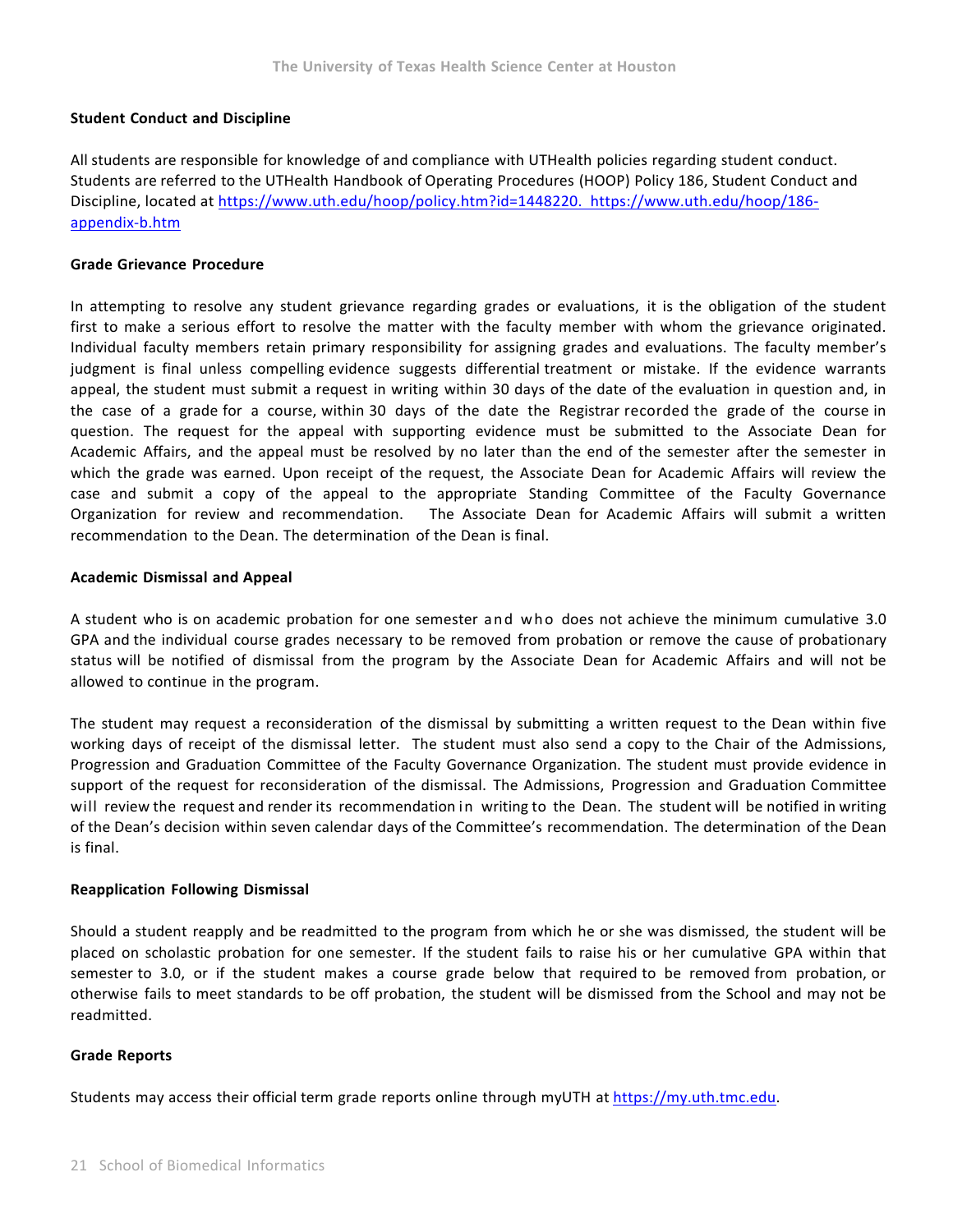## Student Conduct and Discipline

All students are responsible for knowledge of and compliance with UTHealth policies regarding student conduct. Students are referred to the UTHealth Handbook of Operating Procedures (HOOP) Policy 186, Student Conduct and Discipline, located at https://www.uth.edu/hoop/policy.htm?id=1448220. https://www.uth.edu/hoop/186-appendix-b.htm

## Grade Grievance Procedure

In attempting to resolve any student grievance regarding grades or evaluations, it is the obligation of the student first to make a serious effort to resolve the matter with the faculty member with whom the grievance originated. Individual faculty members retain primary responsibility for assigning grades and evaluations. The faculty member's judgment is final unless compelling evidence suggests differential treatment or mistake. If the evidence warrants appeal, the student must submit a request in writing within 30 days of the date of the evaluation in question and, in the case of a grade for a course, within 30 days of the date the Registrar recorded the grade of the course in question. The request for the appeal with supporting evidence must be submitted to the Associate Dean for Academic Affairs, and the appeal must be resolved by no later than the end of the semester after the semester in which the grade was earned. Upon receipt of the request, the Associate Dean for Academic Affairs will review the case and submit a copy of the appeal to the appropriate Standing Committee of the Faculty Governance Organization for review and recommendation. The Associate Dean for Academic Affairs will submit a written recommendation to the Dean. The determination of the Dean is final.

## Academic Dismissal and Appeal

A student who is on academic probation for one semester and who does not achieve the minimum cumulative 3.0 GPA and the individual course grades necessary to be removed from probation or remove the cause of probationary status will be notified of dismissal from the program by the Associate Dean for Academic Affairs and will not be allowed to continue in the program.

The student may request a reconsideration of the dismissal by submitting a written request to the Dean within five working days of receipt of the dismissal letter. The student must also send a copy to the Chair of the Admissions, Progression and Graduation Committee of the Faculty Governance Organization. The student must provide evidence in support of the request for reconsideration of the dismissal. The Admissions, Progression and Graduation Committee will review the request and render its recommendation in writing to the Dean. The student will be notified in writing of the Dean's decision within seven calendar days of the Committee's recommendation. The determination of the Dean is final.

## Reapplication Following Dismissal

Should a student reapply and be readmitted to the program from which he or she was dismissed, the student will be placed on scholastic probation for one semester. If the student fails to raise his or her cumulative GPA within that semester to 3.0, or if the student makes a course grade below that required to be removed from probation, or otherwise fails to meet standards to be off probation, the student will be dismissed from the School and may not be readmitted.

## Grade Reports

Students may access their official term grade reports online through myUTH at https://my.uth.tmc.edu.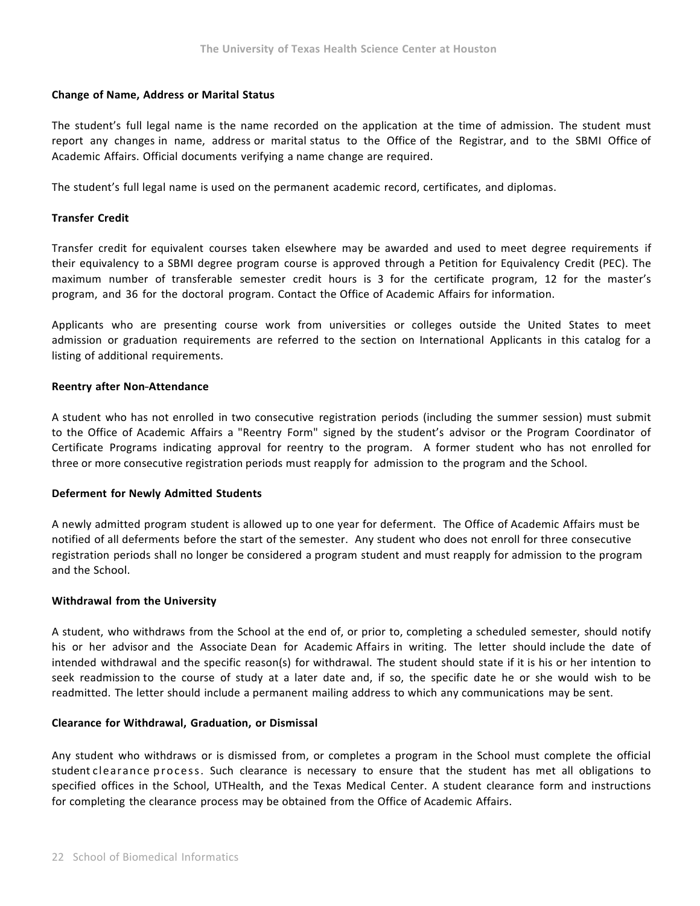### Change of Name, Address or Marital Status

The student's full legal name is the name recorded on the application at the time of admission. The student must report any changes in name, address or marital status to the Office of the Registrar, and to the SBMI Office of Academic Affairs. Official documents verifying a name change are required.

The student's full legal name is used on the permanent academic record, certificates, and diplomas.

### Transfer Credit

Transfer credit for equivalent courses taken elsewhere may be awarded and used to meet degree requirements if their equivalency to a SBMI degree program course is approved through a Petition for Equivalency Credit (PEC). The maximum number of transferable semester credit hours is 3 for the certificate program, 12 for the master's program, and 36 for the doctoral program. Contact the Office of Academic Affairs for information.

Applicants who are presenting course work from universities or colleges outside the United States to meet admission or graduation requirements are referred to the section on International Applicants in this catalog for a listing of additional requirements.

### Reentry after Non-Attendance

A student who has not enrolled in two consecutive registration periods (including the summer session) must submit to the Office of Academic Affairs a "Reentry Form" signed by the student's advisor or the Program Coordinator of Certificate Programs indicating approval for reentry to the program. A former student who has not enrolled for three or more consecutive registration periods must reapply for admission to the program and the School.

### Deferment for Newly Admitted Students

A newly admitted program student is allowed up to one year for deferment. The Office of Academic Affairs must be notified of all deferments before the start of the semester. Any student who does not enroll for three consecutive registration periods shall no longer be considered a program student and must reapply for admission to the program and the School.

### Withdrawal from the University

A student, who withdraws from the School at the end of, or prior to, completing a scheduled semester, should notify his or her advisor and the Associate Dean for Academic Affairs in writing. The letter should include the date of intended withdrawal and the specific reason(s) for withdrawal. The student should state if it is his or her intention to seek readmission to the course of study at a later date and, if so, the specific date he or she would wish to be readmitted. The letter should include a permanent mailing address to which any communications may be sent.

### Clearance for Withdrawal, Graduation, or Dismissal

Any student who withdraws or is dismissed from, or completes a program in the School must complete the official student clearance process. Such clearance is necessary to ensure that the student has met all obligations to specified offices in the School, UTHealth, and the Texas Medical Center. A student clearance form and instructions for completing the clearance process may be obtained from the Office of Academic Affairs.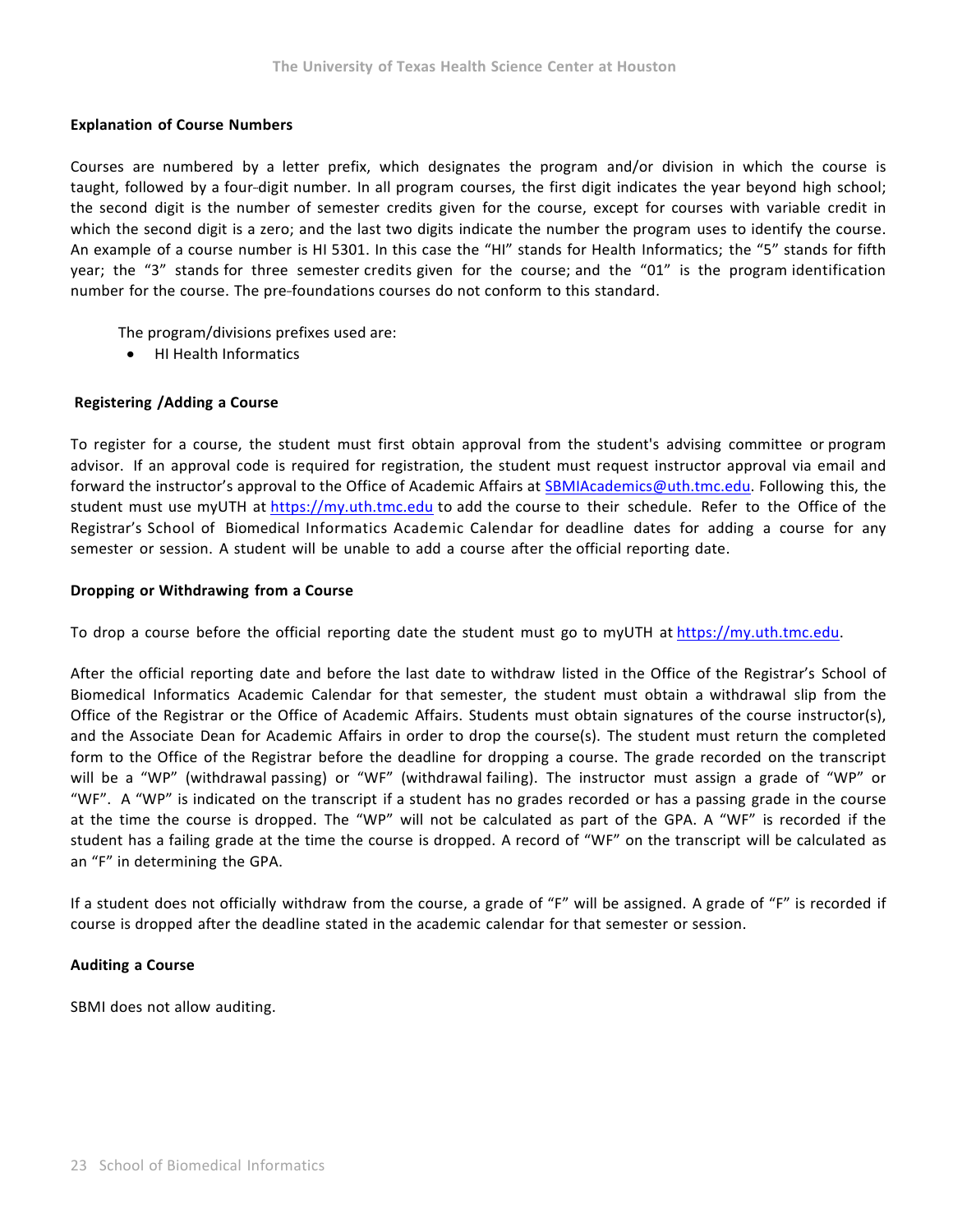### Explanation of Course Numbers

Courses are numbered by a letter prefix, which designates the program and/or division in which the course is taught, followed by a four-digit number. In all program courses, the first digit indicates the year beyond high school; the second digit is the number of semester credits given for the course, except for courses with variable credit in which the second digit is a zero; and the last two digits indicate the number the program uses to identify the course. An example of a course number is HI 5301. In this case the "HI" stands for Health Informatics; the "5" stands for fifth year; the "3" stands for three semester credits given for the course; and the "01" is the program identification number for the course. The pre-foundations courses do not conform to this standard.

The program/divisions prefixes used are:

- HI Health Informatics

### Registering /Adding a Course

To register for a course, the student must first obtain approval from the student's advising committee or program advisor. If an approval code is required for registration, the student must request instructor approval via email and forward the instructor's approval to the Office of Academic Affairs at SBMIAcademics@uth.tmc.edu. Following this, the student must use myUTH at https://my.uth.tmc.edu to add the course to their schedule. Refer to the Office of the Registrar's School of Biomedical Informatics Academic Calendar for deadline dates for adding a course for any semester or session. A student will be unable to add a course after the official reporting date.

### Dropping or Withdrawing from a Course

To drop a course before the official reporting date the student must go to myUTH at https://my.uth.tmc.edu.

After the official reporting date and before the last date to withdraw listed in the Office of the Registrar's School of Biomedical Informatics Academic Calendar for that semester, the student must obtain a withdrawal slip from the Office of the Registrar or the Office of Academic Affairs. Students must obtain signatures of the course instructor(s), and the Associate Dean for Academic Affairs in order to drop the course(s). The student must return the completed form to the Office of the Registrar before the deadline for dropping a course. The grade recorded on the transcript will be a "WP" (withdrawal passing) or "WF" (withdrawal failing). The instructor must assign a grade of "WP" or "WF". A "WP" is indicated on the transcript if a student has no grades recorded or has a passing grade in the course at the time the course is dropped. The "WP" will not be calculated as part of the GPA. A "WF" is recorded if the student has a failing grade at the time the course is dropped. A record of "WF" on the transcript will be calculated as an "F" in determining the GPA.

If a student does not officially withdraw from the course, a grade of "F" will be assigned. A grade of "F" is recorded if course is dropped after the deadline stated in the academic calendar for that semester or session.

### Auditing a Course

SBMI does not allow auditing.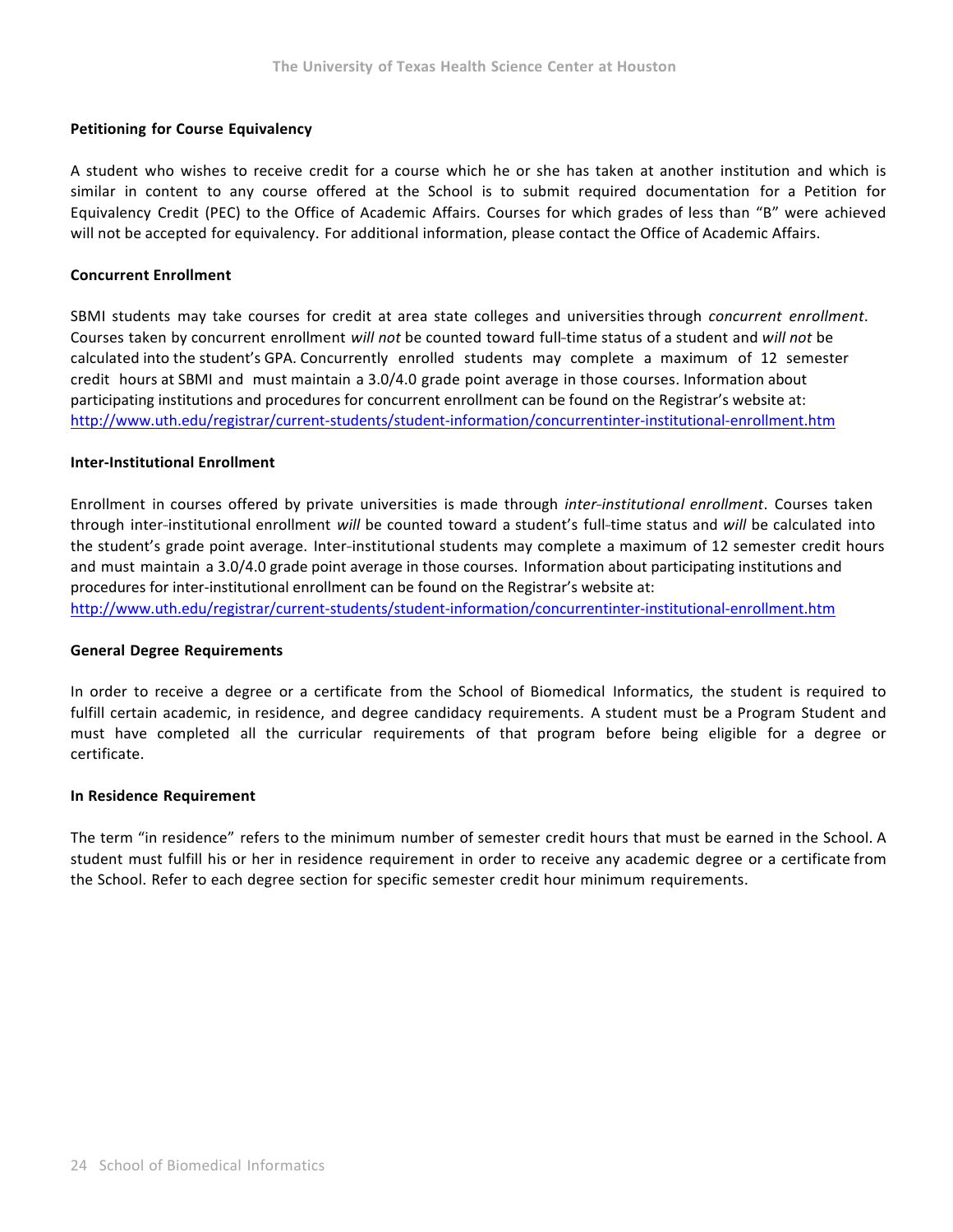**Petitioning for Course Equivalency**

A student who wishes to receive credit for a course which he or she has taken at another institution and which is similar in content to any course offered at the School is to submit required documentation for a Petition for Equivalency Credit (PEC) to the Office of Academic Affairs. Courses for which grades of less than "B" were achieved will not be accepted for equivalency. For additional information, please contact the Office of Academic Affairs.

**Concurrent Enrollment**

SBMI students may take courses for credit at area state colleges and universities through *concurrent enrollment*. Courses taken by concurrent enrollment *will not* be counted toward full-time status of a student and *will not* be calculated into the student's GPA. Concurrently enrolled students may complete a maximum of 12 semester credit hours at SBMI and must maintain a 3.0/4.0 grade point average in those courses. Information about participating institutions and procedures for concurrent enrollment can be found on the Registrar's website at: http://www.uth.edu/registrar/current-students/student-information/concurrentinter-institutional-enrollment.htm

**Inter-Institutional Enrollment**

Enrollment in courses offered by private universities is made through *inter-institutional enrollment*. Courses taken through inter-institutional enrollment *will* be counted toward a student's full-time status and *will* be calculated into the student's grade point average. Inter-institutional students may complete a maximum of 12 semester credit hours and must maintain a 3.0/4.0 grade point average in those courses. Information about participating institutions and procedures for inter-institutional enrollment can be found on the Registrar's website at: http://www.uth.edu/registrar/current-students/student-information/concurrentinter-institutional-enrollment.htm

**General Degree Requirements**

In order to receive a degree or a certificate from the School of Biomedical Informatics, the student is required to fulfill certain academic, in residence, and degree candidacy requirements. A student must be a Program Student and must have completed all the curricular requirements of that program before being eligible for a degree or certificate.

**In Residence Requirement**

The term "in residence" refers to the minimum number of semester credit hours that must be earned in the School. A student must fulfill his or her in residence requirement in order to receive any academic degree or a certificate from the School. Refer to each degree section for specific semester credit hour minimum requirements.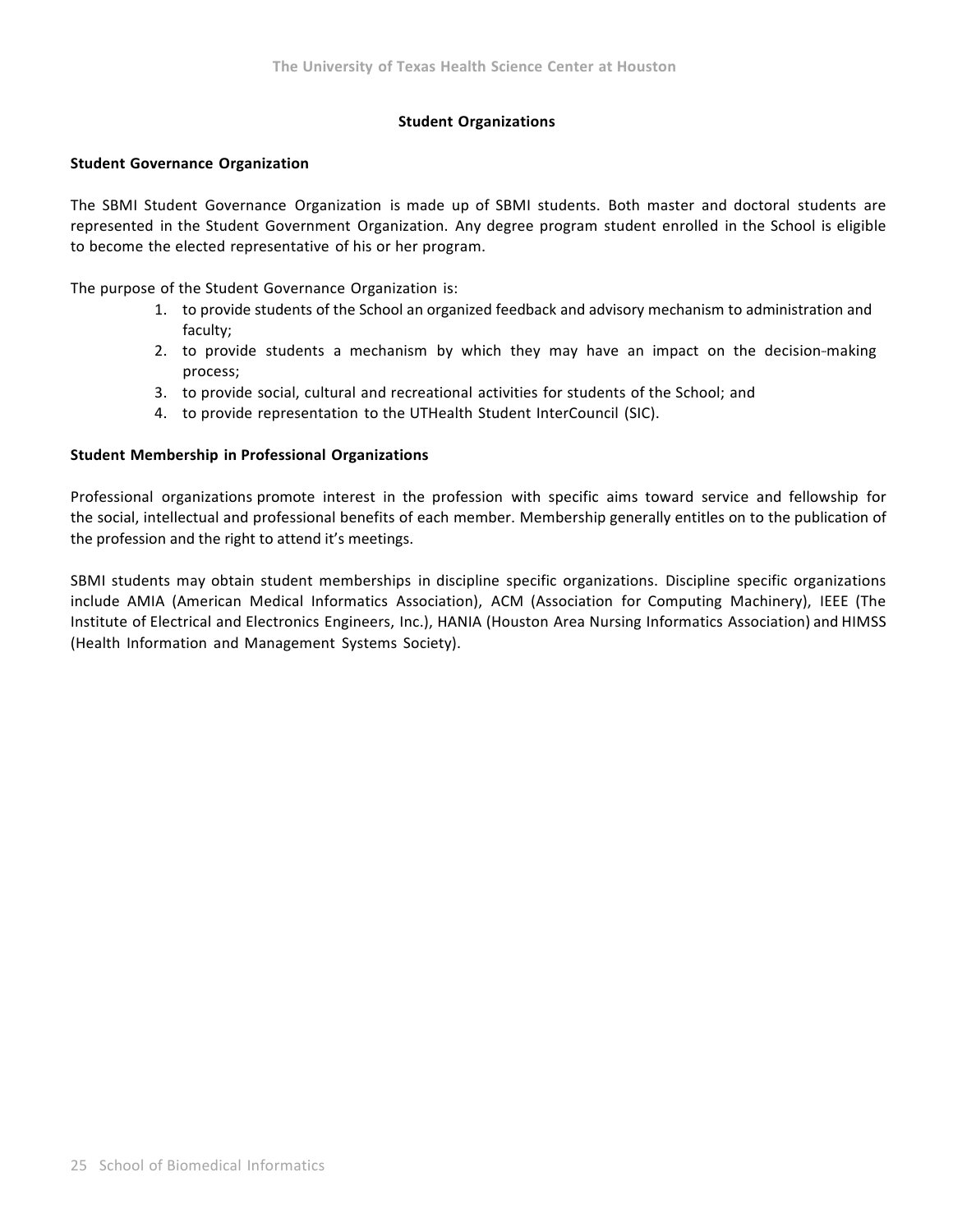## Student Organizations

### Student Governance Organization

The SBMI Student Governance Organization is made up of SBMI students. Both master and doctoral students are represented in the Student Government Organization. Any degree program student enrolled in the School is eligible to become the elected representative of his or her program.

The purpose of the Student Governance Organization is:

1. to provide students of the School an organized feedback and advisory mechanism to administration and faculty;
2. to provide students a mechanism by which they may have an impact on the decision-making process;
3. to provide social, cultural and recreational activities for students of the School; and
4. to provide representation to the UTHealth Student InterCouncil (SIC).

### Student Membership in Professional Organizations

Professional organizations promote interest in the profession with specific aims toward service and fellowship for the social, intellectual and professional benefits of each member. Membership generally entitles on to the publication of the profession and the right to attend it's meetings.

SBMI students may obtain student memberships in discipline specific organizations. Discipline specific organizations include AMIA (American Medical Informatics Association), ACM (Association for Computing Machinery), IEEE (The Institute of Electrical and Electronics Engineers, Inc.), HANIA (Houston Area Nursing Informatics Association) and HIMSS (Health Information and Management Systems Society).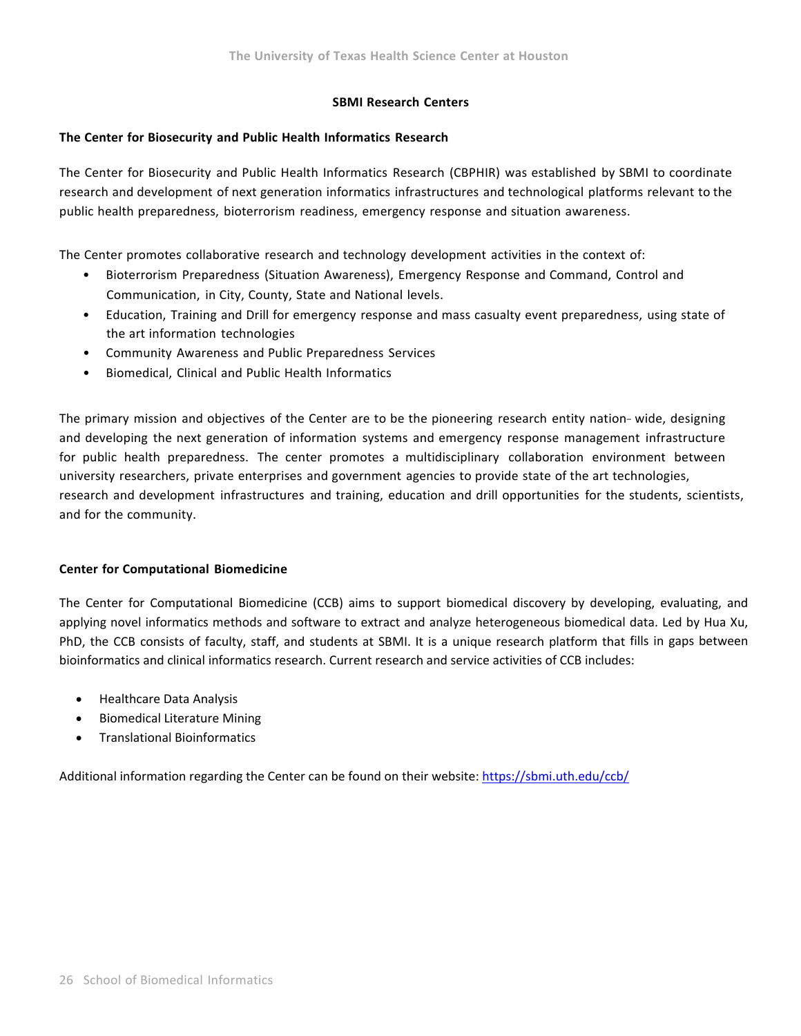## SBMI Research Centers

### The Center for Biosecurity and Public Health Informatics Research

The Center for Biosecurity and Public Health Informatics Research (CBPHIR) was established by SBMI to coordinate research and development of next generation informatics infrastructures and technological platforms relevant to the public health preparedness, bioterrorism readiness, emergency response and situation awareness.

The Center promotes collaborative research and technology development activities in the context of:

- Bioterrorism Preparedness (Situation Awareness), Emergency Response and Command, Control and Communication, in City, County, State and National levels.
- Education, Training and Drill for emergency response and mass casualty event preparedness, using state of the art information technologies
- Community Awareness and Public Preparedness Services
- Biomedical, Clinical and Public Health Informatics

The primary mission and objectives of the Center are to be the pioneering research entity nation- wide, designing and developing the next generation of information systems and emergency response management infrastructure for public health preparedness. The center promotes a multidisciplinary collaboration environment between university researchers, private enterprises and government agencies to provide state of the art technologies, research and development infrastructures and training, education and drill opportunities for the students, scientists, and for the community.

### Center for Computational Biomedicine

The Center for Computational Biomedicine (CCB) aims to support biomedical discovery by developing, evaluating, and applying novel informatics methods and software to extract and analyze heterogeneous biomedical data. Led by Hua Xu, PhD, the CCB consists of faculty, staff, and students at SBMI. It is a unique research platform that fills in gaps between bioinformatics and clinical informatics research. Current research and service activities of CCB includes:

- Healthcare Data Analysis
- Biomedical Literature Mining
- Translational Bioinformatics

Additional information regarding the Center can be found on their website: https://sbmi.uth.edu/ccb/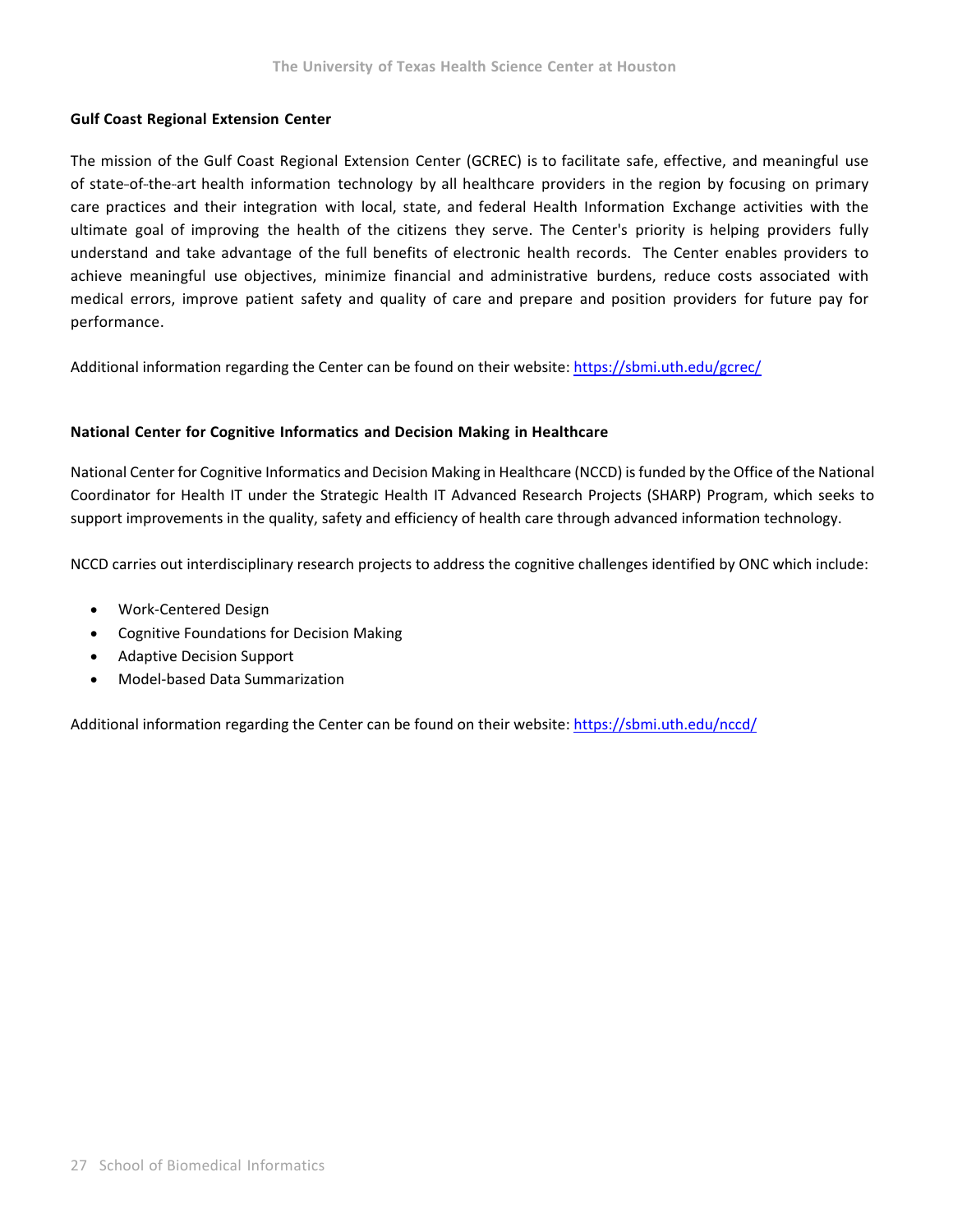## Gulf Coast Regional Extension Center

The mission of the Gulf Coast Regional Extension Center (GCREC) is to facilitate safe, effective, and meaningful use of state-of-the-art health information technology by all healthcare providers in the region by focusing on primary care practices and their integration with local, state, and federal Health Information Exchange activities with the ultimate goal of improving the health of the citizens they serve. The Center's priority is helping providers fully understand and take advantage of the full benefits of electronic health records. The Center enables providers to achieve meaningful use objectives, minimize financial and administrative burdens, reduce costs associated with medical errors, improve patient safety and quality of care and prepare and position providers for future pay for performance.

Additional information regarding the Center can be found on their website: https://sbmi.uth.edu/gcrec/

## National Center for Cognitive Informatics and Decision Making in Healthcare

National Center for Cognitive Informatics and Decision Making in Healthcare (NCCD) is funded by the Office of the National Coordinator for Health IT under the Strategic Health IT Advanced Research Projects (SHARP) Program, which seeks to support improvements in the quality, safety and efficiency of health care through advanced information technology.

NCCD carries out interdisciplinary research projects to address the cognitive challenges identified by ONC which include:

- Work-Centered Design
- Cognitive Foundations for Decision Making
- Adaptive Decision Support
- Model-based Data Summarization

Additional information regarding the Center can be found on their website: https://sbmi.uth.edu/nccd/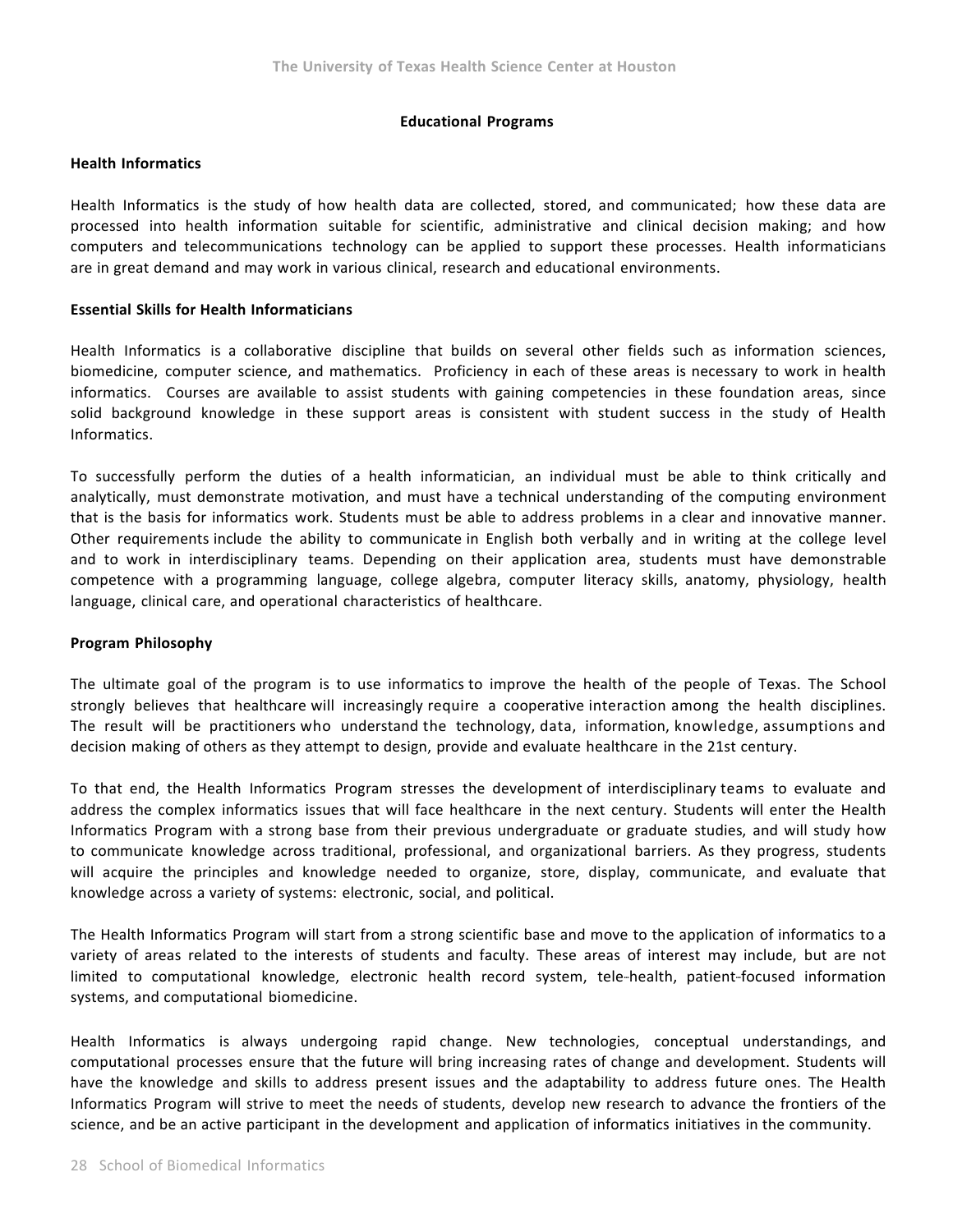## Educational Programs

### Health Informatics

Health Informatics is the study of how health data are collected, stored, and communicated; how these data are processed into health information suitable for scientific, administrative and clinical decision making; and how computers and telecommunications technology can be applied to support these processes. Health informaticians are in great demand and may work in various clinical, research and educational environments.

### Essential Skills for Health Informaticians

Health Informatics is a collaborative discipline that builds on several other fields such as information sciences, biomedicine, computer science, and mathematics. Proficiency in each of these areas is necessary to work in health informatics. Courses are available to assist students with gaining competencies in these foundation areas, since solid background knowledge in these support areas is consistent with student success in the study of Health Informatics.

To successfully perform the duties of a health informatician, an individual must be able to think critically and analytically, must demonstrate motivation, and must have a technical understanding of the computing environment that is the basis for informatics work. Students must be able to address problems in a clear and innovative manner. Other requirements include the ability to communicate in English both verbally and in writing at the college level and to work in interdisciplinary teams. Depending on their application area, students must have demonstrable competence with a programming language, college algebra, computer literacy skills, anatomy, physiology, health language, clinical care, and operational characteristics of healthcare.

### Program Philosophy

The ultimate goal of the program is to use informatics to improve the health of the people of Texas. The School strongly believes that healthcare will increasingly require a cooperative interaction among the health disciplines. The result will be practitioners who understand the technology, data, information, knowledge, assumptions and decision making of others as they attempt to design, provide and evaluate healthcare in the 21st century.

To that end, the Health Informatics Program stresses the development of interdisciplinary teams to evaluate and address the complex informatics issues that will face healthcare in the next century. Students will enter the Health Informatics Program with a strong base from their previous undergraduate or graduate studies, and will study how to communicate knowledge across traditional, professional, and organizational barriers. As they progress, students will acquire the principles and knowledge needed to organize, store, display, communicate, and evaluate that knowledge across a variety of systems: electronic, social, and political.

The Health Informatics Program will start from a strong scientific base and move to the application of informatics to a variety of areas related to the interests of students and faculty. These areas of interest may include, but are not limited to computational knowledge, electronic health record system, tele-health, patient-focused information systems, and computational biomedicine.

Health Informatics is always undergoing rapid change. New technologies, conceptual understandings, and computational processes ensure that the future will bring increasing rates of change and development. Students will have the knowledge and skills to address present issues and the adaptability to address future ones. The Health Informatics Program will strive to meet the needs of students, develop new research to advance the frontiers of the science, and be an active participant in the development and application of informatics initiatives in the community.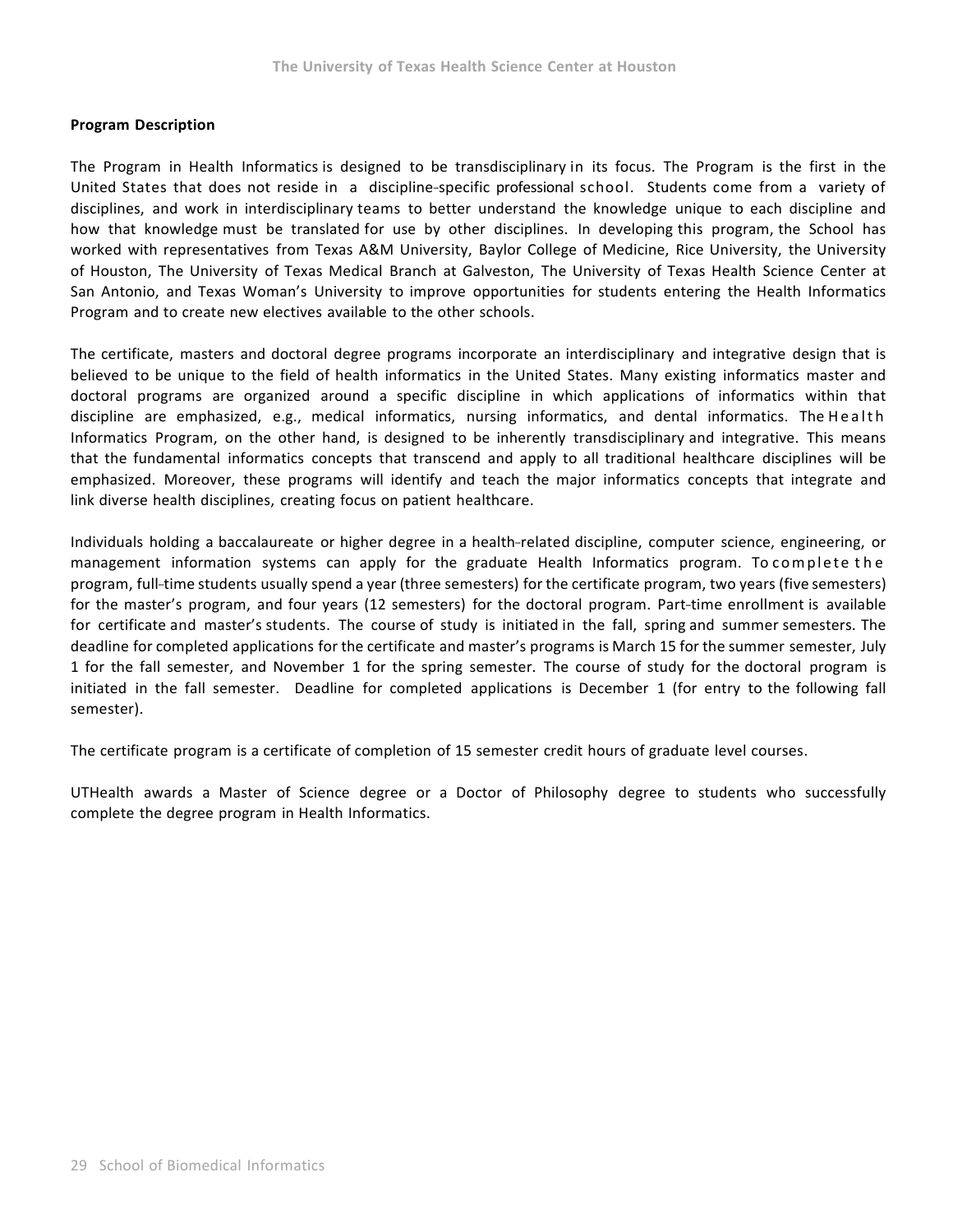**Program Description**

The Program in Health Informatics is designed to be transdisciplinary in its focus. The Program is the first in the United States that does not reside in a discipline-specific professional school. Students come from a variety of disciplines, and work in interdisciplinary teams to better understand the knowledge unique to each discipline and how that knowledge must be translated for use by other disciplines. In developing this program, the School has worked with representatives from Texas A&M University, Baylor College of Medicine, Rice University, the University of Houston, The University of Texas Medical Branch at Galveston, The University of Texas Health Science Center at San Antonio, and Texas Woman's University to improve opportunities for students entering the Health Informatics Program and to create new electives available to the other schools.

The certificate, masters and doctoral degree programs incorporate an interdisciplinary and integrative design that is believed to be unique to the field of health informatics in the United States. Many existing informatics master and doctoral programs are organized around a specific discipline in which applications of informatics within that discipline are emphasized, e.g., medical informatics, nursing informatics, and dental informatics. The Health Informatics Program, on the other hand, is designed to be inherently transdisciplinary and integrative. This means that the fundamental informatics concepts that transcend and apply to all traditional healthcare disciplines will be emphasized. Moreover, these programs will identify and teach the major informatics concepts that integrate and link diverse health disciplines, creating focus on patient healthcare.

Individuals holding a baccalaureate or higher degree in a health-related discipline, computer science, engineering, or management information systems can apply for the graduate Health Informatics program. To complete the program, full-time students usually spend a year (three semesters) for the certificate program, two years (five semesters) for the master's program, and four years (12 semesters) for the doctoral program. Part-time enrollment is available for certificate and master's students. The course of study is initiated in the fall, spring and summer semesters. The deadline for completed applications for the certificate and master's programs is March 15 for the summer semester, July 1 for the fall semester, and November 1 for the spring semester. The course of study for the doctoral program is initiated in the fall semester. Deadline for completed applications is December 1 (for entry to the following fall semester).

The certificate program is a certificate of completion of 15 semester credit hours of graduate level courses.

UTHealth awards a Master of Science degree or a Doctor of Philosophy degree to students who successfully complete the degree program in Health Informatics.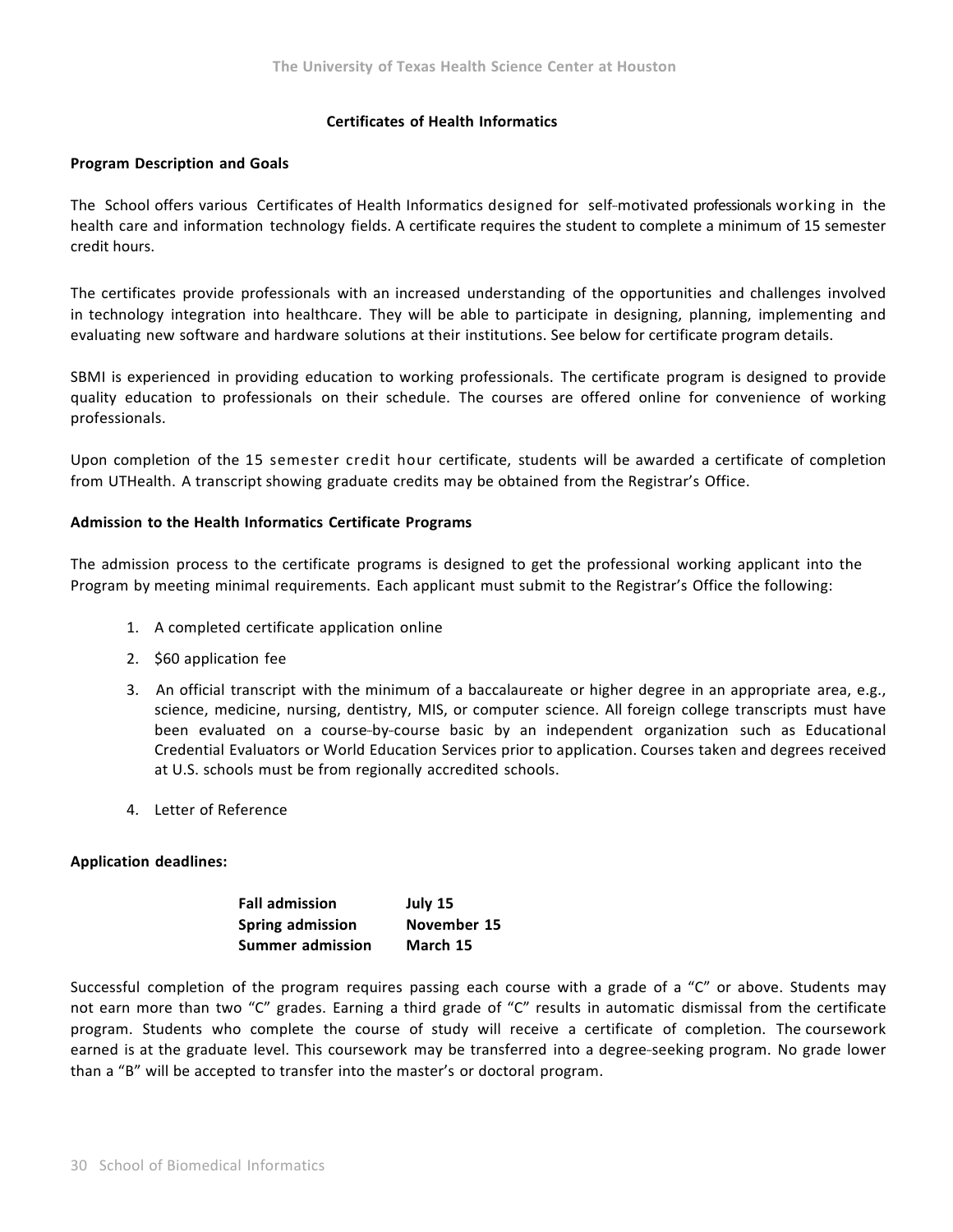## Certificates of Health Informatics

### Program Description and Goals

The School offers various Certificates of Health Informatics designed for self-motivated professionals working in the health care and information technology fields. A certificate requires the student to complete a minimum of 15 semester credit hours.

The certificates provide professionals with an increased understanding of the opportunities and challenges involved in technology integration into healthcare. They will be able to participate in designing, planning, implementing and evaluating new software and hardware solutions at their institutions. See below for certificate program details.

SBMI is experienced in providing education to working professionals. The certificate program is designed to provide quality education to professionals on their schedule. The courses are offered online for convenience of working professionals.

Upon completion of the 15 semester credit hour certificate, students will be awarded a certificate of completion from UTHealth. A transcript showing graduate credits may be obtained from the Registrar's Office.

### Admission to the Health Informatics Certificate Programs

The admission process to the certificate programs is designed to get the professional working applicant into the Program by meeting minimal requirements. Each applicant must submit to the Registrar's Office the following:

1. A completed certificate application online
2. $60 application fee
3. An official transcript with the minimum of a baccalaureate or higher degree in an appropriate area, e.g., science, medicine, nursing, dentistry, MIS, or computer science. All foreign college transcripts must have been evaluated on a course-by-course basic by an independent organization such as Educational Credential Evaluators or World Education Services prior to application. Courses taken and degrees received at U.S. schools must be from regionally accredited schools.
4. Letter of Reference

**Application deadlines:**

| | |
|---|---|
| **Fall admission** | **July 15** |
| **Spring admission** | **November 15** |
| **Summer admission** | **March 15** |

Successful completion of the program requires passing each course with a grade of a "C" or above. Students may not earn more than two "C" grades. Earning a third grade of "C" results in automatic dismissal from the certificate program. Students who complete the course of study will receive a certificate of completion. The coursework earned is at the graduate level. This coursework may be transferred into a degree-seeking program. No grade lower than a "B" will be accepted to transfer into the master's or doctoral program.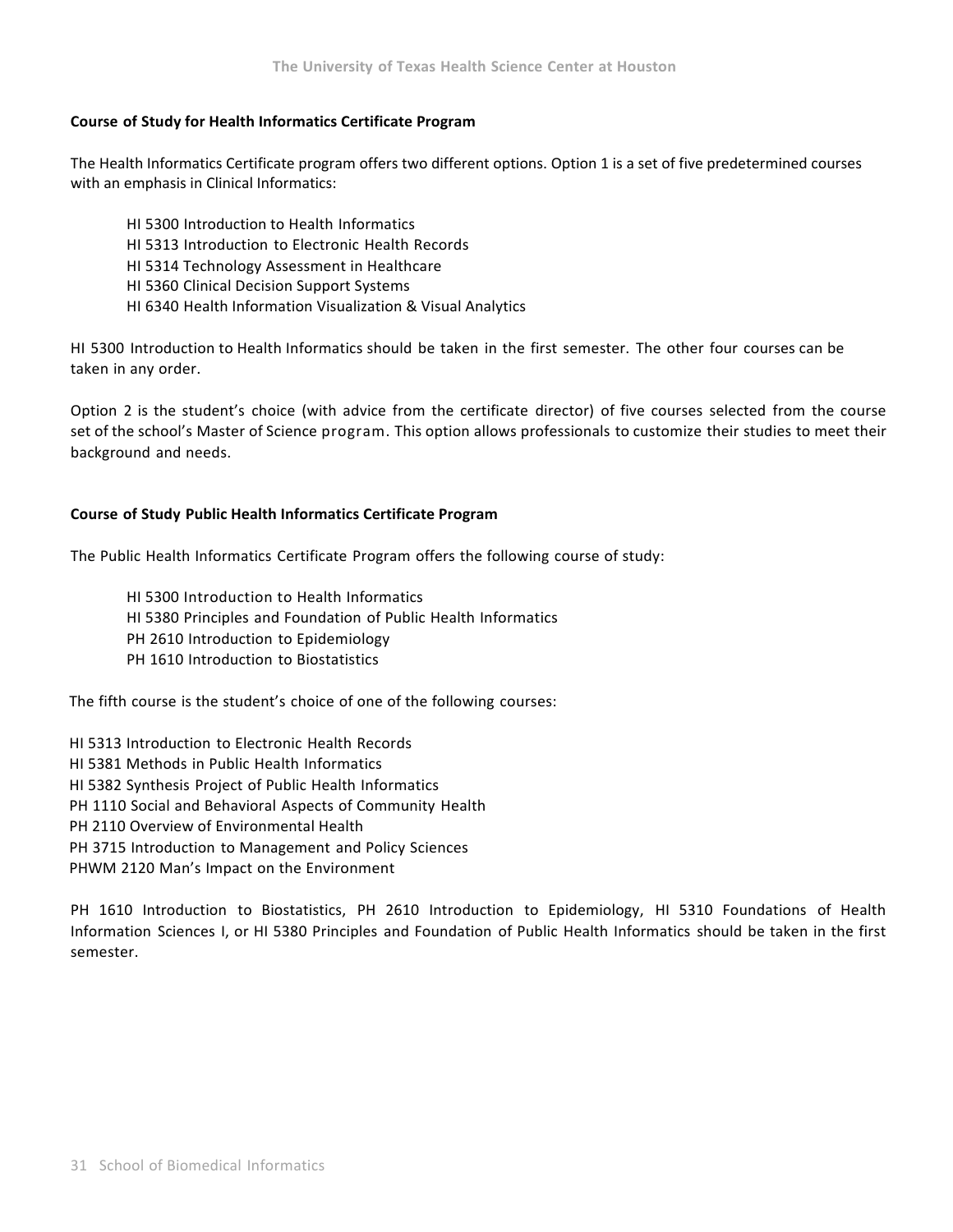### Course of Study for Health Informatics Certificate Program

The Health Informatics Certificate program offers two different options. Option 1 is a set of five predetermined courses with an emphasis in Clinical Informatics:

- HI 5300 Introduction to Health Informatics
- HI 5313 Introduction to Electronic Health Records
- HI 5314 Technology Assessment in Healthcare
- HI 5360 Clinical Decision Support Systems
- HI 6340 Health Information Visualization & Visual Analytics

HI 5300 Introduction to Health Informatics should be taken in the first semester. The other four courses can be taken in any order.

Option 2 is the student's choice (with advice from the certificate director) of five courses selected from the course set of the school's Master of Science program. This option allows professionals to customize their studies to meet their background and needs.

### Course of Study Public Health Informatics Certificate Program

The Public Health Informatics Certificate Program offers the following course of study:

- HI 5300 Introduction to Health Informatics
- HI 5380 Principles and Foundation of Public Health Informatics
- PH 2610 Introduction to Epidemiology
- PH 1610 Introduction to Biostatistics

The fifth course is the student's choice of one of the following courses:

- HI 5313 Introduction to Electronic Health Records
- HI 5381 Methods in Public Health Informatics
- HI 5382 Synthesis Project of Public Health Informatics
- PH 1110 Social and Behavioral Aspects of Community Health
- PH 2110 Overview of Environmental Health
- PH 3715 Introduction to Management and Policy Sciences
- PHWM 2120 Man's Impact on the Environment

PH 1610 Introduction to Biostatistics, PH 2610 Introduction to Epidemiology, HI 5310 Foundations of Health Information Sciences I, or HI 5380 Principles and Foundation of Public Health Informatics should be taken in the first semester.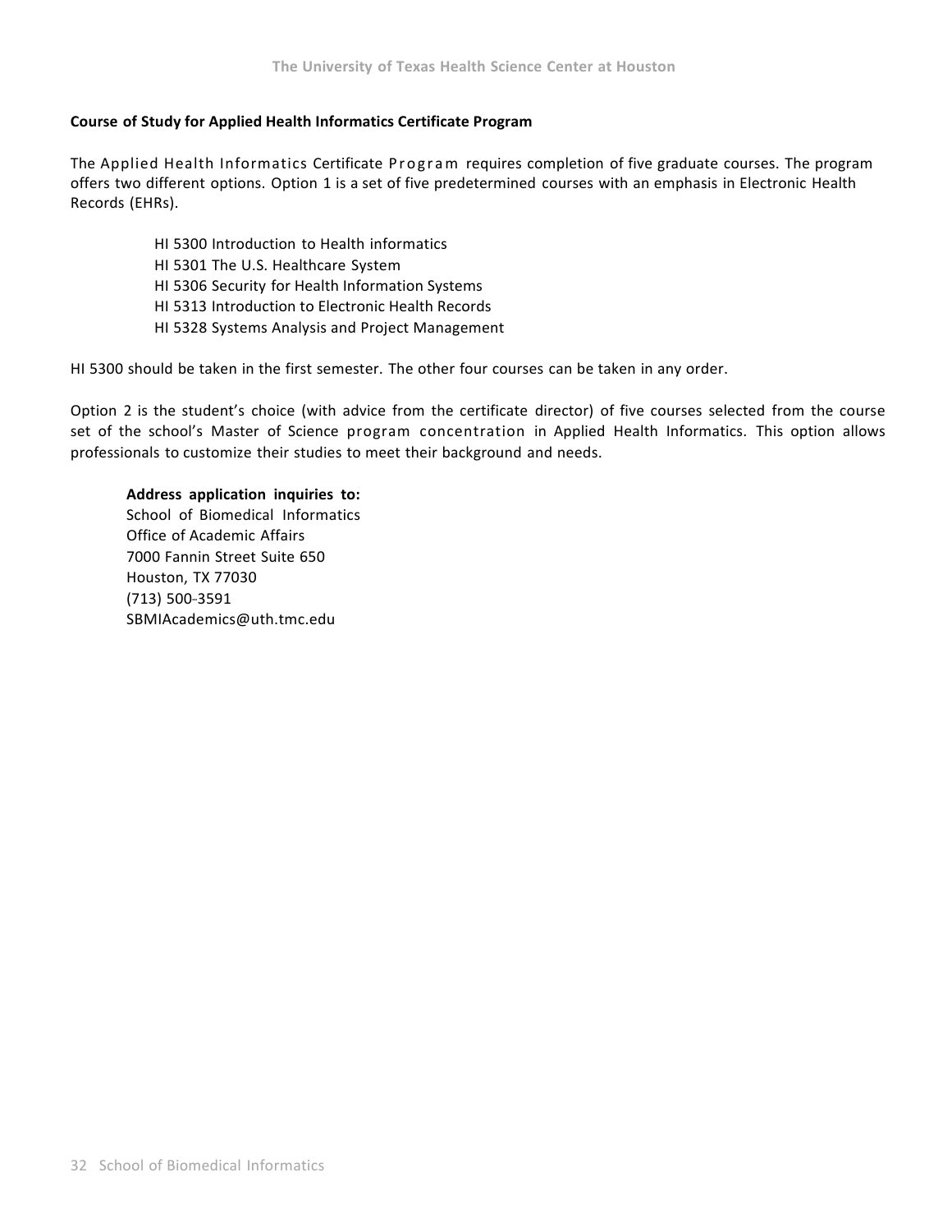**Course of Study for Applied Health Informatics Certificate Program**

The Applied Health Informatics Certificate Program requires completion of five graduate courses. The program offers two different options. Option 1 is a set of five predetermined courses with an emphasis in Electronic Health Records (EHRs).

HI 5300 Introduction to Health informatics
HI 5301 The U.S. Healthcare System
HI 5306 Security for Health Information Systems
HI 5313 Introduction to Electronic Health Records
HI 5328 Systems Analysis and Project Management

HI 5300 should be taken in the first semester. The other four courses can be taken in any order.

Option 2 is the student's choice (with advice from the certificate director) of five courses selected from the course set of the school's Master of Science program concentration in Applied Health Informatics. This option allows professionals to customize their studies to meet their background and needs.

**Address application inquiries to:**
School of Biomedical Informatics
Office of Academic Affairs
7000 Fannin Street Suite 650
Houston, TX 77030
(713) 500-3591
SBMIAcademics@uth.tmc.edu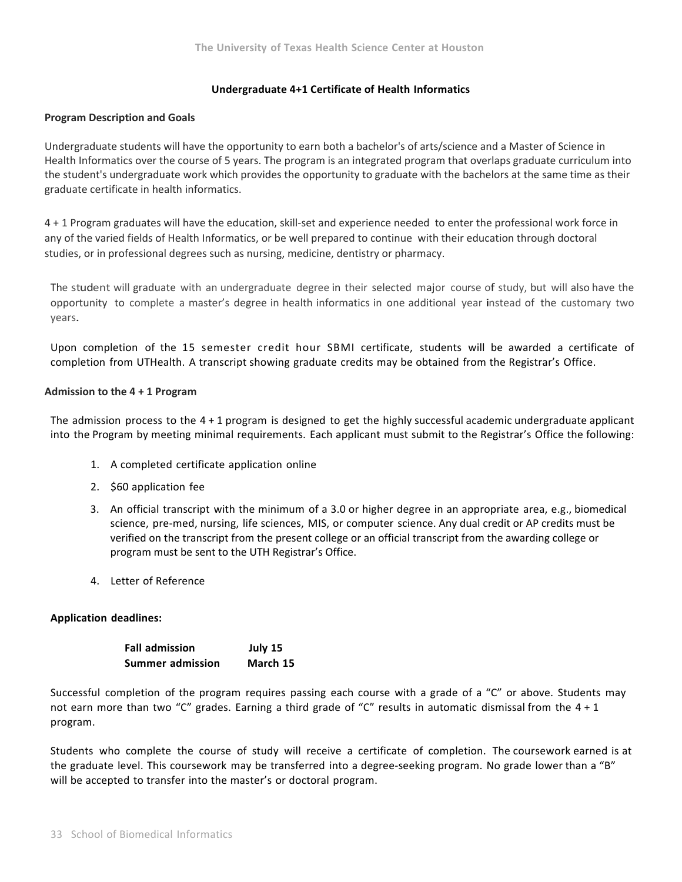## Undergraduate 4+1 Certificate of Health Informatics

### Program Description and Goals

Undergraduate students will have the opportunity to earn both a bachelor's of arts/science and a Master of Science in Health Informatics over the course of 5 years. The program is an integrated program that overlaps graduate curriculum into the student's undergraduate work which provides the opportunity to graduate with the bachelors at the same time as their graduate certificate in health informatics.

4 + 1 Program graduates will have the education, skill-set and experience needed to enter the professional work force in any of the varied fields of Health Informatics, or be well prepared to continue with their education through doctoral studies, or in professional degrees such as nursing, medicine, dentistry or pharmacy.

The student will graduate with an undergraduate degree in their selected major course of study, but will also have the opportunity to complete a master's degree in health informatics in one additional year instead of the customary two years.

Upon completion of the 15 semester credit hour SBMI certificate, students will be awarded a certificate of completion from UTHealth. A transcript showing graduate credits may be obtained from the Registrar's Office.

### Admission to the 4 + 1 Program

The admission process to the 4 + 1 program is designed to get the highly successful academic undergraduate applicant into the Program by meeting minimal requirements. Each applicant must submit to the Registrar's Office the following:

1. A completed certificate application online
2. $60 application fee
3. An official transcript with the minimum of a 3.0 or higher degree in an appropriate area, e.g., biomedical science, pre-med, nursing, life sciences, MIS, or computer science. Any dual credit or AP credits must be verified on the transcript from the present college or an official transcript from the awarding college or program must be sent to the UTH Registrar's Office.
4. Letter of Reference

**Application deadlines:**

| | |
|---|---|
| **Fall admission** | **July 15** |
| **Summer admission** | **March 15** |

Successful completion of the program requires passing each course with a grade of a "C" or above. Students may not earn more than two "C" grades. Earning a third grade of "C" results in automatic dismissal from the 4 + 1 program.

Students who complete the course of study will receive a certificate of completion. The coursework earned is at the graduate level. This coursework may be transferred into a degree-seeking program. No grade lower than a "B" will be accepted to transfer into the master's or doctoral program.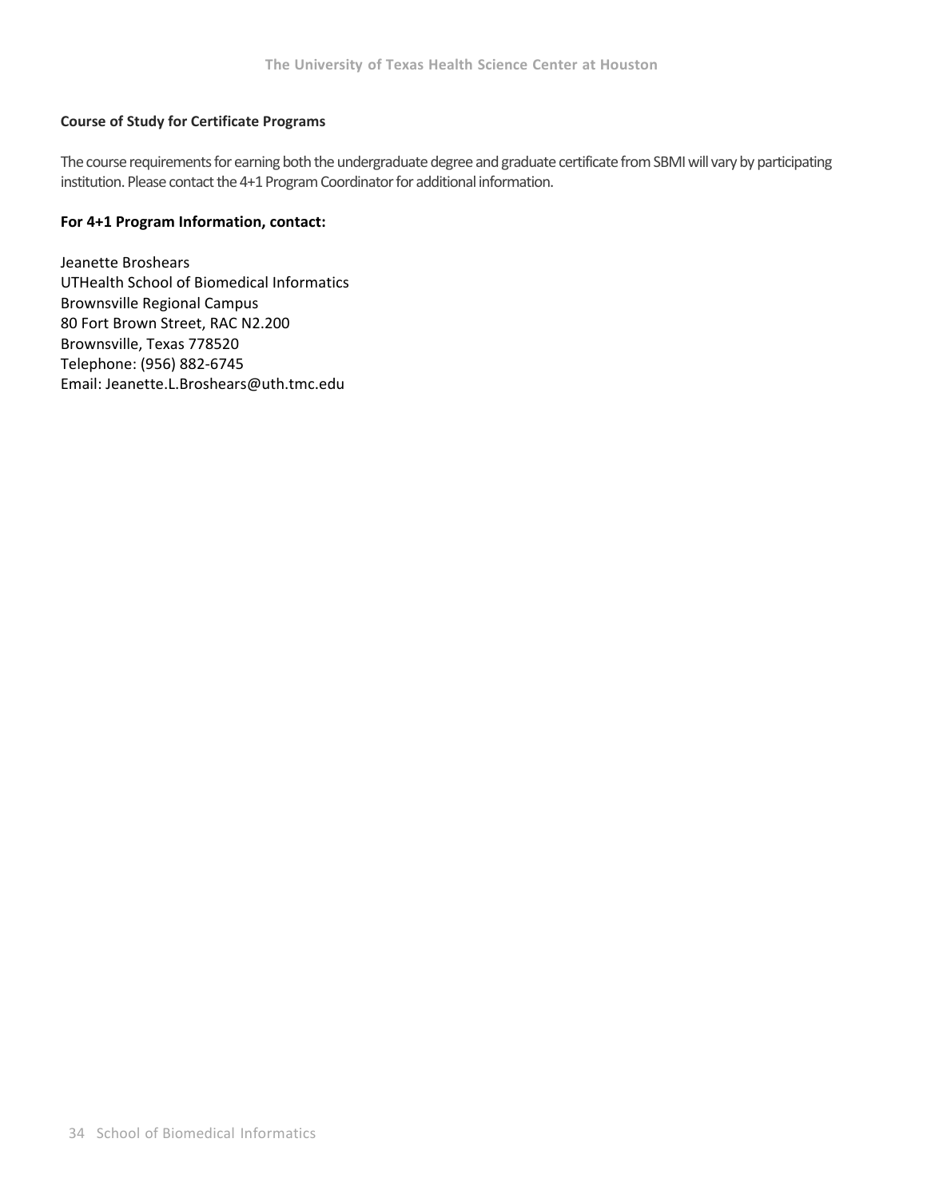**Course of Study for Certificate Programs**

The course requirements for earning both the undergraduate degree and graduate certificate from SBMI will vary by participating institution. Please contact the 4+1 Program Coordinator for additional information.

**For 4+1 Program Information, contact:**

Jeanette Broshears
UTHealth School of Biomedical Informatics
Brownsville Regional Campus
80 Fort Brown Street, RAC N2.200
Brownsville, Texas 778520
Telephone: (956) 882-6745
Email: Jeanette.L.Broshears@uth.tmc.edu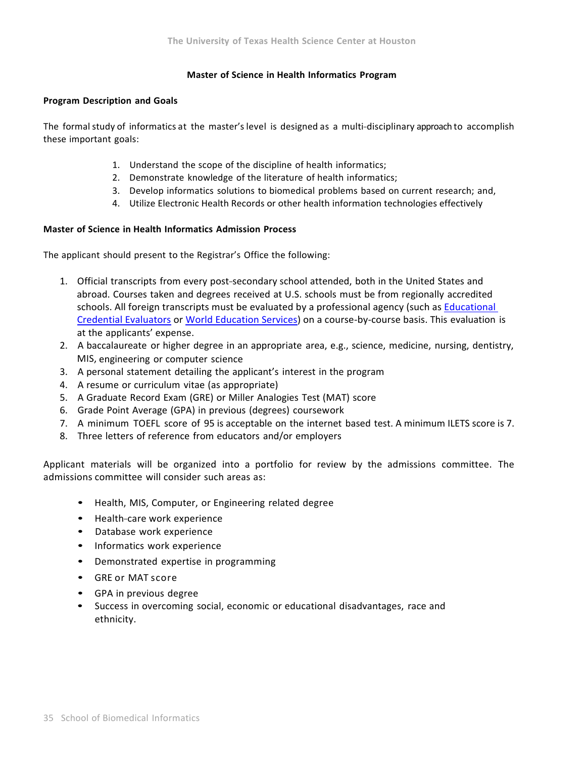## Master of Science in Health Informatics Program

### Program Description and Goals

The formal study of informatics at the master's level is designed as a multi-disciplinary approach to accomplish these important goals:

1. Understand the scope of the discipline of health informatics;
2. Demonstrate knowledge of the literature of health informatics;
3. Develop informatics solutions to biomedical problems based on current research; and,
4. Utilize Electronic Health Records or other health information technologies effectively

### Master of Science in Health Informatics Admission Process

The applicant should present to the Registrar's Office the following:

1. Official transcripts from every post-secondary school attended, both in the United States and abroad. Courses taken and degrees received at U.S. schools must be from regionally accredited schools. All foreign transcripts must be evaluated by a professional agency (such as Educational Credential Evaluators or World Education Services) on a course-by-course basis. This evaluation is at the applicants' expense.
2. A baccalaureate or higher degree in an appropriate area, e.g., science, medicine, nursing, dentistry, MIS, engineering or computer science
3. A personal statement detailing the applicant's interest in the program
4. A resume or curriculum vitae (as appropriate)
5. A Graduate Record Exam (GRE) or Miller Analogies Test (MAT) score
6. Grade Point Average (GPA) in previous (degrees) coursework
7. A minimum TOEFL score of 95 is acceptable on the internet based test. A minimum ILETS score is 7.
8. Three letters of reference from educators and/or employers

Applicant materials will be organized into a portfolio for review by the admissions committee. The admissions committee will consider such areas as:

- Health, MIS, Computer, or Engineering related degree
- Health-care work experience
- Database work experience
- Informatics work experience
- Demonstrated expertise in programming
- GRE or MAT score
- GPA in previous degree
- Success in overcoming social, economic or educational disadvantages, race and ethnicity.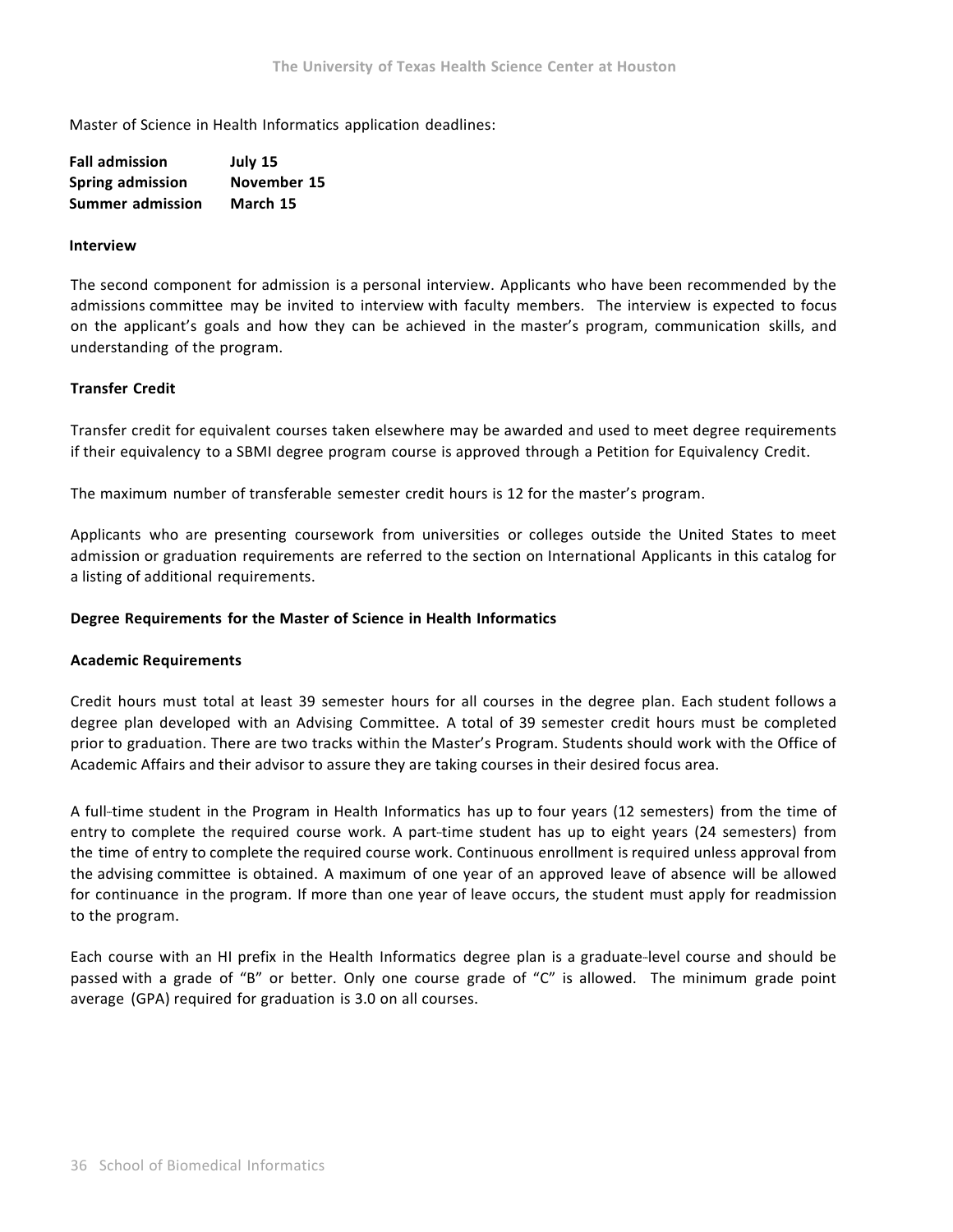Master of Science in Health Informatics application deadlines:

| | |
|---|---|
| **Fall admission** | **July 15** |
| **Spring admission** | **November 15** |
| **Summer admission** | **March 15** |

**Interview**

The second component for admission is a personal interview. Applicants who have been recommended by the admissions committee may be invited to interview with faculty members. The interview is expected to focus on the applicant's goals and how they can be achieved in the master's program, communication skills, and understanding of the program.

**Transfer Credit**

Transfer credit for equivalent courses taken elsewhere may be awarded and used to meet degree requirements if their equivalency to a SBMI degree program course is approved through a Petition for Equivalency Credit.

The maximum number of transferable semester credit hours is 12 for the master's program.

Applicants who are presenting coursework from universities or colleges outside the United States to meet admission or graduation requirements are referred to the section on International Applicants in this catalog for a listing of additional requirements.

**Degree Requirements for the Master of Science in Health Informatics**

**Academic Requirements**

Credit hours must total at least 39 semester hours for all courses in the degree plan. Each student follows a degree plan developed with an Advising Committee. A total of 39 semester credit hours must be completed prior to graduation. There are two tracks within the Master's Program. Students should work with the Office of Academic Affairs and their advisor to assure they are taking courses in their desired focus area.

A full-time student in the Program in Health Informatics has up to four years (12 semesters) from the time of entry to complete the required course work. A part-time student has up to eight years (24 semesters) from the time of entry to complete the required course work. Continuous enrollment is required unless approval from the advising committee is obtained. A maximum of one year of an approved leave of absence will be allowed for continuance in the program. If more than one year of leave occurs, the student must apply for readmission to the program.

Each course with an HI prefix in the Health Informatics degree plan is a graduate-level course and should be passed with a grade of "B" or better. Only one course grade of "C" is allowed. The minimum grade point average (GPA) required for graduation is 3.0 on all courses.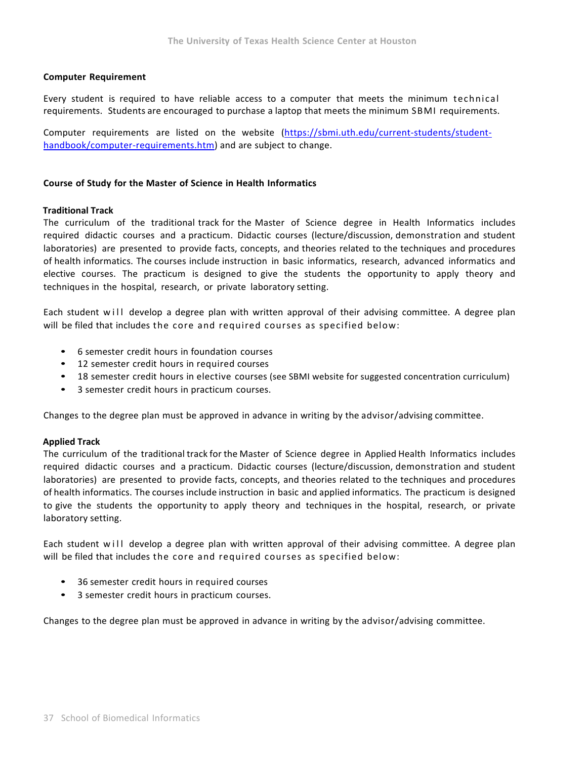**Computer Requirement**

Every student is required to have reliable access to a computer that meets the minimum technical requirements. Students are encouraged to purchase a laptop that meets the minimum SBMI requirements.

Computer requirements are listed on the website ([https://sbmi.uth.edu/current-students/student-handbook/computer-requirements.htm](https://sbmi.uth.edu/current-students/student-handbook/computer-requirements.htm)) and are subject to change.

**Course of Study for the Master of Science in Health Informatics**

**Traditional Track**

The curriculum of the traditional track for the Master of Science degree in Health Informatics includes required didactic courses and a practicum. Didactic courses (lecture/discussion, demonstration and student laboratories) are presented to provide facts, concepts, and theories related to the techniques and procedures of health informatics. The courses include instruction in basic informatics, research, advanced informatics and elective courses. The practicum is designed to give the students the opportunity to apply theory and techniques in the hospital, research, or private laboratory setting.

Each student will develop a degree plan with written approval of their advising committee. A degree plan will be filed that includes the core and required courses as specified below:

- 6 semester credit hours in foundation courses
- 12 semester credit hours in required courses
- 18 semester credit hours in elective courses (see SBMI website for suggested concentration curriculum)
- 3 semester credit hours in practicum courses.

Changes to the degree plan must be approved in advance in writing by the advisor/advising committee.

**Applied Track**

The curriculum of the traditional track for the Master of Science degree in Applied Health Informatics includes required didactic courses and a practicum. Didactic courses (lecture/discussion, demonstration and student laboratories) are presented to provide facts, concepts, and theories related to the techniques and procedures of health informatics. The courses include instruction in basic and applied informatics. The practicum is designed to give the students the opportunity to apply theory and techniques in the hospital, research, or private laboratory setting.

Each student will develop a degree plan with written approval of their advising committee. A degree plan will be filed that includes the core and required courses as specified below:

- 36 semester credit hours in required courses
- 3 semester credit hours in practicum courses.

Changes to the degree plan must be approved in advance in writing by the advisor/advising committee.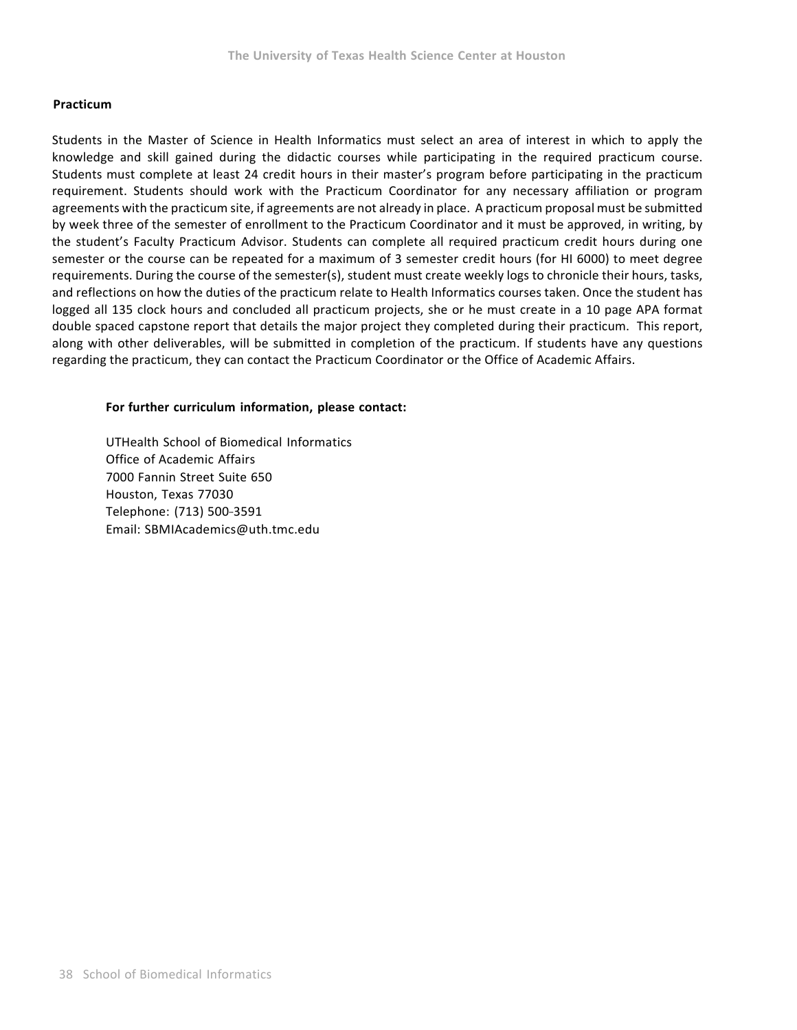**Practicum**

Students in the Master of Science in Health Informatics must select an area of interest in which to apply the knowledge and skill gained during the didactic courses while participating in the required practicum course. Students must complete at least 24 credit hours in their master's program before participating in the practicum requirement. Students should work with the Practicum Coordinator for any necessary affiliation or program agreements with the practicum site, if agreements are not already in place. A practicum proposal must be submitted by week three of the semester of enrollment to the Practicum Coordinator and it must be approved, in writing, by the student's Faculty Practicum Advisor. Students can complete all required practicum credit hours during one semester or the course can be repeated for a maximum of 3 semester credit hours (for HI 6000) to meet degree requirements. During the course of the semester(s), student must create weekly logs to chronicle their hours, tasks, and reflections on how the duties of the practicum relate to Health Informatics courses taken. Once the student has logged all 135 clock hours and concluded all practicum projects, she or he must create in a 10 page APA format double spaced capstone report that details the major project they completed during their practicum. This report, along with other deliverables, will be submitted in completion of the practicum. If students have any questions regarding the practicum, they can contact the Practicum Coordinator or the Office of Academic Affairs.

**For further curriculum information, please contact:**

UTHealth School of Biomedical Informatics
Office of Academic Affairs
7000 Fannin Street Suite 650
Houston, Texas 77030
Telephone: (713) 500-3591
Email: SBMIAcademics@uth.tmc.edu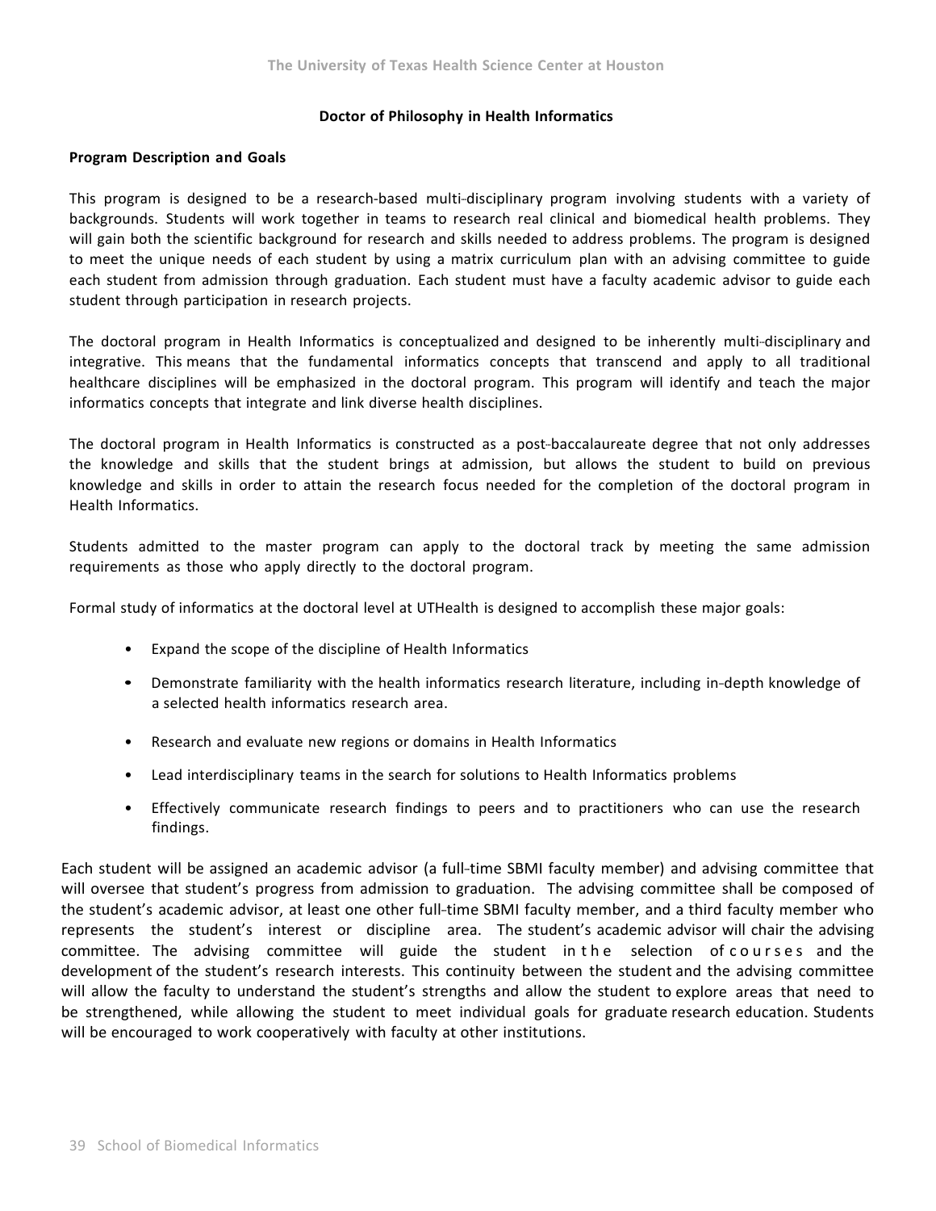## Doctor of Philosophy in Health Informatics

### Program Description and Goals

This program is designed to be a research-based multi-disciplinary program involving students with a variety of backgrounds. Students will work together in teams to research real clinical and biomedical health problems. They will gain both the scientific background for research and skills needed to address problems. The program is designed to meet the unique needs of each student by using a matrix curriculum plan with an advising committee to guide each student from admission through graduation. Each student must have a faculty academic advisor to guide each student through participation in research projects.

The doctoral program in Health Informatics is conceptualized and designed to be inherently multi-disciplinary and integrative. This means that the fundamental informatics concepts that transcend and apply to all traditional healthcare disciplines will be emphasized in the doctoral program. This program will identify and teach the major informatics concepts that integrate and link diverse health disciplines.

The doctoral program in Health Informatics is constructed as a post-baccalaureate degree that not only addresses the knowledge and skills that the student brings at admission, but allows the student to build on previous knowledge and skills in order to attain the research focus needed for the completion of the doctoral program in Health Informatics.

Students admitted to the master program can apply to the doctoral track by meeting the same admission requirements as those who apply directly to the doctoral program.

Formal study of informatics at the doctoral level at UTHealth is designed to accomplish these major goals:

- Expand the scope of the discipline of Health Informatics
- Demonstrate familiarity with the health informatics research literature, including in-depth knowledge of a selected health informatics research area.
- Research and evaluate new regions or domains in Health Informatics
- Lead interdisciplinary teams in the search for solutions to Health Informatics problems
- Effectively communicate research findings to peers and to practitioners who can use the research findings.

Each student will be assigned an academic advisor (a full-time SBMI faculty member) and advising committee that will oversee that student's progress from admission to graduation. The advising committee shall be composed of the student's academic advisor, at least one other full-time SBMI faculty member, and a third faculty member who represents the student's interest or discipline area. The student's academic advisor will chair the advising committee. The advising committee will guide the student in the selection of courses and the development of the student's research interests. This continuity between the student and the advising committee will allow the faculty to understand the student's strengths and allow the student to explore areas that need to be strengthened, while allowing the student to meet individual goals for graduate research education. Students will be encouraged to work cooperatively with faculty at other institutions.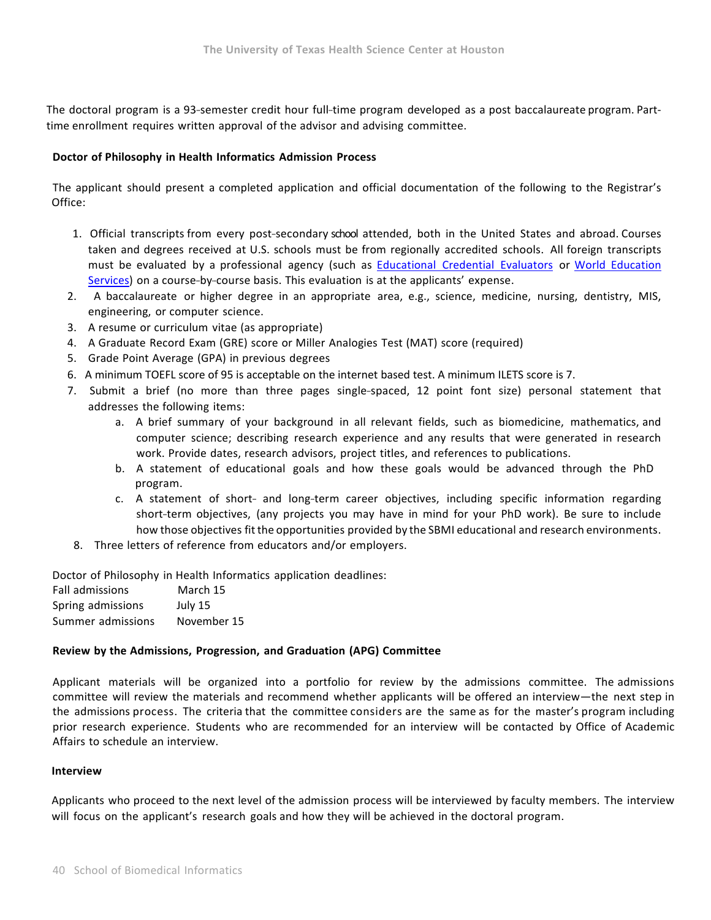The doctoral program is a 93-semester credit hour full-time program developed as a post baccalaureate program. Part-time enrollment requires written approval of the advisor and advising committee.

**Doctor of Philosophy in Health Informatics Admission Process**

The applicant should present a completed application and official documentation of the following to the Registrar's Office:

1. Official transcripts from every post-secondary school attended, both in the United States and abroad. Courses taken and degrees received at U.S. schools must be from regionally accredited schools. All foreign transcripts must be evaluated by a professional agency (such as [Educational Credential Evaluators]() or [World Education Services]()) on a course-by-course basis. This evaluation is at the applicants' expense.
2. A baccalaureate or higher degree in an appropriate area, e.g., science, medicine, nursing, dentistry, MIS, engineering, or computer science.
3. A resume or curriculum vitae (as appropriate)
4. A Graduate Record Exam (GRE) score or Miller Analogies Test (MAT) score (required)
5. Grade Point Average (GPA) in previous degrees
6. A minimum TOEFL score of 95 is acceptable on the internet based test. A minimum ILETS score is 7.
7. Submit a brief (no more than three pages single-spaced, 12 point font size) personal statement that addresses the following items:
   a. A brief summary of your background in all relevant fields, such as biomedicine, mathematics, and computer science; describing research experience and any results that were generated in research work. Provide dates, research advisors, project titles, and references to publications.
   b. A statement of educational goals and how these goals would be advanced through the PhD program.
   c. A statement of short- and long-term career objectives, including specific information regarding short-term objectives, (any projects you may have in mind for your PhD work). Be sure to include how those objectives fit the opportunities provided by the SBMI educational and research environments.
8. Three letters of reference from educators and/or employers.

Doctor of Philosophy in Health Informatics application deadlines:

| | |
|---|---|
| Fall admissions | March 15 |
| Spring admissions | July 15 |
| Summer admissions | November 15 |

**Review by the Admissions, Progression, and Graduation (APG) Committee**

Applicant materials will be organized into a portfolio for review by the admissions committee. The admissions committee will review the materials and recommend whether applicants will be offered an interview—the next step in the admissions process. The criteria that the committee considers are the same as for the master's program including prior research experience. Students who are recommended for an interview will be contacted by Office of Academic Affairs to schedule an interview.

**Interview**

Applicants who proceed to the next level of the admission process will be interviewed by faculty members. The interview will focus on the applicant's research goals and how they will be achieved in the doctoral program.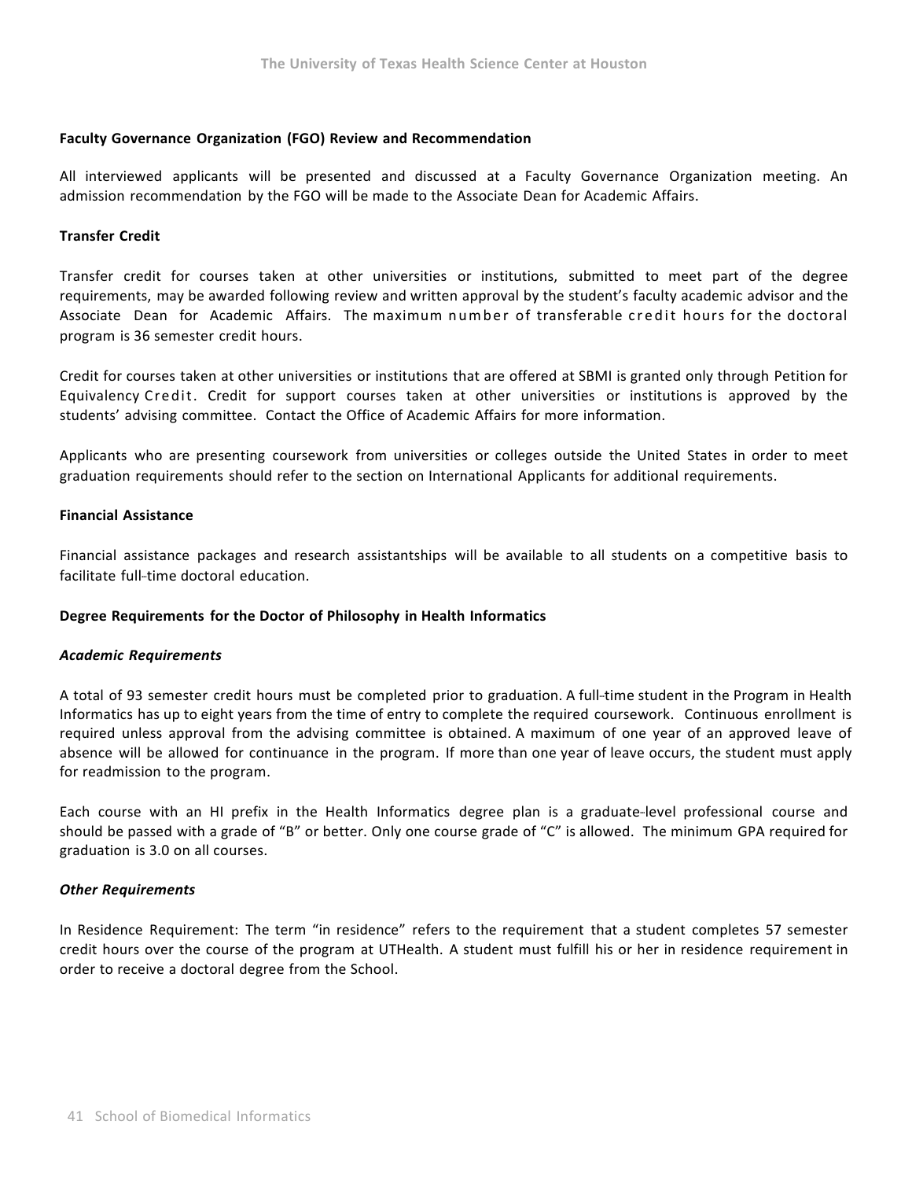**Faculty Governance Organization (FGO) Review and Recommendation**

All interviewed applicants will be presented and discussed at a Faculty Governance Organization meeting. An admission recommendation by the FGO will be made to the Associate Dean for Academic Affairs.

**Transfer Credit**

Transfer credit for courses taken at other universities or institutions, submitted to meet part of the degree requirements, may be awarded following review and written approval by the student's faculty academic advisor and the Associate Dean for Academic Affairs. The maximum number of transferable credit hours for the doctoral program is 36 semester credit hours.

Credit for courses taken at other universities or institutions that are offered at SBMI is granted only through Petition for Equivalency Credit. Credit for support courses taken at other universities or institutions is approved by the students' advising committee. Contact the Office of Academic Affairs for more information.

Applicants who are presenting coursework from universities or colleges outside the United States in order to meet graduation requirements should refer to the section on International Applicants for additional requirements.

**Financial Assistance**

Financial assistance packages and research assistantships will be available to all students on a competitive basis to facilitate full-time doctoral education.

**Degree Requirements for the Doctor of Philosophy in Health Informatics**

***Academic Requirements***

A total of 93 semester credit hours must be completed prior to graduation. A full-time student in the Program in Health Informatics has up to eight years from the time of entry to complete the required coursework. Continuous enrollment is required unless approval from the advising committee is obtained. A maximum of one year of an approved leave of absence will be allowed for continuance in the program. If more than one year of leave occurs, the student must apply for readmission to the program.

Each course with an HI prefix in the Health Informatics degree plan is a graduate-level professional course and should be passed with a grade of "B" or better. Only one course grade of "C" is allowed. The minimum GPA required for graduation is 3.0 on all courses.

***Other Requirements***

In Residence Requirement: The term "in residence" refers to the requirement that a student completes 57 semester credit hours over the course of the program at UTHealth. A student must fulfill his or her in residence requirement in order to receive a doctoral degree from the School.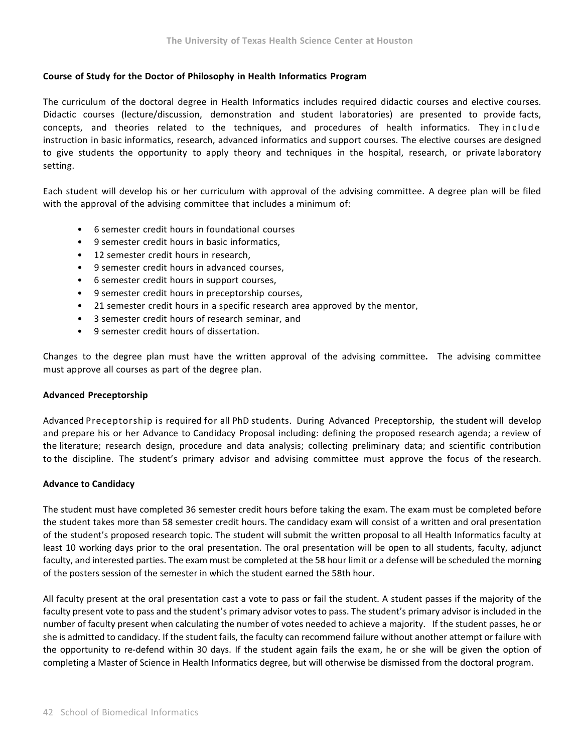**Course of Study for the Doctor of Philosophy in Health Informatics Program**

The curriculum of the doctoral degree in Health Informatics includes required didactic courses and elective courses. Didactic courses (lecture/discussion, demonstration and student laboratories) are presented to provide facts, concepts, and theories related to the techniques, and procedures of health informatics. They include instruction in basic informatics, research, advanced informatics and support courses. The elective courses are designed to give students the opportunity to apply theory and techniques in the hospital, research, or private laboratory setting.

Each student will develop his or her curriculum with approval of the advising committee. A degree plan will be filed with the approval of the advising committee that includes a minimum of:

- 6 semester credit hours in foundational courses
- 9 semester credit hours in basic informatics,
- 12 semester credit hours in research,
- 9 semester credit hours in advanced courses,
- 6 semester credit hours in support courses,
- 9 semester credit hours in preceptorship courses,
- 21 semester credit hours in a specific research area approved by the mentor,
- 3 semester credit hours of research seminar, and
- 9 semester credit hours of dissertation.

Changes to the degree plan must have the written approval of the advising committee**.** The advising committee must approve all courses as part of the degree plan.

**Advanced Preceptorship**

Advanced Preceptorship is required for all PhD students. During Advanced Preceptorship, the student will develop and prepare his or her Advance to Candidacy Proposal including: defining the proposed research agenda; a review of the literature; research design, procedure and data analysis; collecting preliminary data; and scientific contribution to the discipline. The student's primary advisor and advising committee must approve the focus of the research.

**Advance to Candidacy**

The student must have completed 36 semester credit hours before taking the exam. The exam must be completed before the student takes more than 58 semester credit hours. The candidacy exam will consist of a written and oral presentation of the student's proposed research topic. The student will submit the written proposal to all Health Informatics faculty at least 10 working days prior to the oral presentation. The oral presentation will be open to all students, faculty, adjunct faculty, and interested parties. The exam must be completed at the 58 hour limit or a defense will be scheduled the morning of the posters session of the semester in which the student earned the 58th hour.

All faculty present at the oral presentation cast a vote to pass or fail the student. A student passes if the majority of the faculty present vote to pass and the student's primary advisor votes to pass. The student's primary advisor is included in the number of faculty present when calculating the number of votes needed to achieve a majority. If the student passes, he or she is admitted to candidacy. If the student fails, the faculty can recommend failure without another attempt or failure with the opportunity to re-defend within 30 days. If the student again fails the exam, he or she will be given the option of completing a Master of Science in Health Informatics degree, but will otherwise be dismissed from the doctoral program.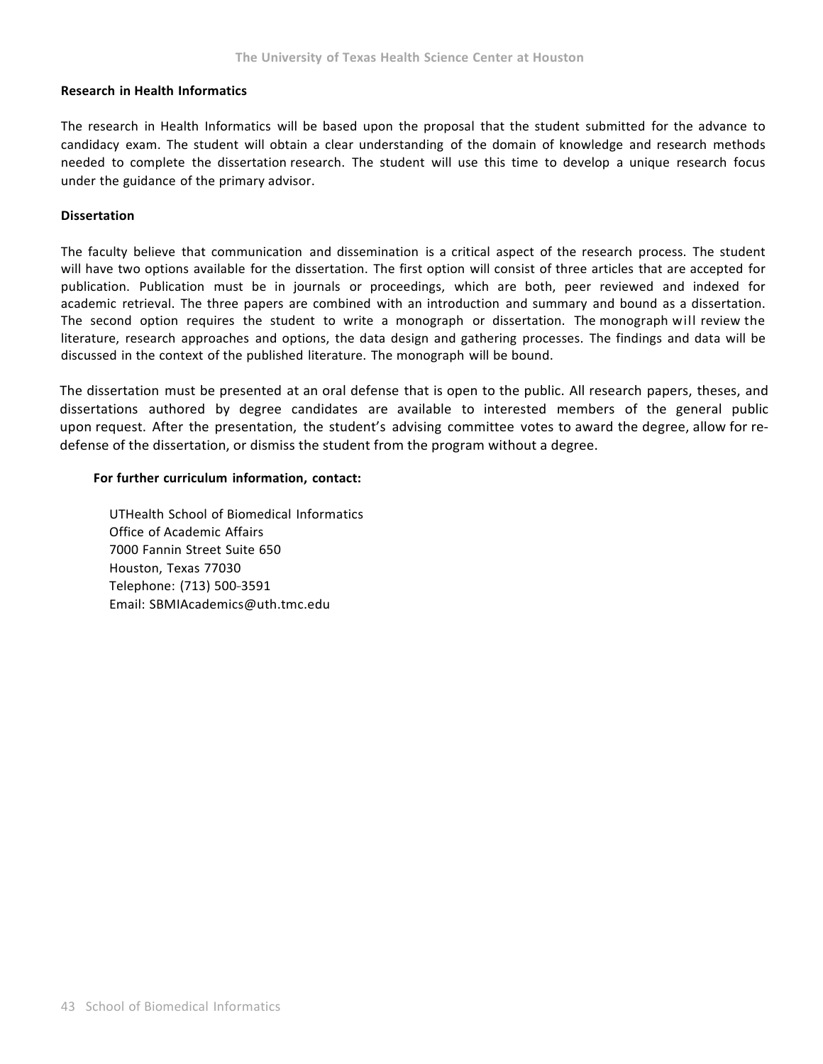**Research in Health Informatics**

The research in Health Informatics will be based upon the proposal that the student submitted for the advance to candidacy exam. The student will obtain a clear understanding of the domain of knowledge and research methods needed to complete the dissertation research. The student will use this time to develop a unique research focus under the guidance of the primary advisor.

**Dissertation**

The faculty believe that communication and dissemination is a critical aspect of the research process. The student will have two options available for the dissertation. The first option will consist of three articles that are accepted for publication. Publication must be in journals or proceedings, which are both, peer reviewed and indexed for academic retrieval. The three papers are combined with an introduction and summary and bound as a dissertation. The second option requires the student to write a monograph or dissertation. The monograph will review the literature, research approaches and options, the data design and gathering processes. The findings and data will be discussed in the context of the published literature. The monograph will be bound.

The dissertation must be presented at an oral defense that is open to the public. All research papers, theses, and dissertations authored by degree candidates are available to interested members of the general public upon request. After the presentation, the student's advising committee votes to award the degree, allow for re-defense of the dissertation, or dismiss the student from the program without a degree.

**For further curriculum information, contact:**

UTHealth School of Biomedical Informatics
Office of Academic Affairs
7000 Fannin Street Suite 650
Houston, Texas 77030
Telephone: (713) 500-3591
Email: SBMIAcademics@uth.tmc.edu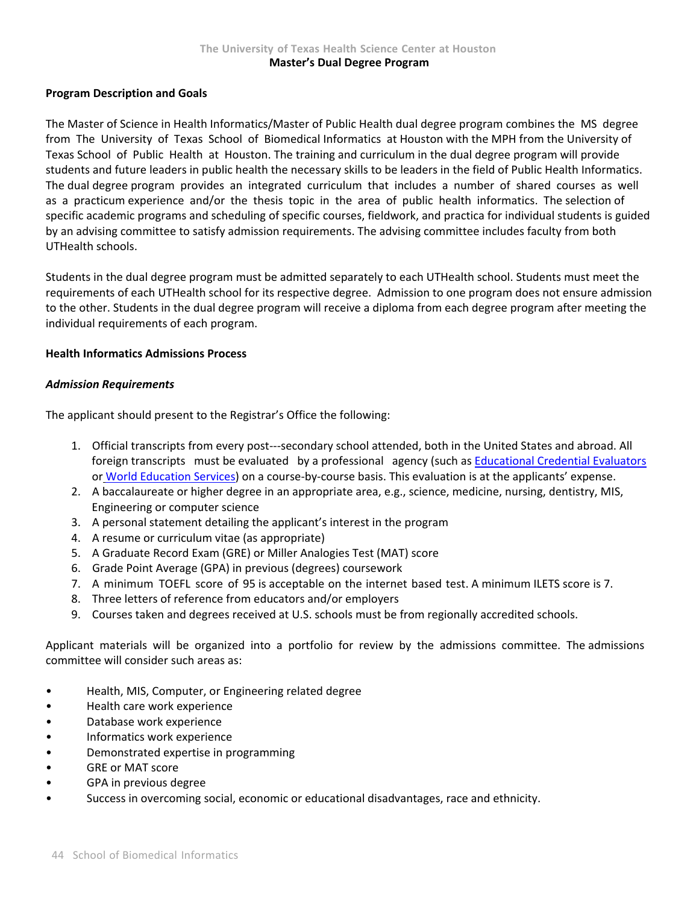The University of Texas Health Science Center at Houston

**Master's Dual Degree Program**

**Program Description and Goals**

The Master of Science in Health Informatics/Master of Public Health dual degree program combines the MS degree from The University of Texas School of Biomedical Informatics at Houston with the MPH from the University of Texas School of Public Health at Houston. The training and curriculum in the dual degree program will provide students and future leaders in public health the necessary skills to be leaders in the field of Public Health Informatics. The dual degree program provides an integrated curriculum that includes a number of shared courses as well as a practicum experience and/or the thesis topic in the area of public health informatics. The selection of specific academic programs and scheduling of specific courses, fieldwork, and practica for individual students is guided by an advising committee to satisfy admission requirements. The advising committee includes faculty from both UTHealth schools.

Students in the dual degree program must be admitted separately to each UTHealth school. Students must meet the requirements of each UTHealth school for its respective degree. Admission to one program does not ensure admission to the other. Students in the dual degree program will receive a diploma from each degree program after meeting the individual requirements of each program.

**Health Informatics Admissions Process**

***Admission Requirements***

The applicant should present to the Registrar's Office the following:

1. Official transcripts from every post---secondary school attended, both in the United States and abroad. All foreign transcripts must be evaluated by a professional agency (such as Educational Credential Evaluators or World Education Services) on a course-by-course basis. This evaluation is at the applicants' expense.
2. A baccalaureate or higher degree in an appropriate area, e.g., science, medicine, nursing, dentistry, MIS, Engineering or computer science
3. A personal statement detailing the applicant's interest in the program
4. A resume or curriculum vitae (as appropriate)
5. A Graduate Record Exam (GRE) or Miller Analogies Test (MAT) score
6. Grade Point Average (GPA) in previous (degrees) coursework
7. A minimum TOEFL score of 95 is acceptable on the internet based test. A minimum ILETS score is 7.
8. Three letters of reference from educators and/or employers
9. Courses taken and degrees received at U.S. schools must be from regionally accredited schools.

Applicant materials will be organized into a portfolio for review by the admissions committee. The admissions committee will consider such areas as:

- Health, MIS, Computer, or Engineering related degree
- Health care work experience
- Database work experience
- Informatics work experience
- Demonstrated expertise in programming
- GRE or MAT score
- GPA in previous degree
- Success in overcoming social, economic or educational disadvantages, race and ethnicity.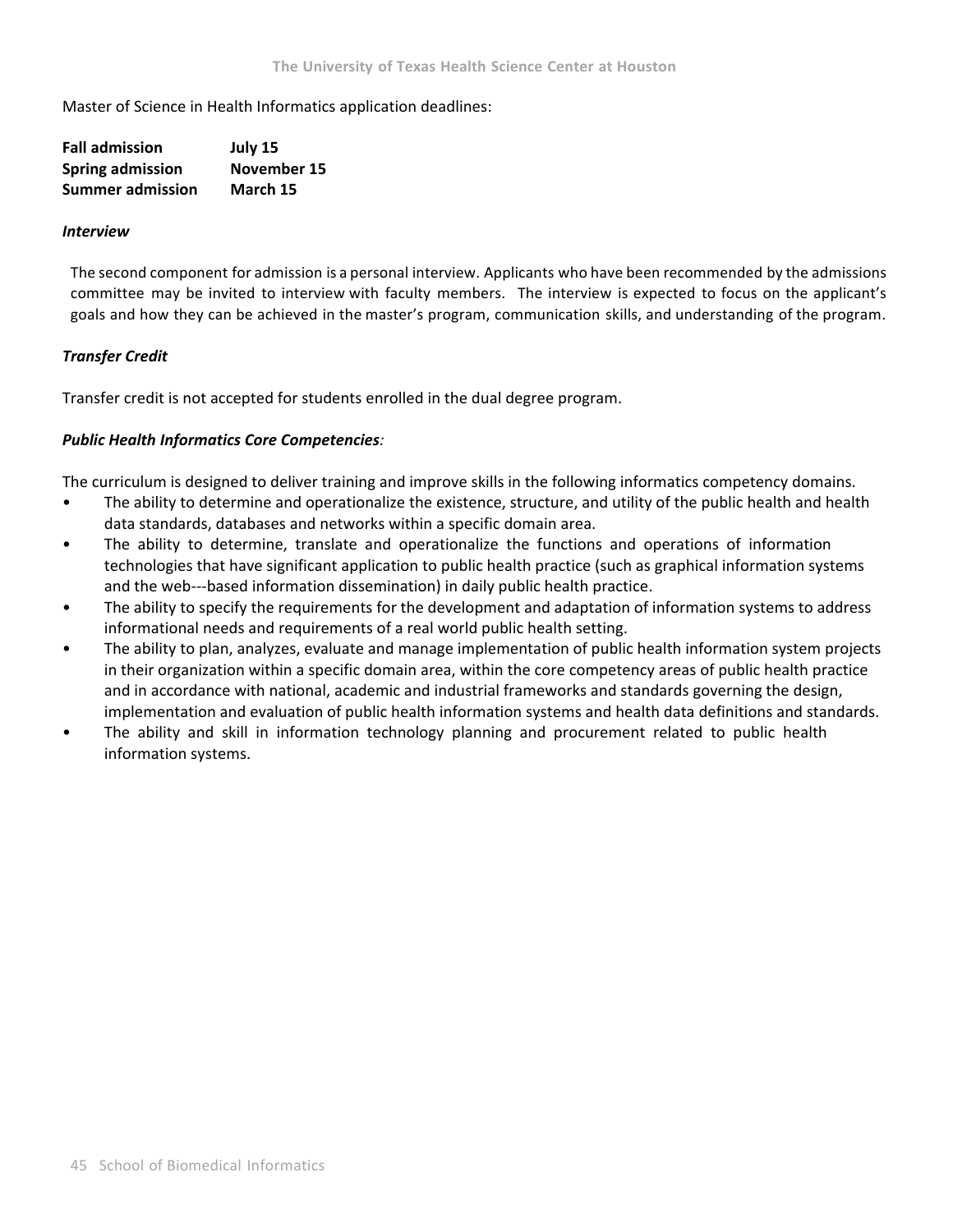Master of Science in Health Informatics application deadlines:

| | |
|---|---|
| **Fall admission** | **July 15** |
| **Spring admission** | **November 15** |
| **Summer admission** | **March 15** |

***Interview***

The second component for admission is a personal interview. Applicants who have been recommended by the admissions committee may be invited to interview with faculty members. The interview is expected to focus on the applicant's goals and how they can be achieved in the master's program, communication skills, and understanding of the program.

***Transfer Credit***

Transfer credit is not accepted for students enrolled in the dual degree program.

***Public Health Informatics Core Competencies**:*

The curriculum is designed to deliver training and improve skills in the following informatics competency domains.

- The ability to determine and operationalize the existence, structure, and utility of the public health and health data standards, databases and networks within a specific domain area.
- The ability to determine, translate and operationalize the functions and operations of information technologies that have significant application to public health practice (such as graphical information systems and the web---based information dissemination) in daily public health practice.
- The ability to specify the requirements for the development and adaptation of information systems to address informational needs and requirements of a real world public health setting.
- The ability to plan, analyzes, evaluate and manage implementation of public health information system projects in their organization within a specific domain area, within the core competency areas of public health practice and in accordance with national, academic and industrial frameworks and standards governing the design, implementation and evaluation of public health information systems and health data definitions and standards.
- The ability and skill in information technology planning and procurement related to public health information systems.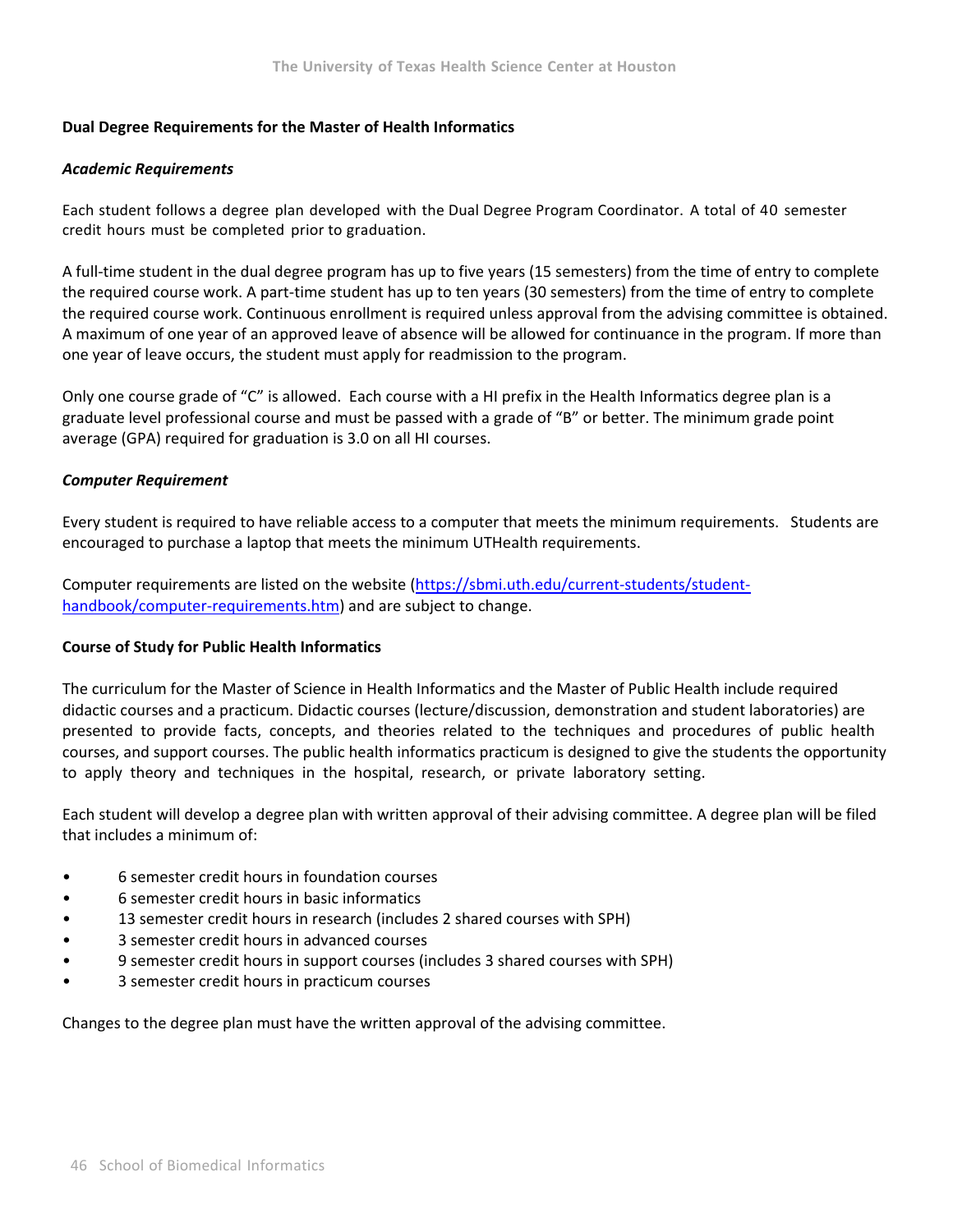## Dual Degree Requirements for the Master of Health Informatics

### *Academic Requirements*

Each student follows a degree plan developed with the Dual Degree Program Coordinator. A total of 40 semester credit hours must be completed prior to graduation.

A full-time student in the dual degree program has up to five years (15 semesters) from the time of entry to complete the required course work. A part-time student has up to ten years (30 semesters) from the time of entry to complete the required course work. Continuous enrollment is required unless approval from the advising committee is obtained. A maximum of one year of an approved leave of absence will be allowed for continuance in the program. If more than one year of leave occurs, the student must apply for readmission to the program.

Only one course grade of "C" is allowed. Each course with a HI prefix in the Health Informatics degree plan is a graduate level professional course and must be passed with a grade of "B" or better. The minimum grade point average (GPA) required for graduation is 3.0 on all HI courses.

### *Computer Requirement*

Every student is required to have reliable access to a computer that meets the minimum requirements. Students are encouraged to purchase a laptop that meets the minimum UTHealth requirements.

Computer requirements are listed on the website (https://sbmi.uth.edu/current-students/student-handbook/computer-requirements.htm) and are subject to change.

## Course of Study for Public Health Informatics

The curriculum for the Master of Science in Health Informatics and the Master of Public Health include required didactic courses and a practicum. Didactic courses (lecture/discussion, demonstration and student laboratories) are presented to provide facts, concepts, and theories related to the techniques and procedures of public health courses, and support courses. The public health informatics practicum is designed to give the students the opportunity to apply theory and techniques in the hospital, research, or private laboratory setting.

Each student will develop a degree plan with written approval of their advising committee. A degree plan will be filed that includes a minimum of:

- 6 semester credit hours in foundation courses
- 6 semester credit hours in basic informatics
- 13 semester credit hours in research (includes 2 shared courses with SPH)
- 3 semester credit hours in advanced courses
- 9 semester credit hours in support courses (includes 3 shared courses with SPH)
- 3 semester credit hours in practicum courses

Changes to the degree plan must have the written approval of the advising committee.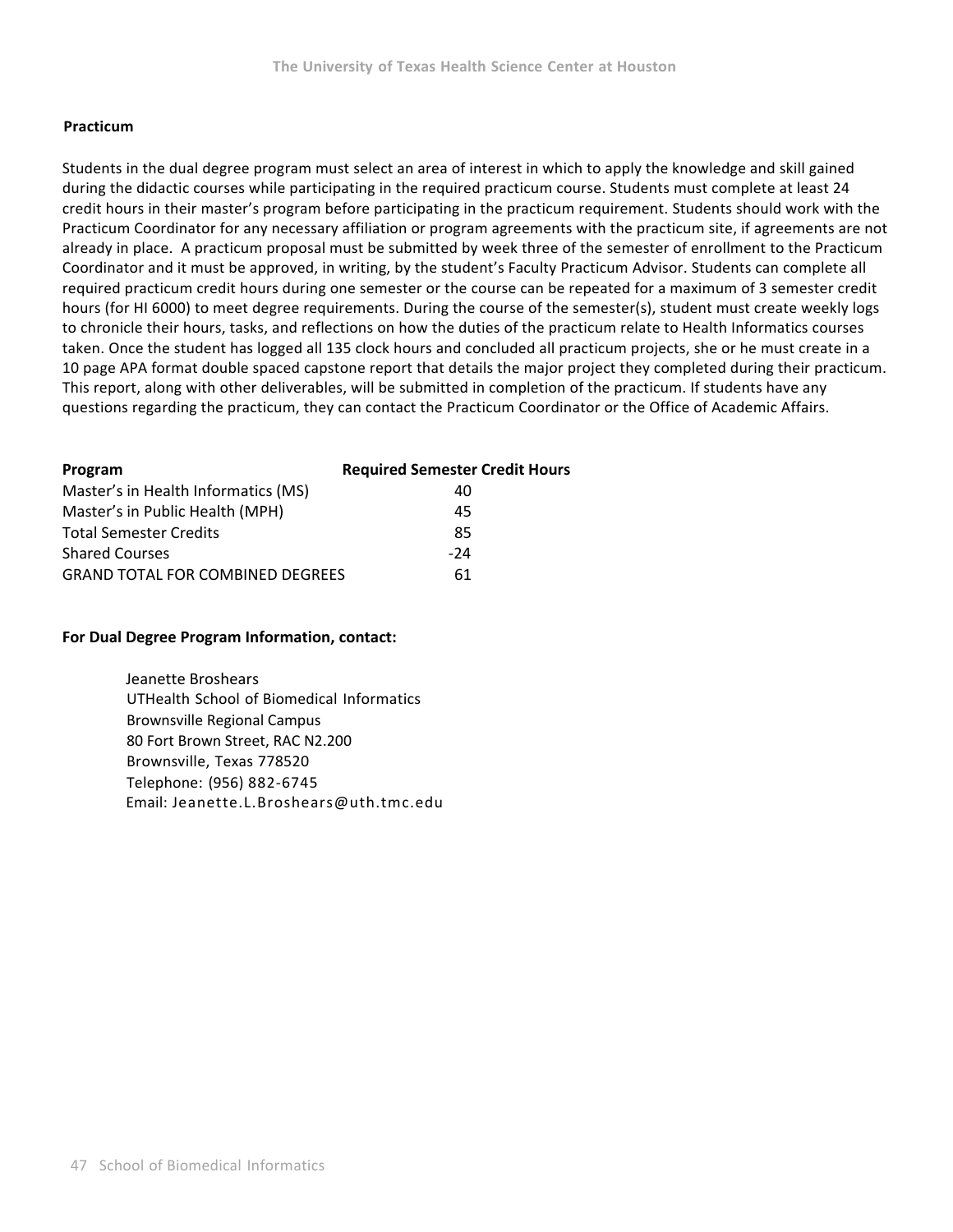### Practicum

Students in the dual degree program must select an area of interest in which to apply the knowledge and skill gained during the didactic courses while participating in the required practicum course. Students must complete at least 24 credit hours in their master's program before participating in the practicum requirement. Students should work with the Practicum Coordinator for any necessary affiliation or program agreements with the practicum site, if agreements are not already in place. A practicum proposal must be submitted by week three of the semester of enrollment to the Practicum Coordinator and it must be approved, in writing, by the student's Faculty Practicum Advisor. Students can complete all required practicum credit hours during one semester or the course can be repeated for a maximum of 3 semester credit hours (for HI 6000) to meet degree requirements. During the course of the semester(s), student must create weekly logs to chronicle their hours, tasks, and reflections on how the duties of the practicum relate to Health Informatics courses taken. Once the student has logged all 135 clock hours and concluded all practicum projects, she or he must create in a 10 page APA format double spaced capstone report that details the major project they completed during their practicum. This report, along with other deliverables, will be submitted in completion of the practicum. If students have any questions regarding the practicum, they can contact the Practicum Coordinator or the Office of Academic Affairs.

| Program | Required Semester Credit Hours |
|---|---|
| Master's in Health Informatics (MS) | 40 |
| Master's in Public Health (MPH) | 45 |
| Total Semester Credits | 85 |
| Shared Courses | -24 |
| GRAND TOTAL FOR COMBINED DEGREES | 61 |

**For Dual Degree Program Information, contact:**

Jeanette Broshears
UTHealth School of Biomedical Informatics
Brownsville Regional Campus
80 Fort Brown Street, RAC N2.200
Brownsville, Texas 778520
Telephone: (956) 882-6745
Email: Jeanette.L.Broshears@uth.tmc.edu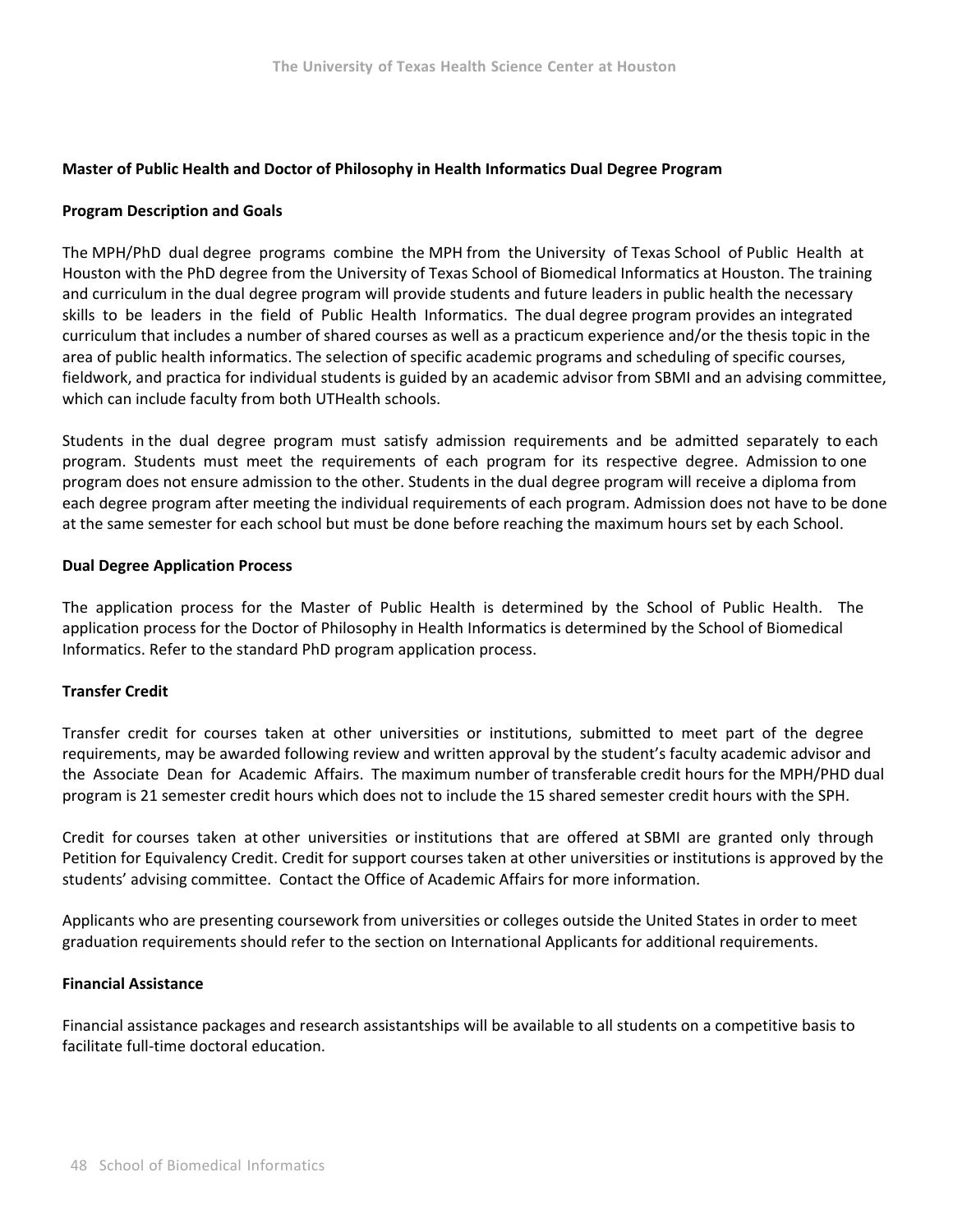## Master of Public Health and Doctor of Philosophy in Health Informatics Dual Degree Program

### Program Description and Goals

The MPH/PhD dual degree programs combine the MPH from the University of Texas School of Public Health at Houston with the PhD degree from the University of Texas School of Biomedical Informatics at Houston. The training and curriculum in the dual degree program will provide students and future leaders in public health the necessary skills to be leaders in the field of Public Health Informatics. The dual degree program provides an integrated curriculum that includes a number of shared courses as well as a practicum experience and/or the thesis topic in the area of public health informatics. The selection of specific academic programs and scheduling of specific courses, fieldwork, and practica for individual students is guided by an academic advisor from SBMI and an advising committee, which can include faculty from both UTHealth schools.

Students in the dual degree program must satisfy admission requirements and be admitted separately to each program. Students must meet the requirements of each program for its respective degree. Admission to one program does not ensure admission to the other. Students in the dual degree program will receive a diploma from each degree program after meeting the individual requirements of each program. Admission does not have to be done at the same semester for each school but must be done before reaching the maximum hours set by each School.

### Dual Degree Application Process

The application process for the Master of Public Health is determined by the School of Public Health. The application process for the Doctor of Philosophy in Health Informatics is determined by the School of Biomedical Informatics. Refer to the standard PhD program application process.

### Transfer Credit

Transfer credit for courses taken at other universities or institutions, submitted to meet part of the degree requirements, may be awarded following review and written approval by the student's faculty academic advisor and the Associate Dean for Academic Affairs. The maximum number of transferable credit hours for the MPH/PHD dual program is 21 semester credit hours which does not to include the 15 shared semester credit hours with the SPH.

Credit for courses taken at other universities or institutions that are offered at SBMI are granted only through Petition for Equivalency Credit. Credit for support courses taken at other universities or institutions is approved by the students' advising committee. Contact the Office of Academic Affairs for more information.

Applicants who are presenting coursework from universities or colleges outside the United States in order to meet graduation requirements should refer to the section on International Applicants for additional requirements.

### Financial Assistance

Financial assistance packages and research assistantships will be available to all students on a competitive basis to facilitate full-time doctoral education.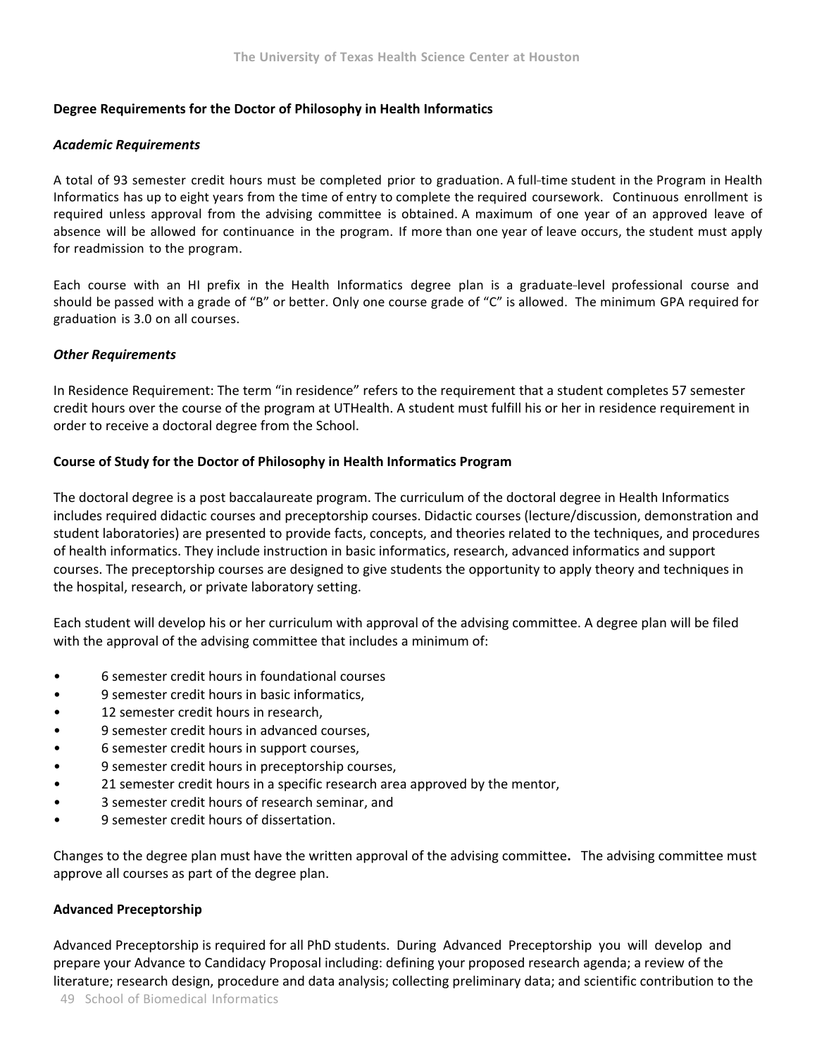### Degree Requirements for the Doctor of Philosophy in Health Informatics

#### *Academic Requirements*

A total of 93 semester credit hours must be completed prior to graduation. A full-time student in the Program in Health Informatics has up to eight years from the time of entry to complete the required coursework. Continuous enrollment is required unless approval from the advising committee is obtained. A maximum of one year of an approved leave of absence will be allowed for continuance in the program. If more than one year of leave occurs, the student must apply for readmission to the program.

Each course with an HI prefix in the Health Informatics degree plan is a graduate-level professional course and should be passed with a grade of "B" or better. Only one course grade of "C" is allowed. The minimum GPA required for graduation is 3.0 on all courses.

#### *Other Requirements*

In Residence Requirement: The term "in residence" refers to the requirement that a student completes 57 semester credit hours over the course of the program at UTHealth. A student must fulfill his or her in residence requirement in order to receive a doctoral degree from the School.

### Course of Study for the Doctor of Philosophy in Health Informatics Program

The doctoral degree is a post baccalaureate program. The curriculum of the doctoral degree in Health Informatics includes required didactic courses and preceptorship courses. Didactic courses (lecture/discussion, demonstration and student laboratories) are presented to provide facts, concepts, and theories related to the techniques, and procedures of health informatics. They include instruction in basic informatics, research, advanced informatics and support courses. The preceptorship courses are designed to give students the opportunity to apply theory and techniques in the hospital, research, or private laboratory setting.

Each student will develop his or her curriculum with approval of the advising committee. A degree plan will be filed with the approval of the advising committee that includes a minimum of:

- 6 semester credit hours in foundational courses
- 9 semester credit hours in basic informatics,
- 12 semester credit hours in research,
- 9 semester credit hours in advanced courses,
- 6 semester credit hours in support courses,
- 9 semester credit hours in preceptorship courses,
- 21 semester credit hours in a specific research area approved by the mentor,
- 3 semester credit hours of research seminar, and
- 9 semester credit hours of dissertation.

Changes to the degree plan must have the written approval of the advising committee**.** The advising committee must approve all courses as part of the degree plan.

### Advanced Preceptorship

Advanced Preceptorship is required for all PhD students. During Advanced Preceptorship you will develop and prepare your Advance to Candidacy Proposal including: defining your proposed research agenda; a review of the literature; research design, procedure and data analysis; collecting preliminary data; and scientific contribution to the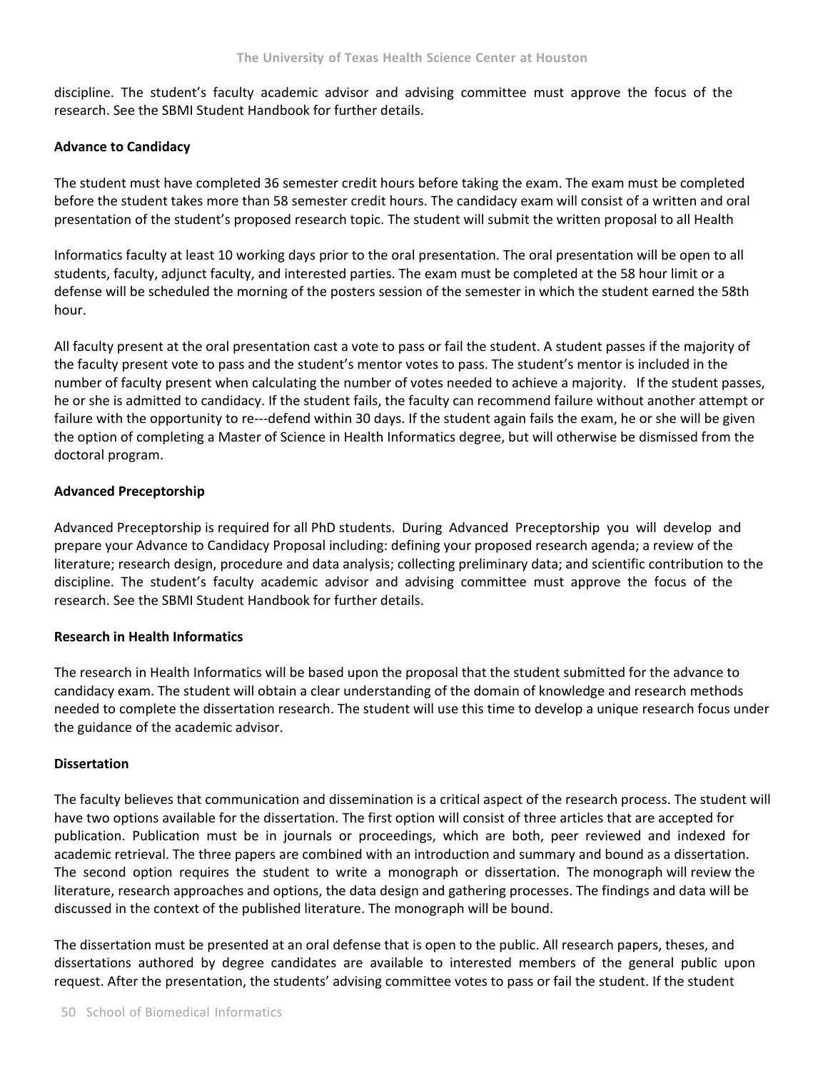discipline. The student's faculty academic advisor and advising committee must approve the focus of the research. See the SBMI Student Handbook for further details.

**Advance to Candidacy**

The student must have completed 36 semester credit hours before taking the exam. The exam must be completed before the student takes more than 58 semester credit hours. The candidacy exam will consist of a written and oral presentation of the student's proposed research topic. The student will submit the written proposal to all Health

Informatics faculty at least 10 working days prior to the oral presentation. The oral presentation will be open to all students, faculty, adjunct faculty, and interested parties. The exam must be completed at the 58 hour limit or a defense will be scheduled the morning of the posters session of the semester in which the student earned the 58th hour.

All faculty present at the oral presentation cast a vote to pass or fail the student. A student passes if the majority of the faculty present vote to pass and the student's mentor votes to pass. The student's mentor is included in the number of faculty present when calculating the number of votes needed to achieve a majority. If the student passes, he or she is admitted to candidacy. If the student fails, the faculty can recommend failure without another attempt or failure with the opportunity to re---defend within 30 days. If the student again fails the exam, he or she will be given the option of completing a Master of Science in Health Informatics degree, but will otherwise be dismissed from the doctoral program.

**Advanced Preceptorship**

Advanced Preceptorship is required for all PhD students. During Advanced Preceptorship you will develop and prepare your Advance to Candidacy Proposal including: defining your proposed research agenda; a review of the literature; research design, procedure and data analysis; collecting preliminary data; and scientific contribution to the discipline. The student's faculty academic advisor and advising committee must approve the focus of the research. See the SBMI Student Handbook for further details.

**Research in Health Informatics**

The research in Health Informatics will be based upon the proposal that the student submitted for the advance to candidacy exam. The student will obtain a clear understanding of the domain of knowledge and research methods needed to complete the dissertation research. The student will use this time to develop a unique research focus under the guidance of the academic advisor.

**Dissertation**

The faculty believes that communication and dissemination is a critical aspect of the research process. The student will have two options available for the dissertation. The first option will consist of three articles that are accepted for publication. Publication must be in journals or proceedings, which are both, peer reviewed and indexed for academic retrieval. The three papers are combined with an introduction and summary and bound as a dissertation. The second option requires the student to write a monograph or dissertation. The monograph will review the literature, research approaches and options, the data design and gathering processes. The findings and data will be discussed in the context of the published literature. The monograph will be bound.

The dissertation must be presented at an oral defense that is open to the public. All research papers, theses, and dissertations authored by degree candidates are available to interested members of the general public upon request. After the presentation, the students' advising committee votes to pass or fail the student. If the student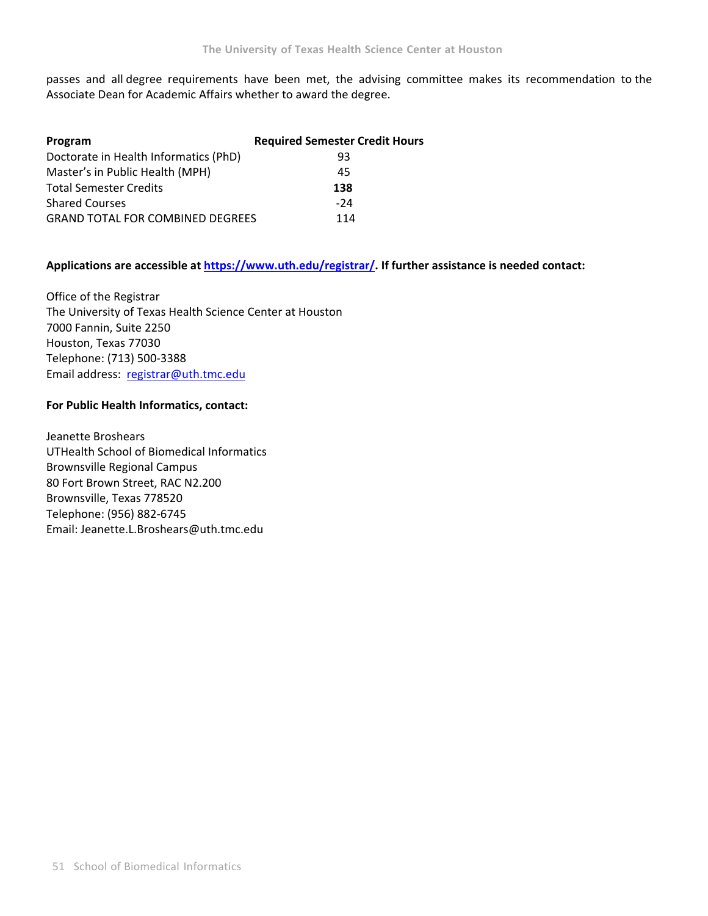passes and all degree requirements have been met, the advising committee makes its recommendation to the Associate Dean for Academic Affairs whether to award the degree.

| Program | Required Semester Credit Hours |
|---|---|
| Doctorate in Health Informatics (PhD) | 93 |
| Master's in Public Health (MPH) | 45 |
| Total Semester Credits | **138** |
| Shared Courses | -24 |
| GRAND TOTAL FOR COMBINED DEGREES | 114 |

**Applications are accessible at [https://www.uth.edu/registrar/](https://www.uth.edu/registrar/). If further assistance is needed contact:**

Office of the Registrar
The University of Texas Health Science Center at Houston
7000 Fannin, Suite 2250
Houston, Texas 77030
Telephone: (713) 500-3388
Email address: [registrar@uth.tmc.edu](mailto:registrar@uth.tmc.edu)

**For Public Health Informatics, contact:**

Jeanette Broshears
UTHealth School of Biomedical Informatics
Brownsville Regional Campus
80 Fort Brown Street, RAC N2.200
Brownsville, Texas 778520
Telephone: (956) 882-6745
Email: Jeanette.L.Broshears@uth.tmc.edu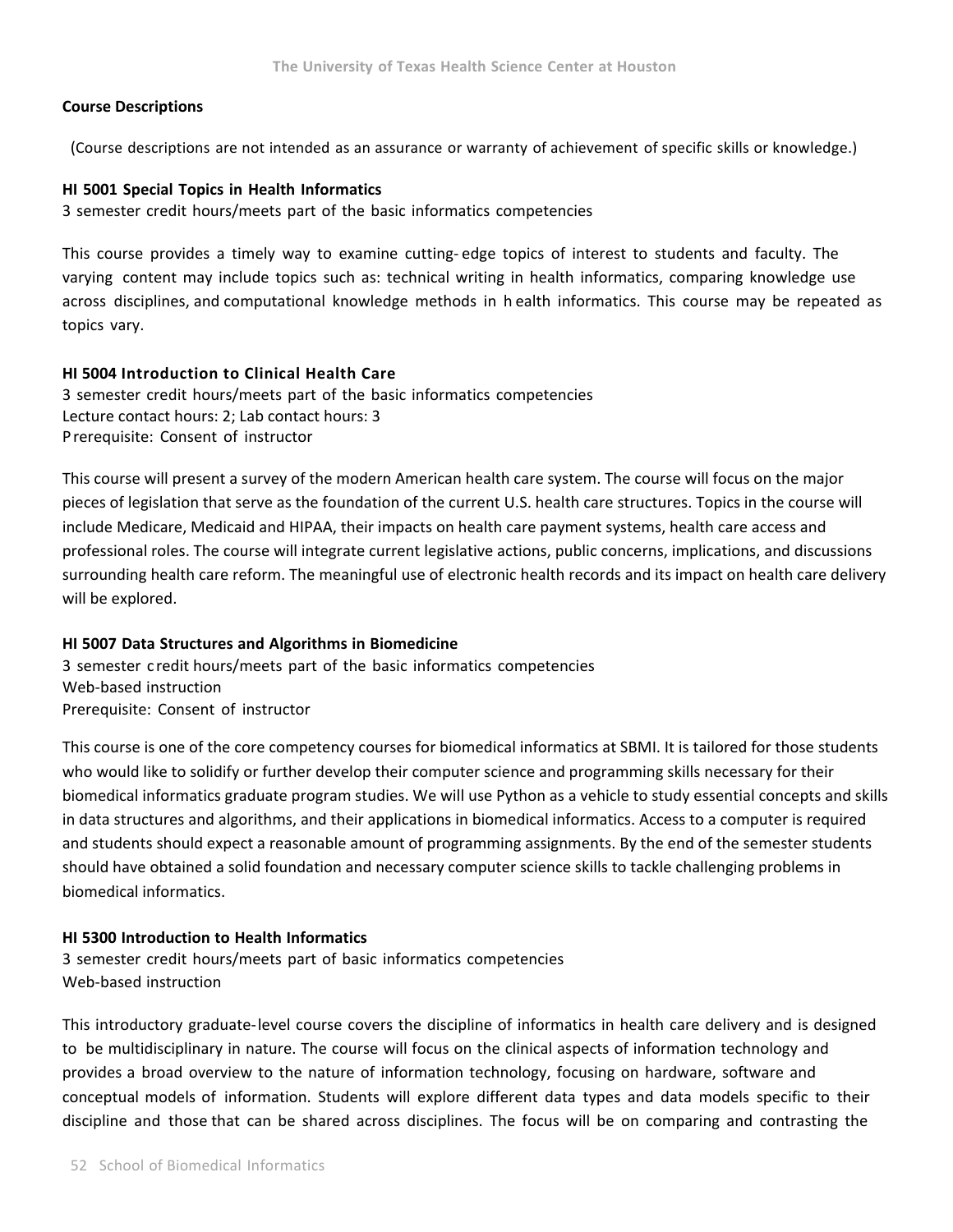**Course Descriptions**

(Course descriptions are not intended as an assurance or warranty of achievement of specific skills or knowledge.)

**HI 5001 Special Topics in Health Informatics**

3 semester credit hours/meets part of the basic informatics competencies

This course provides a timely way to examine cutting-edge topics of interest to students and faculty. The varying content may include topics such as: technical writing in health informatics, comparing knowledge use across disciplines, and computational knowledge methods in health informatics. This course may be repeated as topics vary.

**HI 5004 Introduction to Clinical Health Care**

3 semester credit hours/meets part of the basic informatics competencies
Lecture contact hours: 2; Lab contact hours: 3
Prerequisite: Consent of instructor

This course will present a survey of the modern American health care system. The course will focus on the major pieces of legislation that serve as the foundation of the current U.S. health care structures. Topics in the course will include Medicare, Medicaid and HIPAA, their impacts on health care payment systems, health care access and professional roles. The course will integrate current legislative actions, public concerns, implications, and discussions surrounding health care reform. The meaningful use of electronic health records and its impact on health care delivery will be explored.

**HI 5007 Data Structures and Algorithms in Biomedicine**

3 semester credit hours/meets part of the basic informatics competencies
Web-based instruction
Prerequisite: Consent of instructor

This course is one of the core competency courses for biomedical informatics at SBMI. It is tailored for those students who would like to solidify or further develop their computer science and programming skills necessary for their biomedical informatics graduate program studies. We will use Python as a vehicle to study essential concepts and skills in data structures and algorithms, and their applications in biomedical informatics. Access to a computer is required and students should expect a reasonable amount of programming assignments. By the end of the semester students should have obtained a solid foundation and necessary computer science skills to tackle challenging problems in biomedical informatics.

**HI 5300 Introduction to Health Informatics**

3 semester credit hours/meets part of basic informatics competencies
Web-based instruction

This introductory graduate-level course covers the discipline of informatics in health care delivery and is designed to be multidisciplinary in nature. The course will focus on the clinical aspects of information technology and provides a broad overview to the nature of information technology, focusing on hardware, software and conceptual models of information. Students will explore different data types and data models specific to their discipline and those that can be shared across disciplines. The focus will be on comparing and contrasting the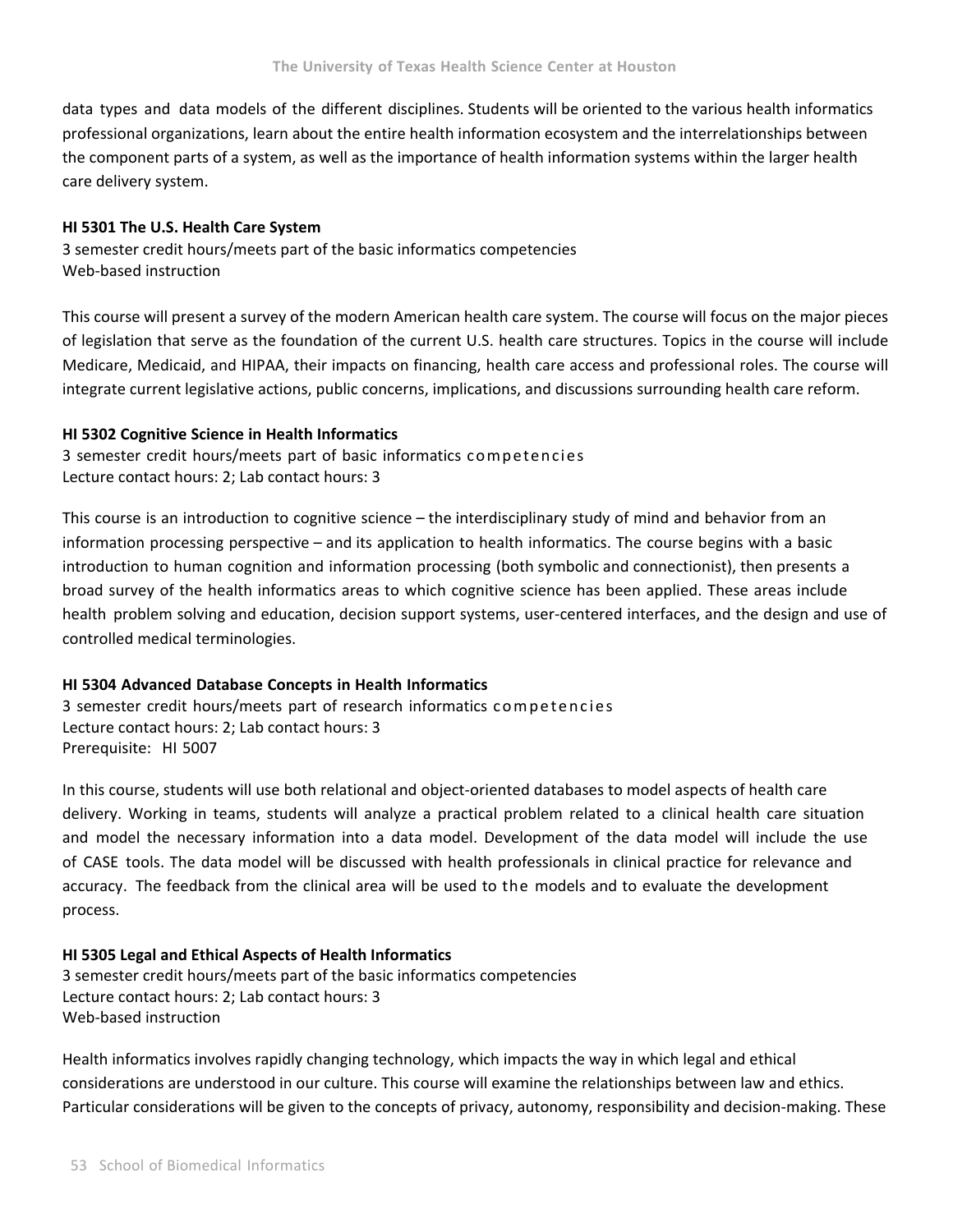data types and data models of the different disciplines. Students will be oriented to the various health informatics professional organizations, learn about the entire health information ecosystem and the interrelationships between the component parts of a system, as well as the importance of health information systems within the larger health care delivery system.

**HI 5301 The U.S. Health Care System**

3 semester credit hours/meets part of the basic informatics competencies
Web-based instruction

This course will present a survey of the modern American health care system. The course will focus on the major pieces of legislation that serve as the foundation of the current U.S. health care structures. Topics in the course will include Medicare, Medicaid, and HIPAA, their impacts on financing, health care access and professional roles. The course will integrate current legislative actions, public concerns, implications, and discussions surrounding health care reform.

**HI 5302 Cognitive Science in Health Informatics**

3 semester credit hours/meets part of basic informatics competencies
Lecture contact hours: 2; Lab contact hours: 3

This course is an introduction to cognitive science – the interdisciplinary study of mind and behavior from an information processing perspective – and its application to health informatics. The course begins with a basic introduction to human cognition and information processing (both symbolic and connectionist), then presents a broad survey of the health informatics areas to which cognitive science has been applied. These areas include health problem solving and education, decision support systems, user-centered interfaces, and the design and use of controlled medical terminologies.

**HI 5304 Advanced Database Concepts in Health Informatics**

3 semester credit hours/meets part of research informatics competencies
Lecture contact hours: 2; Lab contact hours: 3
Prerequisite: HI 5007

In this course, students will use both relational and object-oriented databases to model aspects of health care delivery. Working in teams, students will analyze a practical problem related to a clinical health care situation and model the necessary information into a data model. Development of the data model will include the use of CASE tools. The data model will be discussed with health professionals in clinical practice for relevance and accuracy. The feedback from the clinical area will be used to the models and to evaluate the development process.

**HI 5305 Legal and Ethical Aspects of Health Informatics**

3 semester credit hours/meets part of the basic informatics competencies
Lecture contact hours: 2; Lab contact hours: 3
Web-based instruction

Health informatics involves rapidly changing technology, which impacts the way in which legal and ethical considerations are understood in our culture. This course will examine the relationships between law and ethics. Particular considerations will be given to the concepts of privacy, autonomy, responsibility and decision-making. These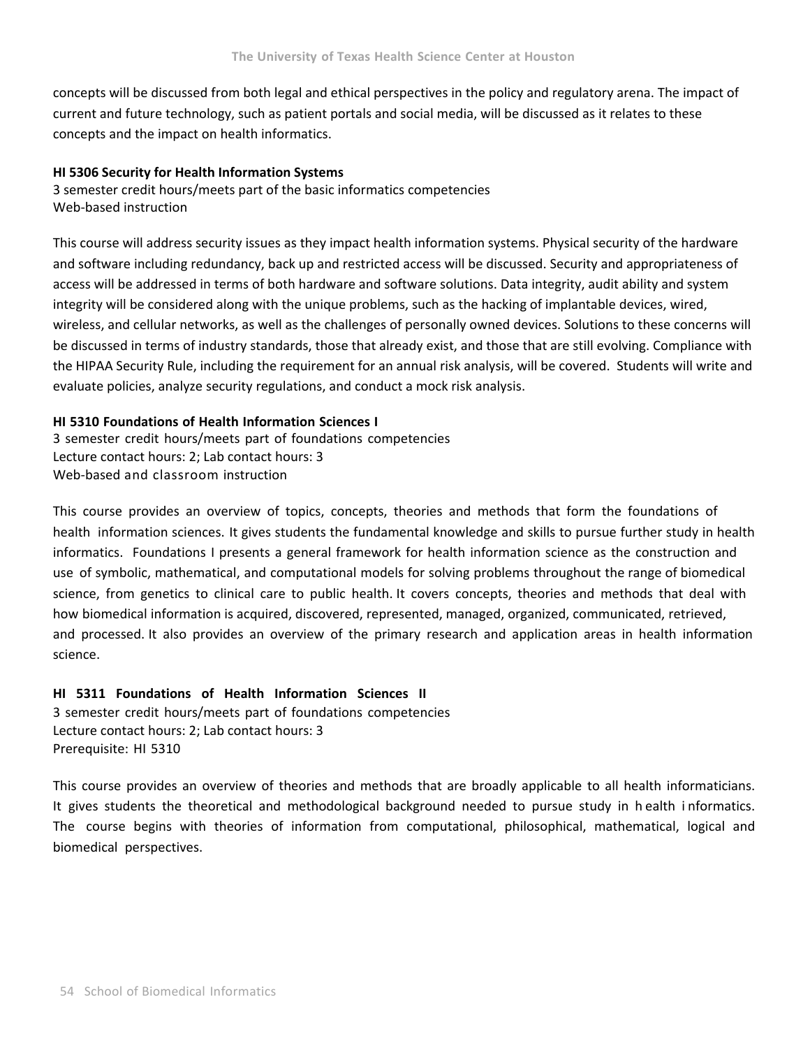concepts will be discussed from both legal and ethical perspectives in the policy and regulatory arena. The impact of current and future technology, such as patient portals and social media, will be discussed as it relates to these concepts and the impact on health informatics.

**HI 5306 Security for Health Information Systems**
3 semester credit hours/meets part of the basic informatics competencies
Web-based instruction

This course will address security issues as they impact health information systems. Physical security of the hardware and software including redundancy, back up and restricted access will be discussed. Security and appropriateness of access will be addressed in terms of both hardware and software solutions. Data integrity, audit ability and system integrity will be considered along with the unique problems, such as the hacking of implantable devices, wired, wireless, and cellular networks, as well as the challenges of personally owned devices. Solutions to these concerns will be discussed in terms of industry standards, those that already exist, and those that are still evolving. Compliance with the HIPAA Security Rule, including the requirement for an annual risk analysis, will be covered. Students will write and evaluate policies, analyze security regulations, and conduct a mock risk analysis.

**HI 5310 Foundations of Health Information Sciences I**
3 semester credit hours/meets part of foundations competencies
Lecture contact hours: 2; Lab contact hours: 3
Web-based and classroom instruction

This course provides an overview of topics, concepts, theories and methods that form the foundations of health information sciences. It gives students the fundamental knowledge and skills to pursue further study in health informatics. Foundations I presents a general framework for health information science as the construction and use of symbolic, mathematical, and computational models for solving problems throughout the range of biomedical science, from genetics to clinical care to public health. It covers concepts, theories and methods that deal with how biomedical information is acquired, discovered, represented, managed, organized, communicated, retrieved, and processed. It also provides an overview of the primary research and application areas in health information science.

**HI 5311 Foundations of Health Information Sciences II**
3 semester credit hours/meets part of foundations competencies
Lecture contact hours: 2; Lab contact hours: 3
Prerequisite: HI 5310

This course provides an overview of theories and methods that are broadly applicable to all health informaticians. It gives students the theoretical and methodological background needed to pursue study in health informatics. The course begins with theories of information from computational, philosophical, mathematical, logical and biomedical perspectives.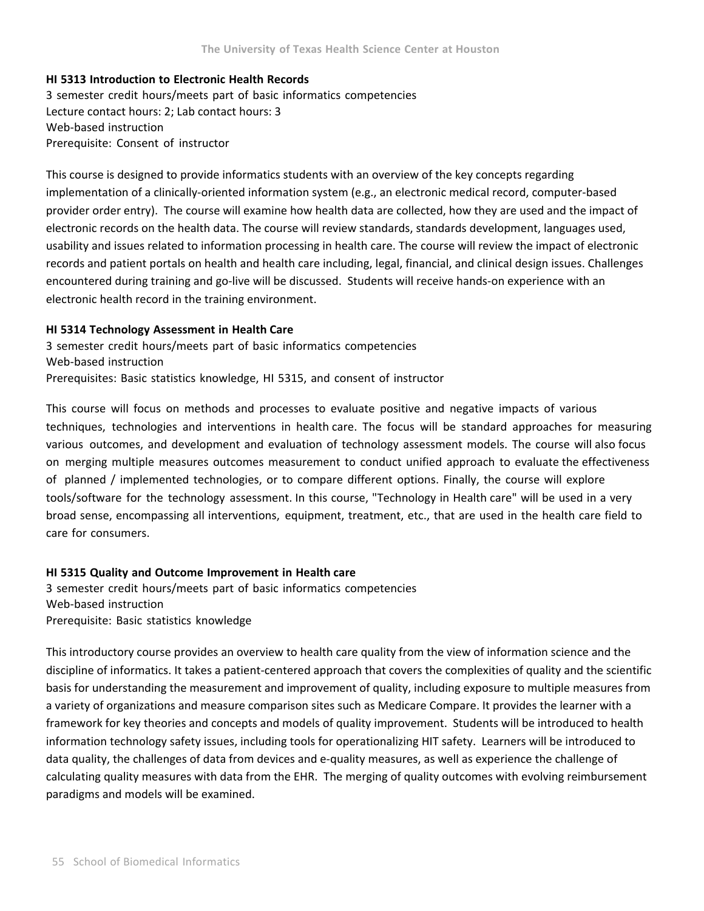**HI 5313 Introduction to Electronic Health Records**

3 semester credit hours/meets part of basic informatics competencies
Lecture contact hours: 2; Lab contact hours: 3
Web-based instruction
Prerequisite: Consent of instructor

This course is designed to provide informatics students with an overview of the key concepts regarding implementation of a clinically-oriented information system (e.g., an electronic medical record, computer-based provider order entry). The course will examine how health data are collected, how they are used and the impact of electronic records on the health data. The course will review standards, standards development, languages used, usability and issues related to information processing in health care. The course will review the impact of electronic records and patient portals on health and health care including, legal, financial, and clinical design issues. Challenges encountered during training and go-live will be discussed. Students will receive hands-on experience with an electronic health record in the training environment.

**HI 5314 Technology Assessment in Health Care**

3 semester credit hours/meets part of basic informatics competencies
Web-based instruction
Prerequisites: Basic statistics knowledge, HI 5315, and consent of instructor

This course will focus on methods and processes to evaluate positive and negative impacts of various techniques, technologies and interventions in health care. The focus will be standard approaches for measuring various outcomes, and development and evaluation of technology assessment models. The course will also focus on merging multiple measures outcomes measurement to conduct unified approach to evaluate the effectiveness of planned / implemented technologies, or to compare different options. Finally, the course will explore tools/software for the technology assessment. In this course, "Technology in Health care" will be used in a very broad sense, encompassing all interventions, equipment, treatment, etc., that are used in the health care field to care for consumers.

**HI 5315 Quality and Outcome Improvement in Health care**

3 semester credit hours/meets part of basic informatics competencies
Web-based instruction
Prerequisite: Basic statistics knowledge

This introductory course provides an overview to health care quality from the view of information science and the discipline of informatics. It takes a patient-centered approach that covers the complexities of quality and the scientific basis for understanding the measurement and improvement of quality, including exposure to multiple measures from a variety of organizations and measure comparison sites such as Medicare Compare. It provides the learner with a framework for key theories and concepts and models of quality improvement. Students will be introduced to health information technology safety issues, including tools for operationalizing HIT safety. Learners will be introduced to data quality, the challenges of data from devices and e-quality measures, as well as experience the challenge of calculating quality measures with data from the EHR. The merging of quality outcomes with evolving reimbursement paradigms and models will be examined.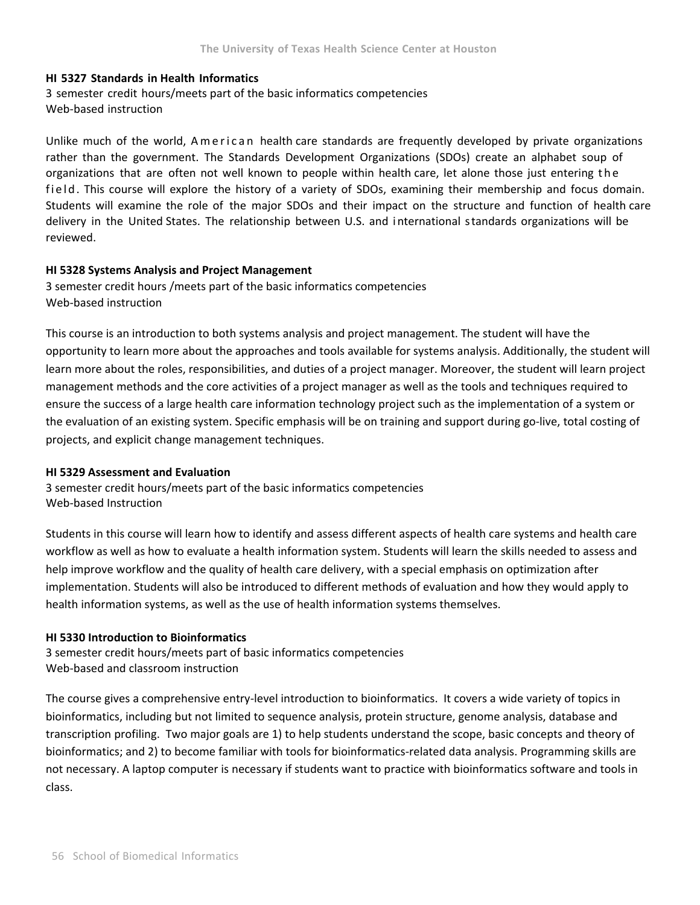**HI 5327 Standards in Health Informatics**
3 semester credit hours/meets part of the basic informatics competencies
Web-based instruction

Unlike much of the world, American health care standards are frequently developed by private organizations rather than the government. The Standards Development Organizations (SDOs) create an alphabet soup of organizations that are often not well known to people within health care, let alone those just entering the field. This course will explore the history of a variety of SDOs, examining their membership and focus domain. Students will examine the role of the major SDOs and their impact on the structure and function of health care delivery in the United States. The relationship between U.S. and international standards organizations will be reviewed.

**HI 5328 Systems Analysis and Project Management**
3 semester credit hours /meets part of the basic informatics competencies
Web-based instruction

This course is an introduction to both systems analysis and project management. The student will have the opportunity to learn more about the approaches and tools available for systems analysis. Additionally, the student will learn more about the roles, responsibilities, and duties of a project manager. Moreover, the student will learn project management methods and the core activities of a project manager as well as the tools and techniques required to ensure the success of a large health care information technology project such as the implementation of a system or the evaluation of an existing system. Specific emphasis will be on training and support during go-live, total costing of projects, and explicit change management techniques.

**HI 5329 Assessment and Evaluation**
3 semester credit hours/meets part of the basic informatics competencies
Web-based Instruction

Students in this course will learn how to identify and assess different aspects of health care systems and health care workflow as well as how to evaluate a health information system. Students will learn the skills needed to assess and help improve workflow and the quality of health care delivery, with a special emphasis on optimization after implementation. Students will also be introduced to different methods of evaluation and how they would apply to health information systems, as well as the use of health information systems themselves.

**HI 5330 Introduction to Bioinformatics**
3 semester credit hours/meets part of basic informatics competencies
Web-based and classroom instruction

The course gives a comprehensive entry-level introduction to bioinformatics. It covers a wide variety of topics in bioinformatics, including but not limited to sequence analysis, protein structure, genome analysis, database and transcription profiling. Two major goals are 1) to help students understand the scope, basic concepts and theory of bioinformatics; and 2) to become familiar with tools for bioinformatics-related data analysis. Programming skills are not necessary. A laptop computer is necessary if students want to practice with bioinformatics software and tools in class.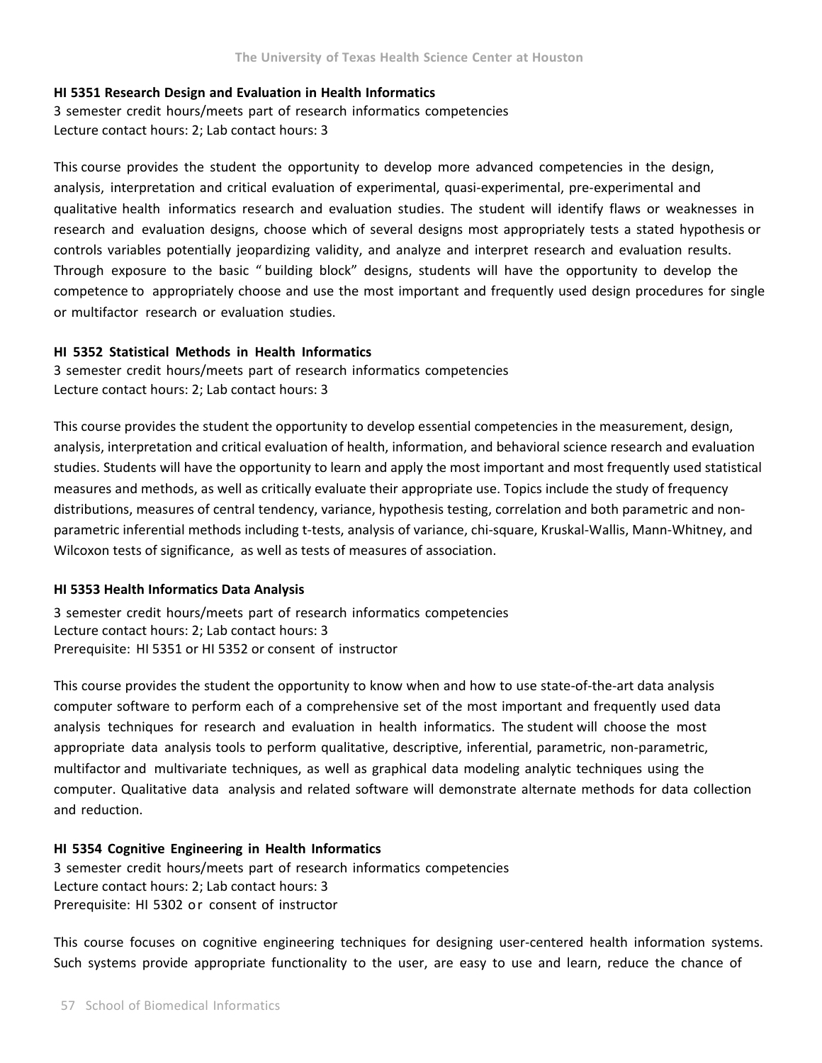**HI 5351 Research Design and Evaluation in Health Informatics**
3 semester credit hours/meets part of research informatics competencies
Lecture contact hours: 2; Lab contact hours: 3

This course provides the student the opportunity to develop more advanced competencies in the design, analysis, interpretation and critical evaluation of experimental, quasi-experimental, pre-experimental and qualitative health informatics research and evaluation studies. The student will identify flaws or weaknesses in research and evaluation designs, choose which of several designs most appropriately tests a stated hypothesis or controls variables potentially jeopardizing validity, and analyze and interpret research and evaluation results. Through exposure to the basic " building block" designs, students will have the opportunity to develop the competence to appropriately choose and use the most important and frequently used design procedures for single or multifactor research or evaluation studies.

**HI 5352 Statistical Methods in Health Informatics**
3 semester credit hours/meets part of research informatics competencies
Lecture contact hours: 2; Lab contact hours: 3

This course provides the student the opportunity to develop essential competencies in the measurement, design, analysis, interpretation and critical evaluation of health, information, and behavioral science research and evaluation studies. Students will have the opportunity to learn and apply the most important and most frequently used statistical measures and methods, as well as critically evaluate their appropriate use. Topics include the study of frequency distributions, measures of central tendency, variance, hypothesis testing, correlation and both parametric and non-parametric inferential methods including t-tests, analysis of variance, chi-square, Kruskal-Wallis, Mann-Whitney, and Wilcoxon tests of significance, as well as tests of measures of association.

**HI 5353 Health Informatics Data Analysis**
3 semester credit hours/meets part of research informatics competencies
Lecture contact hours: 2; Lab contact hours: 3
Prerequisite: HI 5351 or HI 5352 or consent of instructor

This course provides the student the opportunity to know when and how to use state-of-the-art data analysis computer software to perform each of a comprehensive set of the most important and frequently used data analysis techniques for research and evaluation in health informatics. The student will choose the most appropriate data analysis tools to perform qualitative, descriptive, inferential, parametric, non-parametric, multifactor and multivariate techniques, as well as graphical data modeling analytic techniques using the computer. Qualitative data analysis and related software will demonstrate alternate methods for data collection and reduction.

**HI 5354 Cognitive Engineering in Health Informatics**
3 semester credit hours/meets part of research informatics competencies
Lecture contact hours: 2; Lab contact hours: 3
Prerequisite: HI 5302 or consent of instructor

This course focuses on cognitive engineering techniques for designing user-centered health information systems. Such systems provide appropriate functionality to the user, are easy to use and learn, reduce the chance of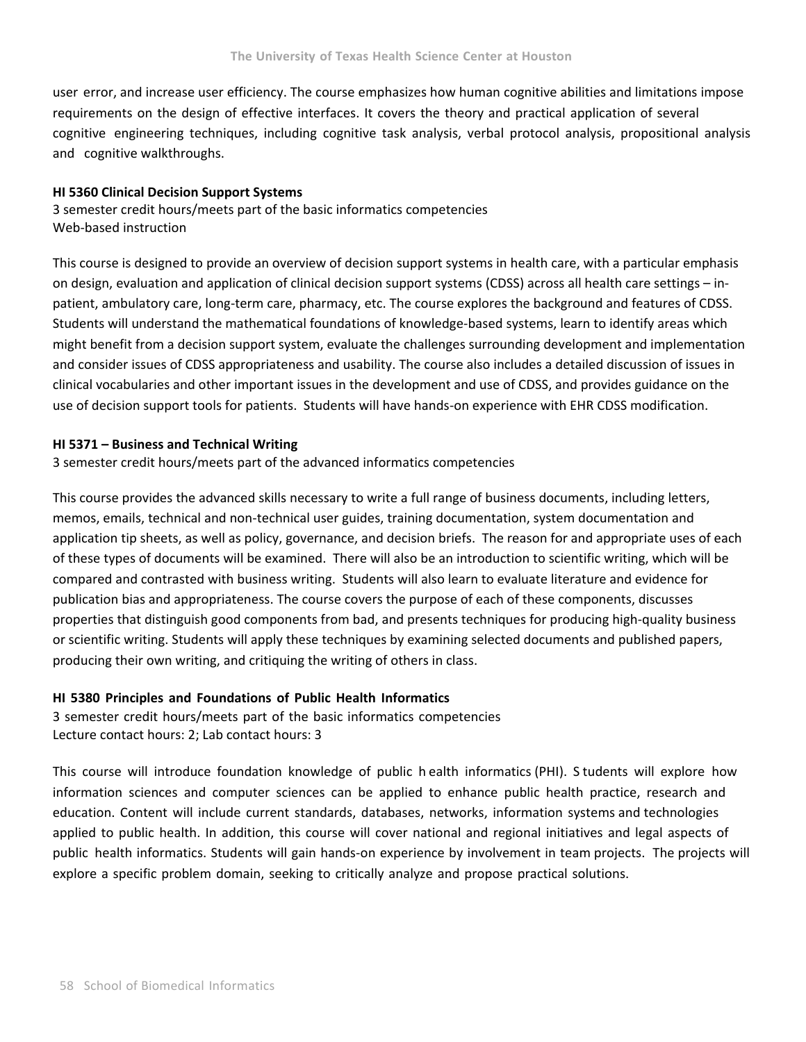user error, and increase user efficiency. The course emphasizes how human cognitive abilities and limitations impose requirements on the design of effective interfaces. It covers the theory and practical application of several cognitive engineering techniques, including cognitive task analysis, verbal protocol analysis, propositional analysis and cognitive walkthroughs.

**HI 5360 Clinical Decision Support Systems**
3 semester credit hours/meets part of the basic informatics competencies
Web-based instruction

This course is designed to provide an overview of decision support systems in health care, with a particular emphasis on design, evaluation and application of clinical decision support systems (CDSS) across all health care settings – in-patient, ambulatory care, long-term care, pharmacy, etc. The course explores the background and features of CDSS. Students will understand the mathematical foundations of knowledge-based systems, learn to identify areas which might benefit from a decision support system, evaluate the challenges surrounding development and implementation and consider issues of CDSS appropriateness and usability. The course also includes a detailed discussion of issues in clinical vocabularies and other important issues in the development and use of CDSS, and provides guidance on the use of decision support tools for patients. Students will have hands-on experience with EHR CDSS modification.

**HI 5371 – Business and Technical Writing**
3 semester credit hours/meets part of the advanced informatics competencies

This course provides the advanced skills necessary to write a full range of business documents, including letters, memos, emails, technical and non-technical user guides, training documentation, system documentation and application tip sheets, as well as policy, governance, and decision briefs. The reason for and appropriate uses of each of these types of documents will be examined. There will also be an introduction to scientific writing, which will be compared and contrasted with business writing. Students will also learn to evaluate literature and evidence for publication bias and appropriateness. The course covers the purpose of each of these components, discusses properties that distinguish good components from bad, and presents techniques for producing high-quality business or scientific writing. Students will apply these techniques by examining selected documents and published papers, producing their own writing, and critiquing the writing of others in class.

**HI 5380 Principles and Foundations of Public Health Informatics**
3 semester credit hours/meets part of the basic informatics competencies
Lecture contact hours: 2; Lab contact hours: 3

This course will introduce foundation knowledge of public health informatics (PHI). Students will explore how information sciences and computer sciences can be applied to enhance public health practice, research and education. Content will include current standards, databases, networks, information systems and technologies applied to public health. In addition, this course will cover national and regional initiatives and legal aspects of public health informatics. Students will gain hands-on experience by involvement in team projects. The projects will explore a specific problem domain, seeking to critically analyze and propose practical solutions.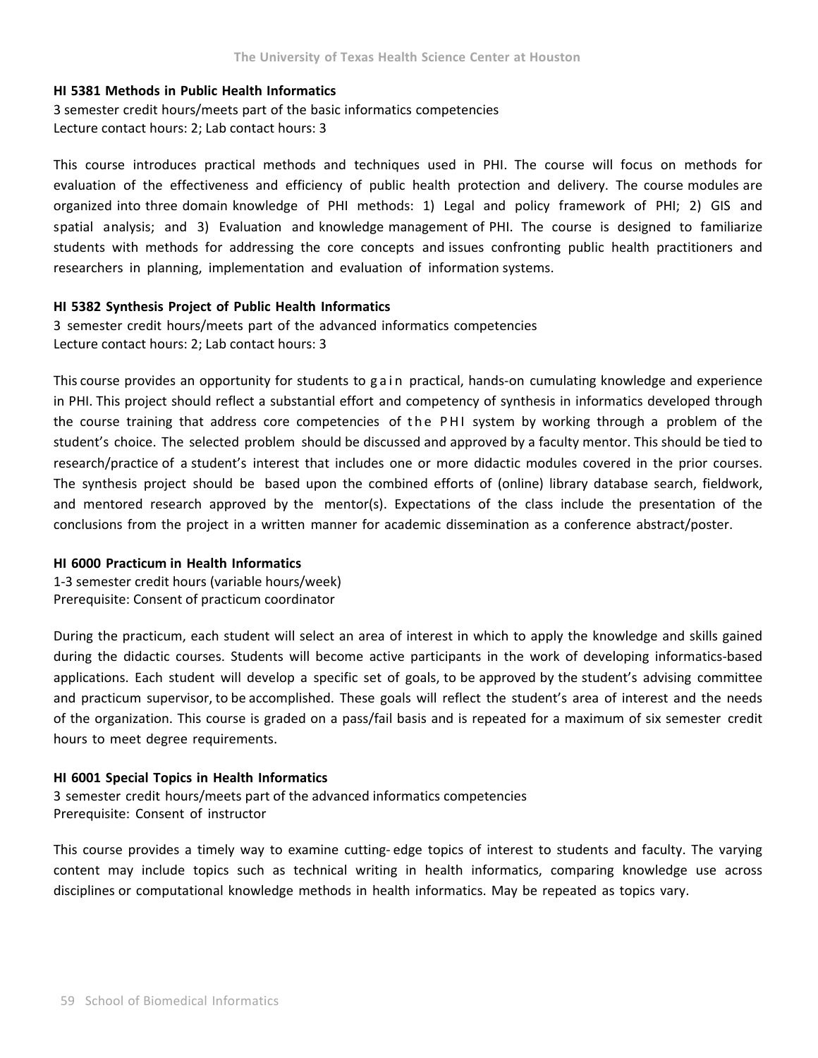**HI 5381 Methods in Public Health Informatics**

3 semester credit hours/meets part of the basic informatics competencies
Lecture contact hours: 2; Lab contact hours: 3

This course introduces practical methods and techniques used in PHI. The course will focus on methods for evaluation of the effectiveness and efficiency of public health protection and delivery. The course modules are organized into three domain knowledge of PHI methods: 1) Legal and policy framework of PHI; 2) GIS and spatial analysis; and 3) Evaluation and knowledge management of PHI. The course is designed to familiarize students with methods for addressing the core concepts and issues confronting public health practitioners and researchers in planning, implementation and evaluation of information systems.

**HI 5382 Synthesis Project of Public Health Informatics**

3 semester credit hours/meets part of the advanced informatics competencies
Lecture contact hours: 2; Lab contact hours: 3

This course provides an opportunity for students to gain practical, hands-on cumulating knowledge and experience in PHI. This project should reflect a substantial effort and competency of synthesis in informatics developed through the course training that address core competencies of the PHI system by working through a problem of the student's choice. The selected problem should be discussed and approved by a faculty mentor. This should be tied to research/practice of a student's interest that includes one or more didactic modules covered in the prior courses. The synthesis project should be based upon the combined efforts of (online) library database search, fieldwork, and mentored research approved by the mentor(s). Expectations of the class include the presentation of the conclusions from the project in a written manner for academic dissemination as a conference abstract/poster.

**HI 6000 Practicum in Health Informatics**

1-3 semester credit hours (variable hours/week)
Prerequisite: Consent of practicum coordinator

During the practicum, each student will select an area of interest in which to apply the knowledge and skills gained during the didactic courses. Students will become active participants in the work of developing informatics-based applications. Each student will develop a specific set of goals, to be approved by the student's advising committee and practicum supervisor, to be accomplished. These goals will reflect the student's area of interest and the needs of the organization. This course is graded on a pass/fail basis and is repeated for a maximum of six semester credit hours to meet degree requirements.

**HI 6001 Special Topics in Health Informatics**

3 semester credit hours/meets part of the advanced informatics competencies
Prerequisite: Consent of instructor

This course provides a timely way to examine cutting- edge topics of interest to students and faculty. The varying content may include topics such as technical writing in health informatics, comparing knowledge use across disciplines or computational knowledge methods in health informatics. May be repeated as topics vary.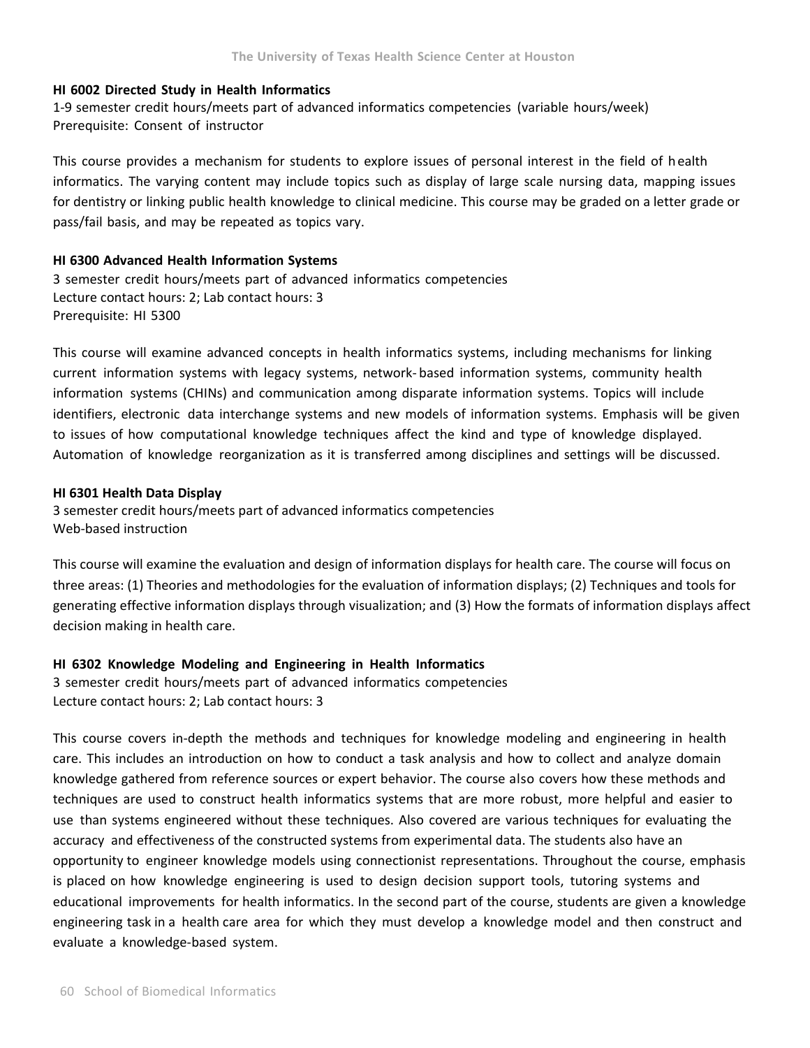**HI 6002 Directed Study in Health Informatics**
1-9 semester credit hours/meets part of advanced informatics competencies (variable hours/week)
Prerequisite: Consent of instructor

This course provides a mechanism for students to explore issues of personal interest in the field of health informatics. The varying content may include topics such as display of large scale nursing data, mapping issues for dentistry or linking public health knowledge to clinical medicine. This course may be graded on a letter grade or pass/fail basis, and may be repeated as topics vary.

**HI 6300 Advanced Health Information Systems**
3 semester credit hours/meets part of advanced informatics competencies
Lecture contact hours: 2; Lab contact hours: 3
Prerequisite: HI 5300

This course will examine advanced concepts in health informatics systems, including mechanisms for linking current information systems with legacy systems, network-based information systems, community health information systems (CHINs) and communication among disparate information systems. Topics will include identifiers, electronic data interchange systems and new models of information systems. Emphasis will be given to issues of how computational knowledge techniques affect the kind and type of knowledge displayed. Automation of knowledge reorganization as it is transferred among disciplines and settings will be discussed.

**HI 6301 Health Data Display**
3 semester credit hours/meets part of advanced informatics competencies
Web-based instruction

This course will examine the evaluation and design of information displays for health care. The course will focus on three areas: (1) Theories and methodologies for the evaluation of information displays; (2) Techniques and tools for generating effective information displays through visualization; and (3) How the formats of information displays affect decision making in health care.

**HI 6302 Knowledge Modeling and Engineering in Health Informatics**
3 semester credit hours/meets part of advanced informatics competencies
Lecture contact hours: 2; Lab contact hours: 3

This course covers in-depth the methods and techniques for knowledge modeling and engineering in health care. This includes an introduction on how to conduct a task analysis and how to collect and analyze domain knowledge gathered from reference sources or expert behavior. The course also covers how these methods and techniques are used to construct health informatics systems that are more robust, more helpful and easier to use than systems engineered without these techniques. Also covered are various techniques for evaluating the accuracy and effectiveness of the constructed systems from experimental data. The students also have an opportunity to engineer knowledge models using connectionist representations. Throughout the course, emphasis is placed on how knowledge engineering is used to design decision support tools, tutoring systems and educational improvements for health informatics. In the second part of the course, students are given a knowledge engineering task in a health care area for which they must develop a knowledge model and then construct and evaluate a knowledge-based system.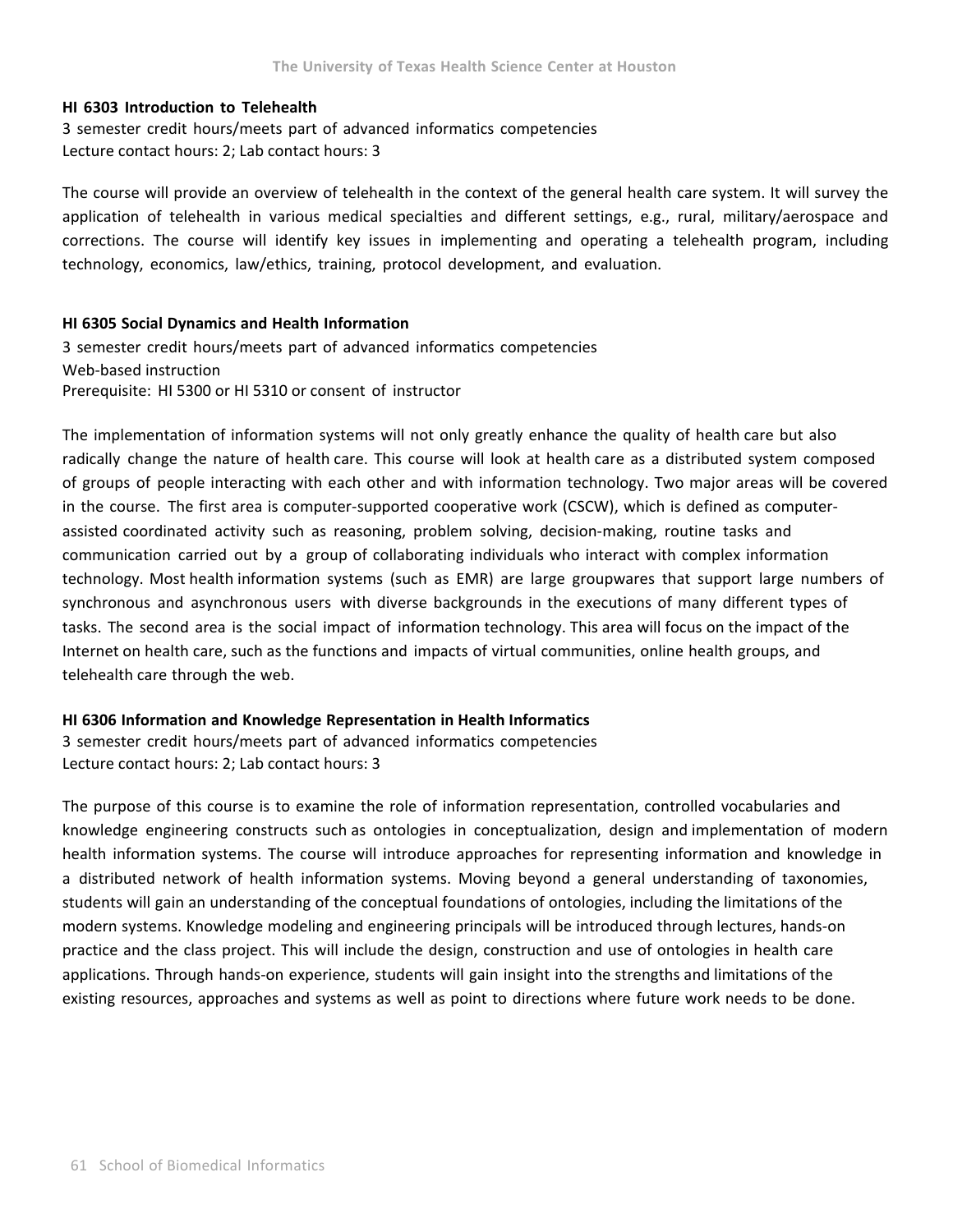**HI 6303 Introduction to Telehealth**
3 semester credit hours/meets part of advanced informatics competencies
Lecture contact hours: 2; Lab contact hours: 3

The course will provide an overview of telehealth in the context of the general health care system. It will survey the application of telehealth in various medical specialties and different settings, e.g., rural, military/aerospace and corrections. The course will identify key issues in implementing and operating a telehealth program, including technology, economics, law/ethics, training, protocol development, and evaluation.

**HI 6305 Social Dynamics and Health Information**
3 semester credit hours/meets part of advanced informatics competencies
Web-based instruction
Prerequisite: HI 5300 or HI 5310 or consent of instructor

The implementation of information systems will not only greatly enhance the quality of health care but also radically change the nature of health care. This course will look at health care as a distributed system composed of groups of people interacting with each other and with information technology. Two major areas will be covered in the course. The first area is computer-supported cooperative work (CSCW), which is defined as computer-assisted coordinated activity such as reasoning, problem solving, decision-making, routine tasks and communication carried out by a group of collaborating individuals who interact with complex information technology. Most health information systems (such as EMR) are large groupwares that support large numbers of synchronous and asynchronous users with diverse backgrounds in the executions of many different types of tasks. The second area is the social impact of information technology. This area will focus on the impact of the Internet on health care, such as the functions and impacts of virtual communities, online health groups, and telehealth care through the web.

**HI 6306 Information and Knowledge Representation in Health Informatics**
3 semester credit hours/meets part of advanced informatics competencies
Lecture contact hours: 2; Lab contact hours: 3

The purpose of this course is to examine the role of information representation, controlled vocabularies and knowledge engineering constructs such as ontologies in conceptualization, design and implementation of modern health information systems. The course will introduce approaches for representing information and knowledge in a distributed network of health information systems. Moving beyond a general understanding of taxonomies, students will gain an understanding of the conceptual foundations of ontologies, including the limitations of the modern systems. Knowledge modeling and engineering principals will be introduced through lectures, hands-on practice and the class project. This will include the design, construction and use of ontologies in health care applications. Through hands-on experience, students will gain insight into the strengths and limitations of the existing resources, approaches and systems as well as point to directions where future work needs to be done.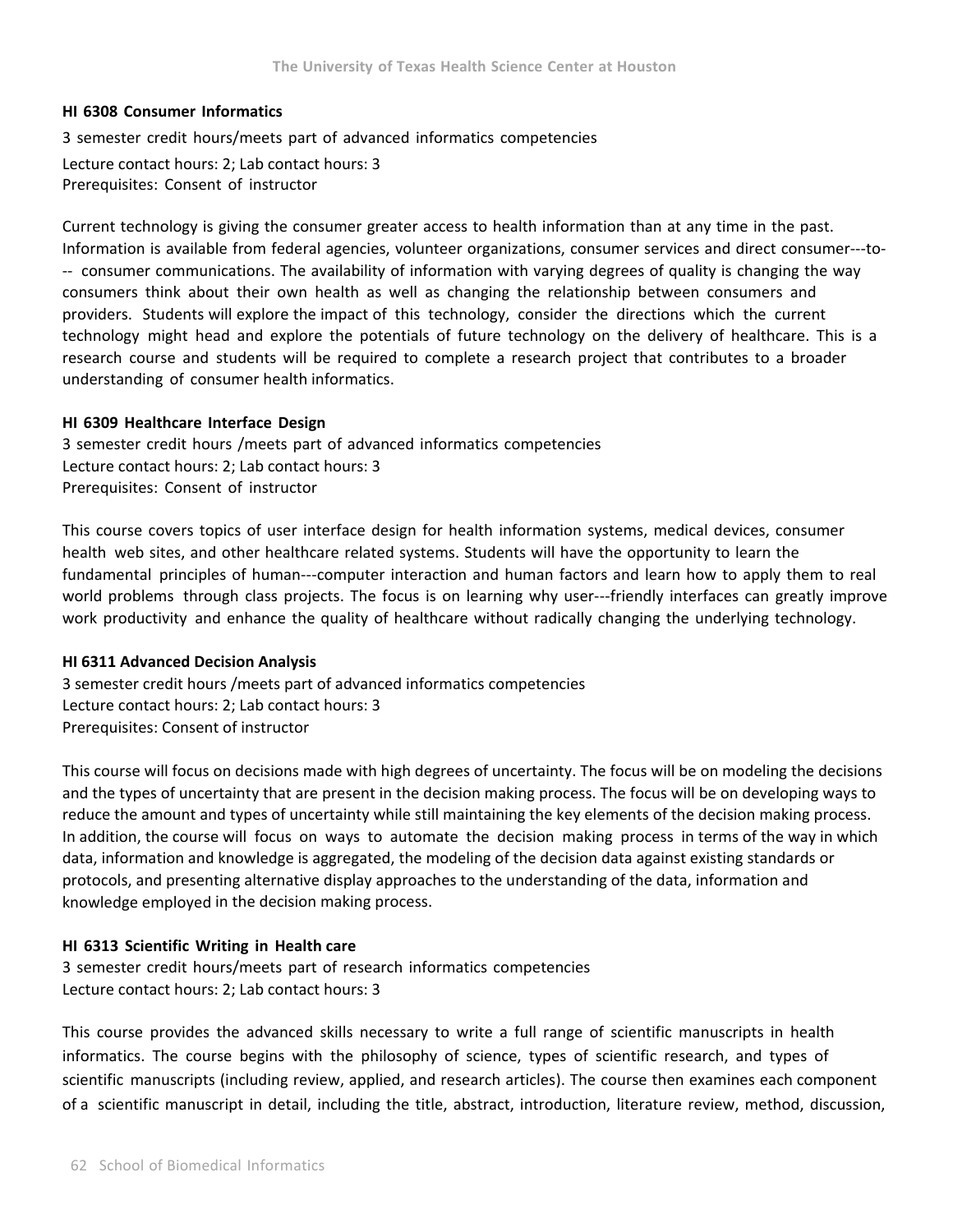**HI 6308 Consumer Informatics**

3 semester credit hours/meets part of advanced informatics competencies

Lecture contact hours: 2; Lab contact hours: 3
Prerequisites: Consent of instructor

Current technology is giving the consumer greater access to health information than at any time in the past. Information is available from federal agencies, volunteer organizations, consumer services and direct consumer---to--- consumer communications. The availability of information with varying degrees of quality is changing the way consumers think about their own health as well as changing the relationship between consumers and providers. Students will explore the impact of this technology, consider the directions which the current technology might head and explore the potentials of future technology on the delivery of healthcare. This is a research course and students will be required to complete a research project that contributes to a broader understanding of consumer health informatics.

**HI 6309 Healthcare Interface Design**

3 semester credit hours /meets part of advanced informatics competencies
Lecture contact hours: 2; Lab contact hours: 3
Prerequisites: Consent of instructor

This course covers topics of user interface design for health information systems, medical devices, consumer health web sites, and other healthcare related systems. Students will have the opportunity to learn the fundamental principles of human---computer interaction and human factors and learn how to apply them to real world problems through class projects. The focus is on learning why user---friendly interfaces can greatly improve work productivity and enhance the quality of healthcare without radically changing the underlying technology.

**HI 6311 Advanced Decision Analysis**

3 semester credit hours /meets part of advanced informatics competencies
Lecture contact hours: 2; Lab contact hours: 3
Prerequisites: Consent of instructor

This course will focus on decisions made with high degrees of uncertainty. The focus will be on modeling the decisions and the types of uncertainty that are present in the decision making process. The focus will be on developing ways to reduce the amount and types of uncertainty while still maintaining the key elements of the decision making process. In addition, the course will focus on ways to automate the decision making process in terms of the way in which data, information and knowledge is aggregated, the modeling of the decision data against existing standards or protocols, and presenting alternative display approaches to the understanding of the data, information and knowledge employed in the decision making process.

**HI 6313 Scientific Writing in Health care**

3 semester credit hours/meets part of research informatics competencies
Lecture contact hours: 2; Lab contact hours: 3

This course provides the advanced skills necessary to write a full range of scientific manuscripts in health informatics. The course begins with the philosophy of science, types of scientific research, and types of scientific manuscripts (including review, applied, and research articles). The course then examines each component of a scientific manuscript in detail, including the title, abstract, introduction, literature review, method, discussion,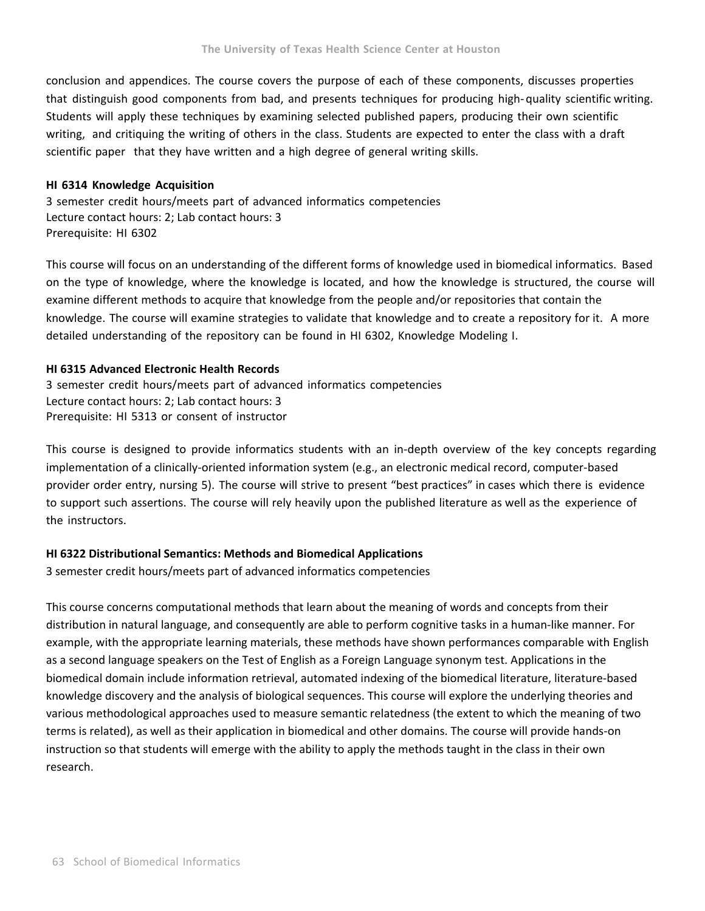conclusion and appendices. The course covers the purpose of each of these components, discusses properties that distinguish good components from bad, and presents techniques for producing high-quality scientific writing. Students will apply these techniques by examining selected published papers, producing their own scientific writing, and critiquing the writing of others in the class. Students are expected to enter the class with a draft scientific paper that they have written and a high degree of general writing skills.

**HI 6314 Knowledge Acquisition**
3 semester credit hours/meets part of advanced informatics competencies
Lecture contact hours: 2; Lab contact hours: 3
Prerequisite: HI 6302

This course will focus on an understanding of the different forms of knowledge used in biomedical informatics. Based on the type of knowledge, where the knowledge is located, and how the knowledge is structured, the course will examine different methods to acquire that knowledge from the people and/or repositories that contain the knowledge. The course will examine strategies to validate that knowledge and to create a repository for it. A more detailed understanding of the repository can be found in HI 6302, Knowledge Modeling I.

**HI 6315 Advanced Electronic Health Records**
3 semester credit hours/meets part of advanced informatics competencies
Lecture contact hours: 2; Lab contact hours: 3
Prerequisite: HI 5313 or consent of instructor

This course is designed to provide informatics students with an in-depth overview of the key concepts regarding implementation of a clinically-oriented information system (e.g., an electronic medical record, computer-based provider order entry, nursing 5). The course will strive to present "best practices" in cases which there is evidence to support such assertions. The course will rely heavily upon the published literature as well as the experience of the instructors.

**HI 6322 Distributional Semantics: Methods and Biomedical Applications**
3 semester credit hours/meets part of advanced informatics competencies

This course concerns computational methods that learn about the meaning of words and concepts from their distribution in natural language, and consequently are able to perform cognitive tasks in a human-like manner. For example, with the appropriate learning materials, these methods have shown performances comparable with English as a second language speakers on the Test of English as a Foreign Language synonym test. Applications in the biomedical domain include information retrieval, automated indexing of the biomedical literature, literature-based knowledge discovery and the analysis of biological sequences. This course will explore the underlying theories and various methodological approaches used to measure semantic relatedness (the extent to which the meaning of two terms is related), as well as their application in biomedical and other domains. The course will provide hands-on instruction so that students will emerge with the ability to apply the methods taught in the class in their own research.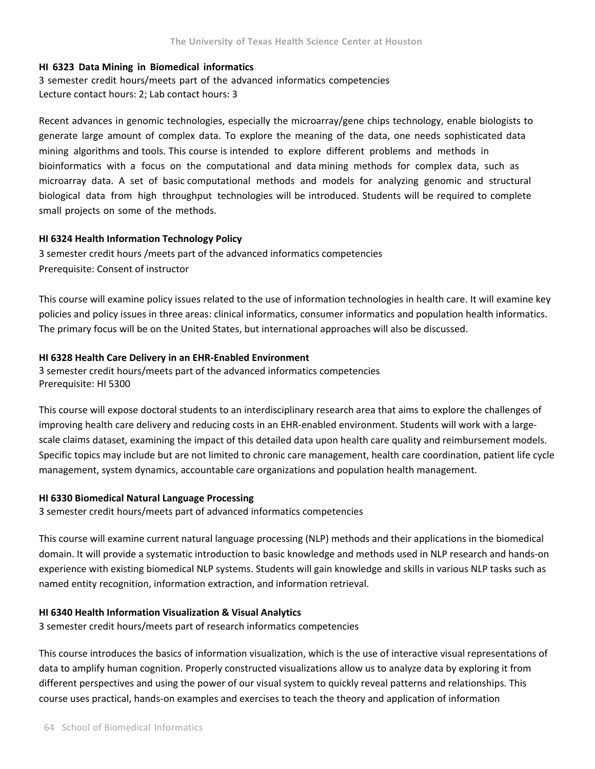### HI 6323 Data Mining in Biomedical informatics

3 semester credit hours/meets part of the advanced informatics competencies
Lecture contact hours: 2; Lab contact hours: 3

Recent advances in genomic technologies, especially the microarray/gene chips technology, enable biologists to generate large amount of complex data. To explore the meaning of the data, one needs sophisticated data mining algorithms and tools. This course is intended to explore different problems and methods in bioinformatics with a focus on the computational and data mining methods for complex data, such as microarray data. A set of basic computational methods and models for analyzing genomic and structural biological data from high throughput technologies will be introduced. Students will be required to complete small projects on some of the methods.

### HI 6324 Health Information Technology Policy

3 semester credit hours /meets part of the advanced informatics competencies
Prerequisite: Consent of instructor

This course will examine policy issues related to the use of information technologies in health care. It will examine key policies and policy issues in three areas: clinical informatics, consumer informatics and population health informatics. The primary focus will be on the United States, but international approaches will also be discussed.

### HI 6328 Health Care Delivery in an EHR-Enabled Environment

3 semester credit hours/meets part of the advanced informatics competencies
Prerequisite: HI 5300

This course will expose doctoral students to an interdisciplinary research area that aims to explore the challenges of improving health care delivery and reducing costs in an EHR-enabled environment. Students will work with a large-scale claims dataset, examining the impact of this detailed data upon health care quality and reimbursement models. Specific topics may include but are not limited to chronic care management, health care coordination, patient life cycle management, system dynamics, accountable care organizations and population health management.

### HI 6330 Biomedical Natural Language Processing

3 semester credit hours/meets part of advanced informatics competencies

This course will examine current natural language processing (NLP) methods and their applications in the biomedical domain. It will provide a systematic introduction to basic knowledge and methods used in NLP research and hands-on experience with existing biomedical NLP systems. Students will gain knowledge and skills in various NLP tasks such as named entity recognition, information extraction, and information retrieval.

### HI 6340 Health Information Visualization & Visual Analytics

3 semester credit hours/meets part of research informatics competencies

This course introduces the basics of information visualization, which is the use of interactive visual representations of data to amplify human cognition. Properly constructed visualizations allow us to analyze data by exploring it from different perspectives and using the power of our visual system to quickly reveal patterns and relationships. This course uses practical, hands-on examples and exercises to teach the theory and application of information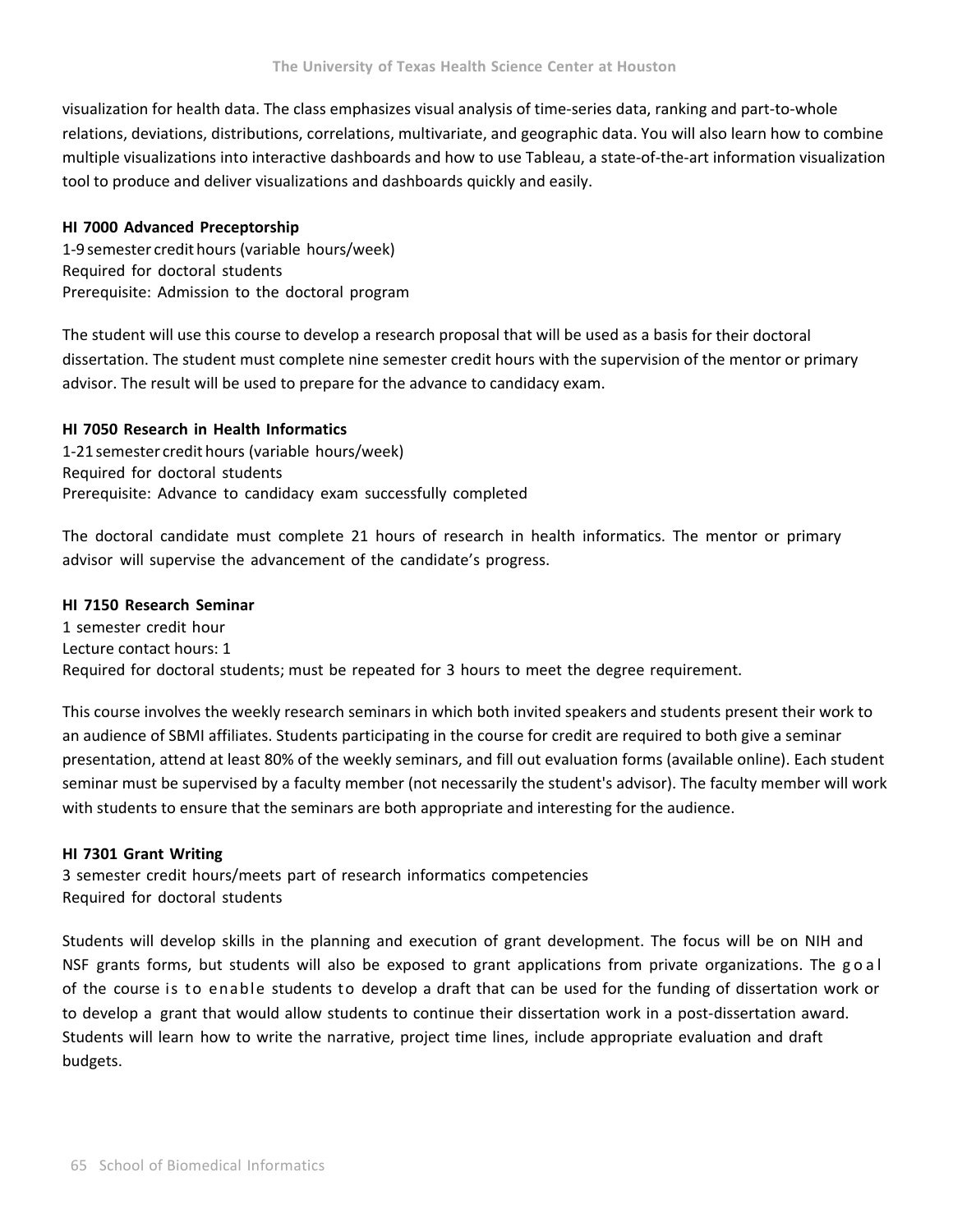visualization for health data. The class emphasizes visual analysis of time-series data, ranking and part-to-whole relations, deviations, distributions, correlations, multivariate, and geographic data. You will also learn how to combine multiple visualizations into interactive dashboards and how to use Tableau, a state-of-the-art information visualization tool to produce and deliver visualizations and dashboards quickly and easily.

**HI 7000 Advanced Preceptorship**
1-9 semester credit hours (variable hours/week)
Required for doctoral students
Prerequisite: Admission to the doctoral program

The student will use this course to develop a research proposal that will be used as a basis for their doctoral dissertation. The student must complete nine semester credit hours with the supervision of the mentor or primary advisor. The result will be used to prepare for the advance to candidacy exam.

**HI 7050 Research in Health Informatics**
1-21 semester credit hours (variable hours/week)
Required for doctoral students
Prerequisite: Advance to candidacy exam successfully completed

The doctoral candidate must complete 21 hours of research in health informatics. The mentor or primary advisor will supervise the advancement of the candidate's progress.

**HI 7150 Research Seminar**
1 semester credit hour
Lecture contact hours: 1
Required for doctoral students; must be repeated for 3 hours to meet the degree requirement.

This course involves the weekly research seminars in which both invited speakers and students present their work to an audience of SBMI affiliates. Students participating in the course for credit are required to both give a seminar presentation, attend at least 80% of the weekly seminars, and fill out evaluation forms (available online). Each student seminar must be supervised by a faculty member (not necessarily the student's advisor). The faculty member will work with students to ensure that the seminars are both appropriate and interesting for the audience.

**HI 7301 Grant Writing**
3 semester credit hours/meets part of research informatics competencies
Required for doctoral students

Students will develop skills in the planning and execution of grant development. The focus will be on NIH and NSF grants forms, but students will also be exposed to grant applications from private organizations. The goal of the course is to enable students to develop a draft that can be used for the funding of dissertation work or to develop a grant that would allow students to continue their dissertation work in a post-dissertation award. Students will learn how to write the narrative, project time lines, include appropriate evaluation and draft budgets.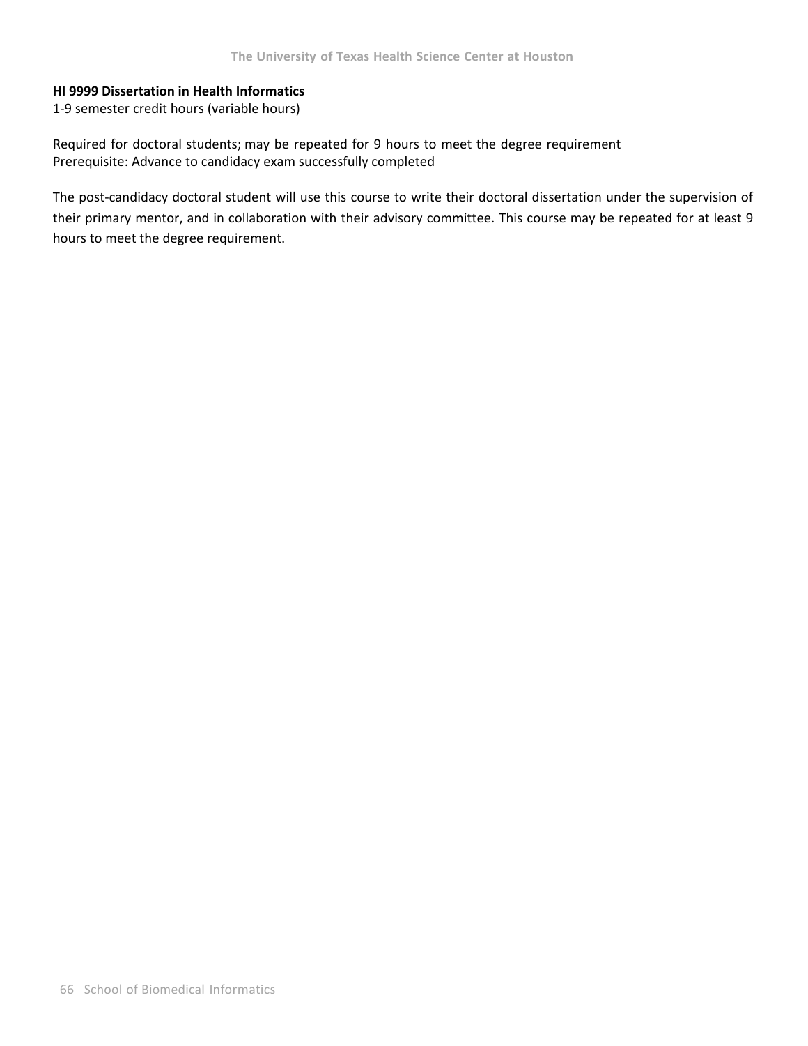**HI 9999 Dissertation in Health Informatics**
1-9 semester credit hours (variable hours)

Required for doctoral students; may be repeated for 9 hours to meet the degree requirement
Prerequisite: Advance to candidacy exam successfully completed

The post-candidacy doctoral student will use this course to write their doctoral dissertation under the supervision of their primary mentor, and in collaboration with their advisory committee. This course may be repeated for at least 9 hours to meet the degree requirement.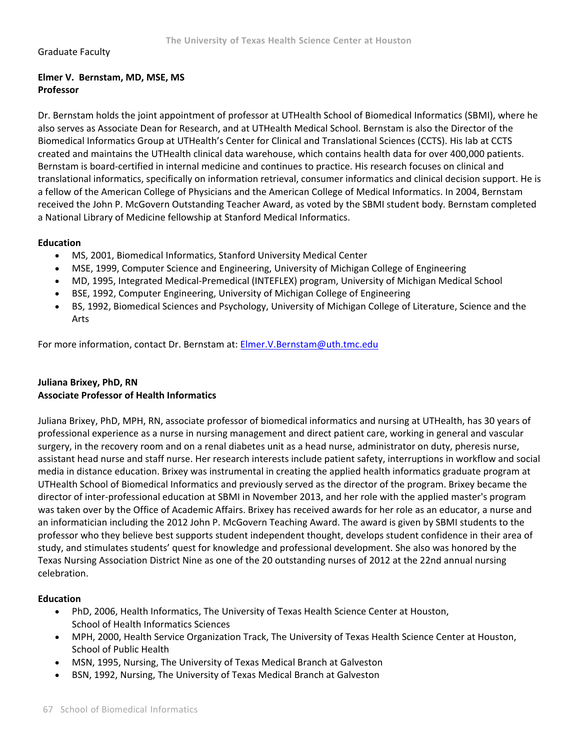Graduate Faculty

**Elmer V. Bernstam, MD, MSE, MS**
**Professor**

Dr. Bernstam holds the joint appointment of professor at UTHealth School of Biomedical Informatics (SBMI), where he also serves as Associate Dean for Research, and at UTHealth Medical School. Bernstam is also the Director of the Biomedical Informatics Group at UTHealth's Center for Clinical and Translational Sciences (CCTS). His lab at CCTS created and maintains the UTHealth clinical data warehouse, which contains health data for over 400,000 patients. Bernstam is board-certified in internal medicine and continues to practice. His research focuses on clinical and translational informatics, specifically on information retrieval, consumer informatics and clinical decision support. He is a fellow of the American College of Physicians and the American College of Medical Informatics. In 2004, Bernstam received the John P. McGovern Outstanding Teacher Award, as voted by the SBMI student body. Bernstam completed a National Library of Medicine fellowship at Stanford Medical Informatics.

**Education**

- MS, 2001, Biomedical Informatics, Stanford University Medical Center
- MSE, 1999, Computer Science and Engineering, University of Michigan College of Engineering
- MD, 1995, Integrated Medical-Premedical (INTEFLEX) program, University of Michigan Medical School
- BSE, 1992, Computer Engineering, University of Michigan College of Engineering
- BS, 1992, Biomedical Sciences and Psychology, University of Michigan College of Literature, Science and the Arts

For more information, contact Dr. Bernstam at: Elmer.V.Bernstam@uth.tmc.edu

**Juliana Brixey, PhD, RN**
**Associate Professor of Health Informatics**

Juliana Brixey, PhD, MPH, RN, associate professor of biomedical informatics and nursing at UTHealth, has 30 years of professional experience as a nurse in nursing management and direct patient care, working in general and vascular surgery, in the recovery room and on a renal diabetes unit as a head nurse, administrator on duty, pheresis nurse, assistant head nurse and staff nurse. Her research interests include patient safety, interruptions in workflow and social media in distance education. Brixey was instrumental in creating the applied health informatics graduate program at UTHealth School of Biomedical Informatics and previously served as the director of the program. Brixey became the director of inter-professional education at SBMI in November 2013, and her role with the applied master's program was taken over by the Office of Academic Affairs. Brixey has received awards for her role as an educator, a nurse and an informatician including the 2012 John P. McGovern Teaching Award. The award is given by SBMI students to the professor who they believe best supports student independent thought, develops student confidence in their area of study, and stimulates students' quest for knowledge and professional development. She also was honored by the Texas Nursing Association District Nine as one of the 20 outstanding nurses of 2012 at the 22nd annual nursing celebration.

**Education**

- PhD, 2006, Health Informatics, The University of Texas Health Science Center at Houston, School of Health Informatics Sciences
- MPH, 2000, Health Service Organization Track, The University of Texas Health Science Center at Houston, School of Public Health
- MSN, 1995, Nursing, The University of Texas Medical Branch at Galveston
- BSN, 1992, Nursing, The University of Texas Medical Branch at Galveston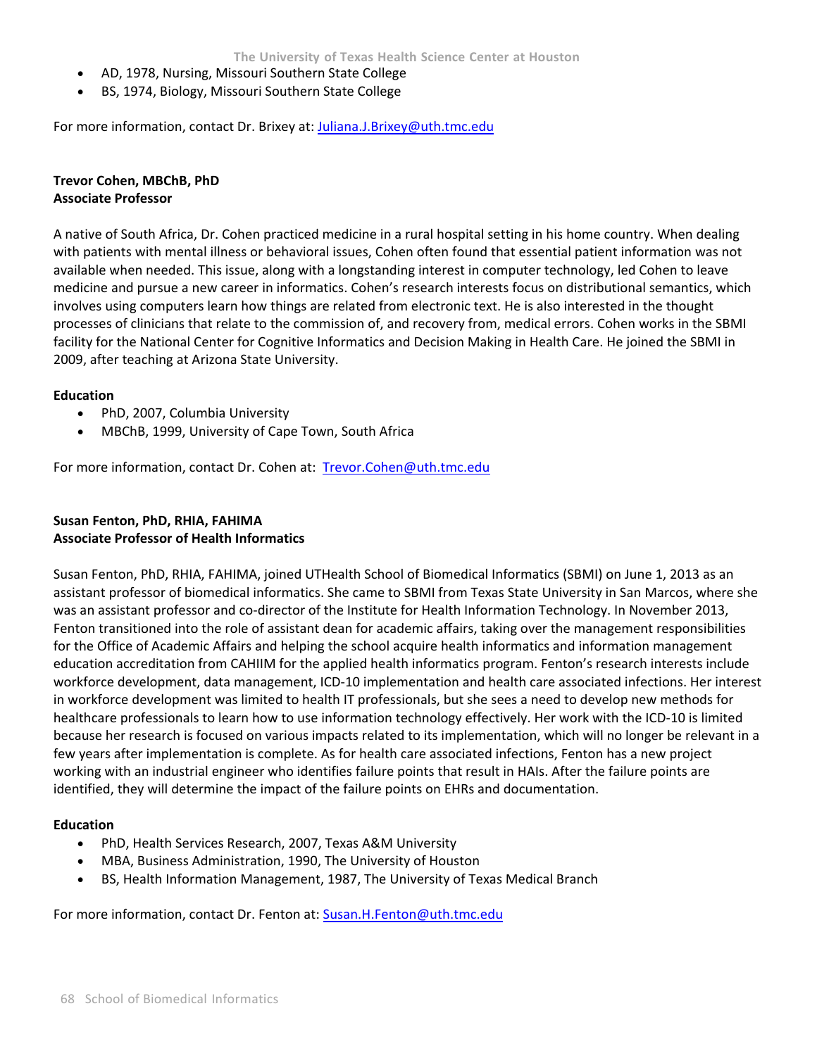- AD, 1978, Nursing, Missouri Southern State College
- BS, 1974, Biology, Missouri Southern State College

For more information, contact Dr. Brixey at: Juliana.J.Brixey@uth.tmc.edu

**Trevor Cohen, MBChB, PhD**
**Associate Professor**

A native of South Africa, Dr. Cohen practiced medicine in a rural hospital setting in his home country. When dealing with patients with mental illness or behavioral issues, Cohen often found that essential patient information was not available when needed. This issue, along with a longstanding interest in computer technology, led Cohen to leave medicine and pursue a new career in informatics. Cohen's research interests focus on distributional semantics, which involves using computers learn how things are related from electronic text. He is also interested in the thought processes of clinicians that relate to the commission of, and recovery from, medical errors. Cohen works in the SBMI facility for the National Center for Cognitive Informatics and Decision Making in Health Care. He joined the SBMI in 2009, after teaching at Arizona State University.

**Education**

- PhD, 2007, Columbia University
- MBChB, 1999, University of Cape Town, South Africa

For more information, contact Dr. Cohen at: Trevor.Cohen@uth.tmc.edu

**Susan Fenton, PhD, RHIA, FAHIMA**
**Associate Professor of Health Informatics**

Susan Fenton, PhD, RHIA, FAHIMA, joined UTHealth School of Biomedical Informatics (SBMI) on June 1, 2013 as an assistant professor of biomedical informatics. She came to SBMI from Texas State University in San Marcos, where she was an assistant professor and co-director of the Institute for Health Information Technology. In November 2013, Fenton transitioned into the role of assistant dean for academic affairs, taking over the management responsibilities for the Office of Academic Affairs and helping the school acquire health informatics and information management education accreditation from CAHIIM for the applied health informatics program. Fenton's research interests include workforce development, data management, ICD-10 implementation and health care associated infections. Her interest in workforce development was limited to health IT professionals, but she sees a need to develop new methods for healthcare professionals to learn how to use information technology effectively. Her work with the ICD-10 is limited because her research is focused on various impacts related to its implementation, which will no longer be relevant in a few years after implementation is complete. As for health care associated infections, Fenton has a new project working with an industrial engineer who identifies failure points that result in HAIs. After the failure points are identified, they will determine the impact of the failure points on EHRs and documentation.

**Education**

- PhD, Health Services Research, 2007, Texas A&M University
- MBA, Business Administration, 1990, The University of Houston
- BS, Health Information Management, 1987, The University of Texas Medical Branch

For more information, contact Dr. Fenton at: Susan.H.Fenton@uth.tmc.edu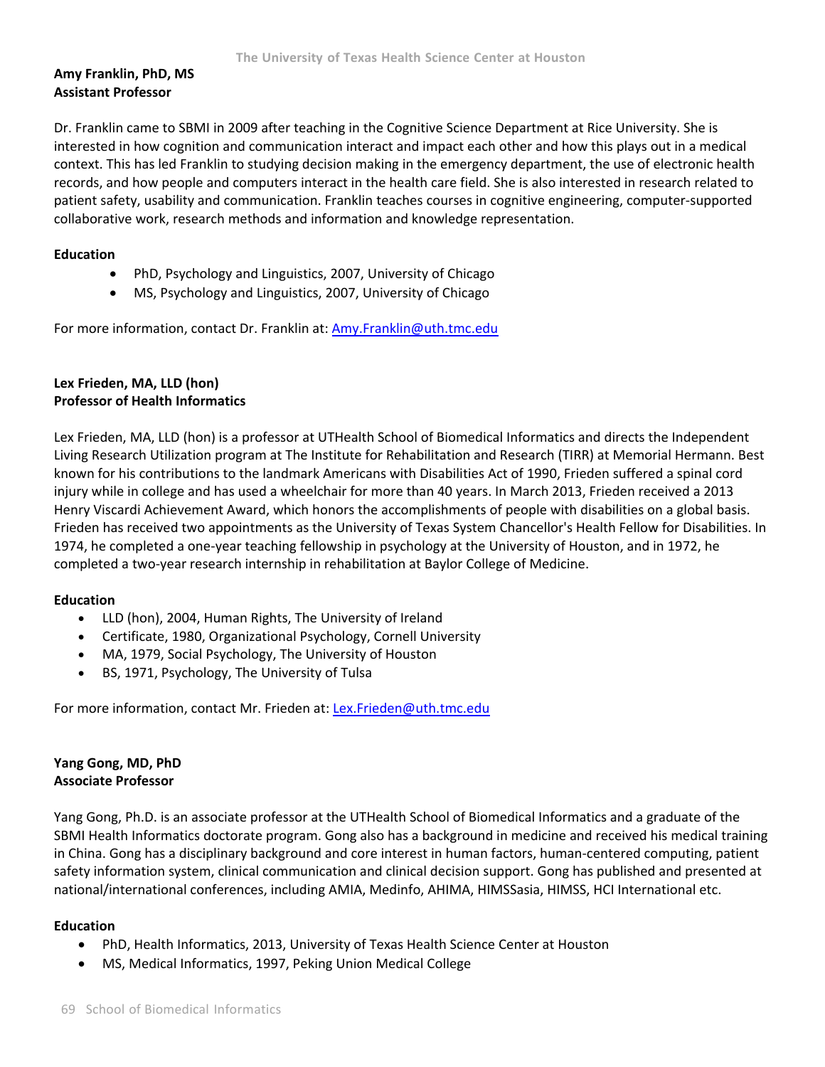**Amy Franklin, PhD, MS**
**Assistant Professor**

Dr. Franklin came to SBMI in 2009 after teaching in the Cognitive Science Department at Rice University. She is interested in how cognition and communication interact and impact each other and how this plays out in a medical context. This has led Franklin to studying decision making in the emergency department, the use of electronic health records, and how people and computers interact in the health care field. She is also interested in research related to patient safety, usability and communication. Franklin teaches courses in cognitive engineering, computer-supported collaborative work, research methods and information and knowledge representation.

**Education**

- PhD, Psychology and Linguistics, 2007, University of Chicago
- MS, Psychology and Linguistics, 2007, University of Chicago

For more information, contact Dr. Franklin at: Amy.Franklin@uth.tmc.edu

**Lex Frieden, MA, LLD (hon)**
**Professor of Health Informatics**

Lex Frieden, MA, LLD (hon) is a professor at UTHealth School of Biomedical Informatics and directs the Independent Living Research Utilization program at The Institute for Rehabilitation and Research (TIRR) at Memorial Hermann. Best known for his contributions to the landmark Americans with Disabilities Act of 1990, Frieden suffered a spinal cord injury while in college and has used a wheelchair for more than 40 years. In March 2013, Frieden received a 2013 Henry Viscardi Achievement Award, which honors the accomplishments of people with disabilities on a global basis. Frieden has received two appointments as the University of Texas System Chancellor's Health Fellow for Disabilities. In 1974, he completed a one-year teaching fellowship in psychology at the University of Houston, and in 1972, he completed a two-year research internship in rehabilitation at Baylor College of Medicine.

**Education**

- LLD (hon), 2004, Human Rights, The University of Ireland
- Certificate, 1980, Organizational Psychology, Cornell University
- MA, 1979, Social Psychology, The University of Houston
- BS, 1971, Psychology, The University of Tulsa

For more information, contact Mr. Frieden at: Lex.Frieden@uth.tmc.edu

**Yang Gong, MD, PhD**
**Associate Professor**

Yang Gong, Ph.D. is an associate professor at the UTHealth School of Biomedical Informatics and a graduate of the SBMI Health Informatics doctorate program. Gong also has a background in medicine and received his medical training in China. Gong has a disciplinary background and core interest in human factors, human-centered computing, patient safety information system, clinical communication and clinical decision support. Gong has published and presented at national/international conferences, including AMIA, Medinfo, AHIMA, HIMSSasia, HIMSS, HCI International etc.

**Education**

- PhD, Health Informatics, 2013, University of Texas Health Science Center at Houston
- MS, Medical Informatics, 1997, Peking Union Medical College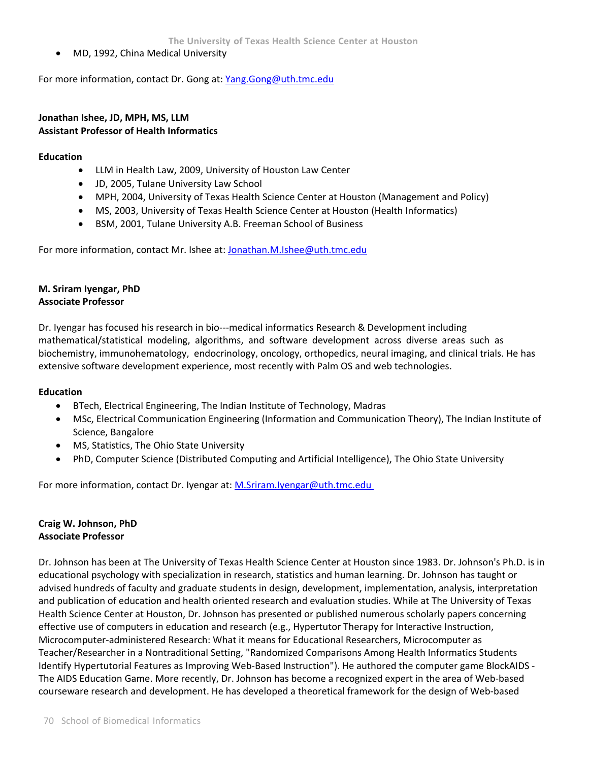- MD, 1992, China Medical University

For more information, contact Dr. Gong at: Yang.Gong@uth.tmc.edu

**Jonathan Ishee, JD, MPH, MS, LLM**
**Assistant Professor of Health Informatics**

**Education**

- LLM in Health Law, 2009, University of Houston Law Center
- JD, 2005, Tulane University Law School
- MPH, 2004, University of Texas Health Science Center at Houston (Management and Policy)
- MS, 2003, University of Texas Health Science Center at Houston (Health Informatics)
- BSM, 2001, Tulane University A.B. Freeman School of Business

For more information, contact Mr. Ishee at: Jonathan.M.Ishee@uth.tmc.edu

**M. Sriram Iyengar, PhD**
**Associate Professor**

Dr. Iyengar has focused his research in bio---medical informatics Research & Development including mathematical/statistical modeling, algorithms, and software development across diverse areas such as biochemistry, immunohematology, endocrinology, oncology, orthopedics, neural imaging, and clinical trials. He has extensive software development experience, most recently with Palm OS and web technologies.

**Education**

- BTech, Electrical Engineering, The Indian Institute of Technology, Madras
- MSc, Electrical Communication Engineering (Information and Communication Theory), The Indian Institute of Science, Bangalore
- MS, Statistics, The Ohio State University
- PhD, Computer Science (Distributed Computing and Artificial Intelligence), The Ohio State University

For more information, contact Dr. Iyengar at: M.Sriram.Iyengar@uth.tmc.edu

**Craig W. Johnson, PhD**
**Associate Professor**

Dr. Johnson has been at The University of Texas Health Science Center at Houston since 1983. Dr. Johnson's Ph.D. is in educational psychology with specialization in research, statistics and human learning. Dr. Johnson has taught or advised hundreds of faculty and graduate students in design, development, implementation, analysis, interpretation and publication of education and health oriented research and evaluation studies. While at The University of Texas Health Science Center at Houston, Dr. Johnson has presented or published numerous scholarly papers concerning effective use of computers in education and research (e.g., Hypertutor Therapy for Interactive Instruction, Microcomputer-administered Research: What it means for Educational Researchers, Microcomputer as Teacher/Researcher in a Nontraditional Setting, "Randomized Comparisons Among Health Informatics Students Identify Hypertutorial Features as Improving Web-Based Instruction"). He authored the computer game BlockAIDS - The AIDS Education Game. More recently, Dr. Johnson has become a recognized expert in the area of Web-based courseware research and development. He has developed a theoretical framework for the design of Web-based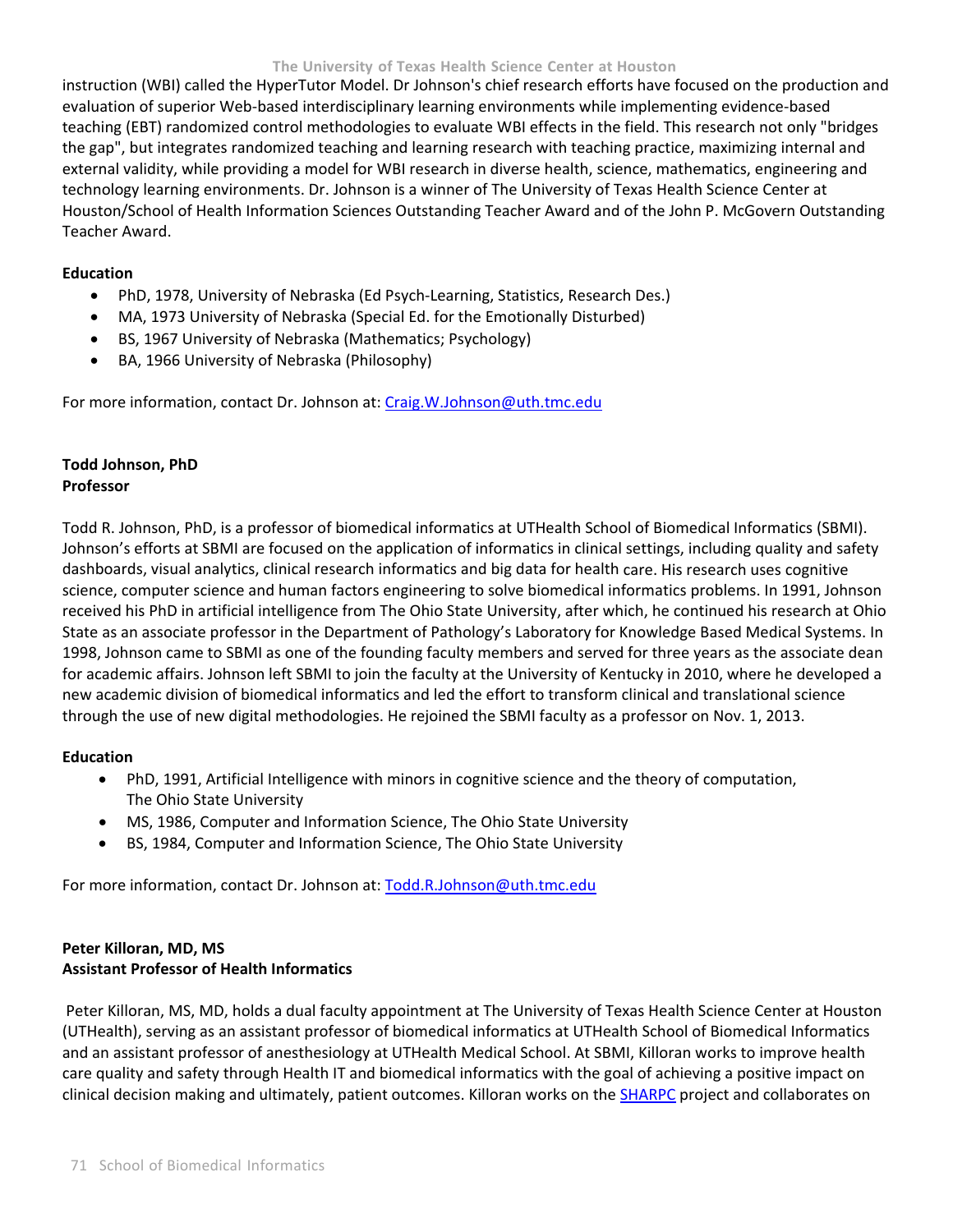instruction (WBI) called the HyperTutor Model. Dr Johnson's chief research efforts have focused on the production and evaluation of superior Web-based interdisciplinary learning environments while implementing evidence-based teaching (EBT) randomized control methodologies to evaluate WBI effects in the field. This research not only "bridges the gap", but integrates randomized teaching and learning research with teaching practice, maximizing internal and external validity, while providing a model for WBI research in diverse health, science, mathematics, engineering and technology learning environments. Dr. Johnson is a winner of The University of Texas Health Science Center at Houston/School of Health Information Sciences Outstanding Teacher Award and of the John P. McGovern Outstanding Teacher Award.

**Education**

- PhD, 1978, University of Nebraska (Ed Psych-Learning, Statistics, Research Des.)
- MA, 1973 University of Nebraska (Special Ed. for the Emotionally Disturbed)
- BS, 1967 University of Nebraska (Mathematics; Psychology)
- BA, 1966 University of Nebraska (Philosophy)

For more information, contact Dr. Johnson at: Craig.W.Johnson@uth.tmc.edu

**Todd Johnson, PhD**
**Professor**

Todd R. Johnson, PhD, is a professor of biomedical informatics at UTHealth School of Biomedical Informatics (SBMI). Johnson's efforts at SBMI are focused on the application of informatics in clinical settings, including quality and safety dashboards, visual analytics, clinical research informatics and big data for health care. His research uses cognitive science, computer science and human factors engineering to solve biomedical informatics problems. In 1991, Johnson received his PhD in artificial intelligence from The Ohio State University, after which, he continued his research at Ohio State as an associate professor in the Department of Pathology's Laboratory for Knowledge Based Medical Systems. In 1998, Johnson came to SBMI as one of the founding faculty members and served for three years as the associate dean for academic affairs. Johnson left SBMI to join the faculty at the University of Kentucky in 2010, where he developed a new academic division of biomedical informatics and led the effort to transform clinical and translational science through the use of new digital methodologies. He rejoined the SBMI faculty as a professor on Nov. 1, 2013.

**Education**

- PhD, 1991, Artificial Intelligence with minors in cognitive science and the theory of computation, The Ohio State University
- MS, 1986, Computer and Information Science, The Ohio State University
- BS, 1984, Computer and Information Science, The Ohio State University

For more information, contact Dr. Johnson at: Todd.R.Johnson@uth.tmc.edu

**Peter Killoran, MD, MS**
**Assistant Professor of Health Informatics**

Peter Killoran, MS, MD, holds a dual faculty appointment at The University of Texas Health Science Center at Houston (UTHealth), serving as an assistant professor of biomedical informatics at UTHealth School of Biomedical Informatics and an assistant professor of anesthesiology at UTHealth Medical School. At SBMI, Killoran works to improve health care quality and safety through Health IT and biomedical informatics with the goal of achieving a positive impact on clinical decision making and ultimately, patient outcomes. Killoran works on the SHARPC project and collaborates on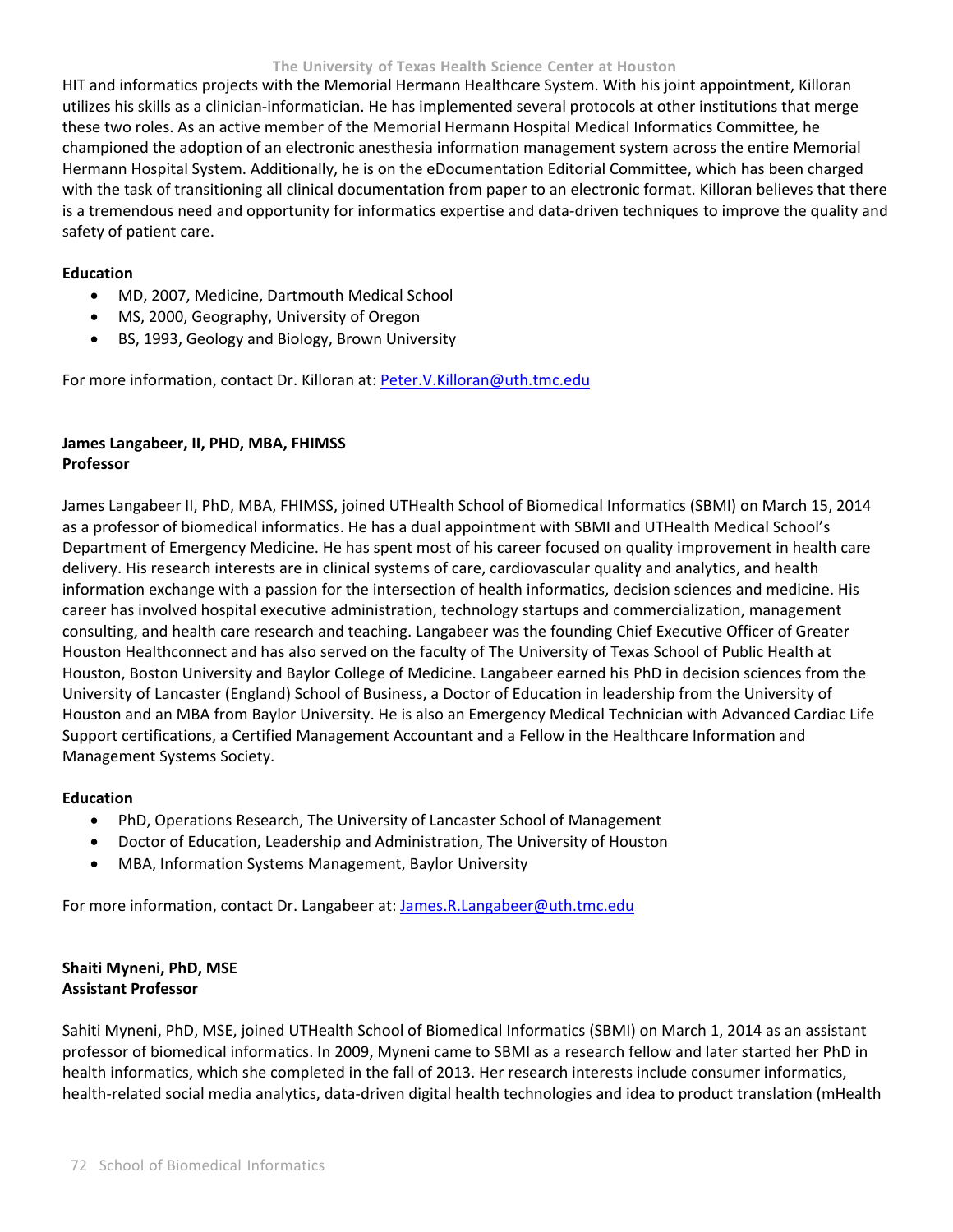HIT and informatics projects with the Memorial Hermann Healthcare System. With his joint appointment, Killoran utilizes his skills as a clinician-informatician. He has implemented several protocols at other institutions that merge these two roles. As an active member of the Memorial Hermann Hospital Medical Informatics Committee, he championed the adoption of an electronic anesthesia information management system across the entire Memorial Hermann Hospital System. Additionally, he is on the eDocumentation Editorial Committee, which has been charged with the task of transitioning all clinical documentation from paper to an electronic format. Killoran believes that there is a tremendous need and opportunity for informatics expertise and data-driven techniques to improve the quality and safety of patient care.

**Education**

- MD, 2007, Medicine, Dartmouth Medical School
- MS, 2000, Geography, University of Oregon
- BS, 1993, Geology and Biology, Brown University

For more information, contact Dr. Killoran at: Peter.V.Killoran@uth.tmc.edu

**James Langabeer, II, PHD, MBA, FHIMSS**
**Professor**

James Langabeer II, PhD, MBA, FHIMSS, joined UTHealth School of Biomedical Informatics (SBMI) on March 15, 2014 as a professor of biomedical informatics. He has a dual appointment with SBMI and UTHealth Medical School's Department of Emergency Medicine. He has spent most of his career focused on quality improvement in health care delivery. His research interests are in clinical systems of care, cardiovascular quality and analytics, and health information exchange with a passion for the intersection of health informatics, decision sciences and medicine. His career has involved hospital executive administration, technology startups and commercialization, management consulting, and health care research and teaching. Langabeer was the founding Chief Executive Officer of Greater Houston Healthconnect and has also served on the faculty of The University of Texas School of Public Health at Houston, Boston University and Baylor College of Medicine. Langabeer earned his PhD in decision sciences from the University of Lancaster (England) School of Business, a Doctor of Education in leadership from the University of Houston and an MBA from Baylor University. He is also an Emergency Medical Technician with Advanced Cardiac Life Support certifications, a Certified Management Accountant and a Fellow in the Healthcare Information and Management Systems Society.

**Education**

- PhD, Operations Research, The University of Lancaster School of Management
- Doctor of Education, Leadership and Administration, The University of Houston
- MBA, Information Systems Management, Baylor University

For more information, contact Dr. Langabeer at: James.R.Langabeer@uth.tmc.edu

**Shaiti Myneni, PhD, MSE**
**Assistant Professor**

Sahiti Myneni, PhD, MSE, joined UTHealth School of Biomedical Informatics (SBMI) on March 1, 2014 as an assistant professor of biomedical informatics. In 2009, Myneni came to SBMI as a research fellow and later started her PhD in health informatics, which she completed in the fall of 2013. Her research interests include consumer informatics, health-related social media analytics, data-driven digital health technologies and idea to product translation (mHealth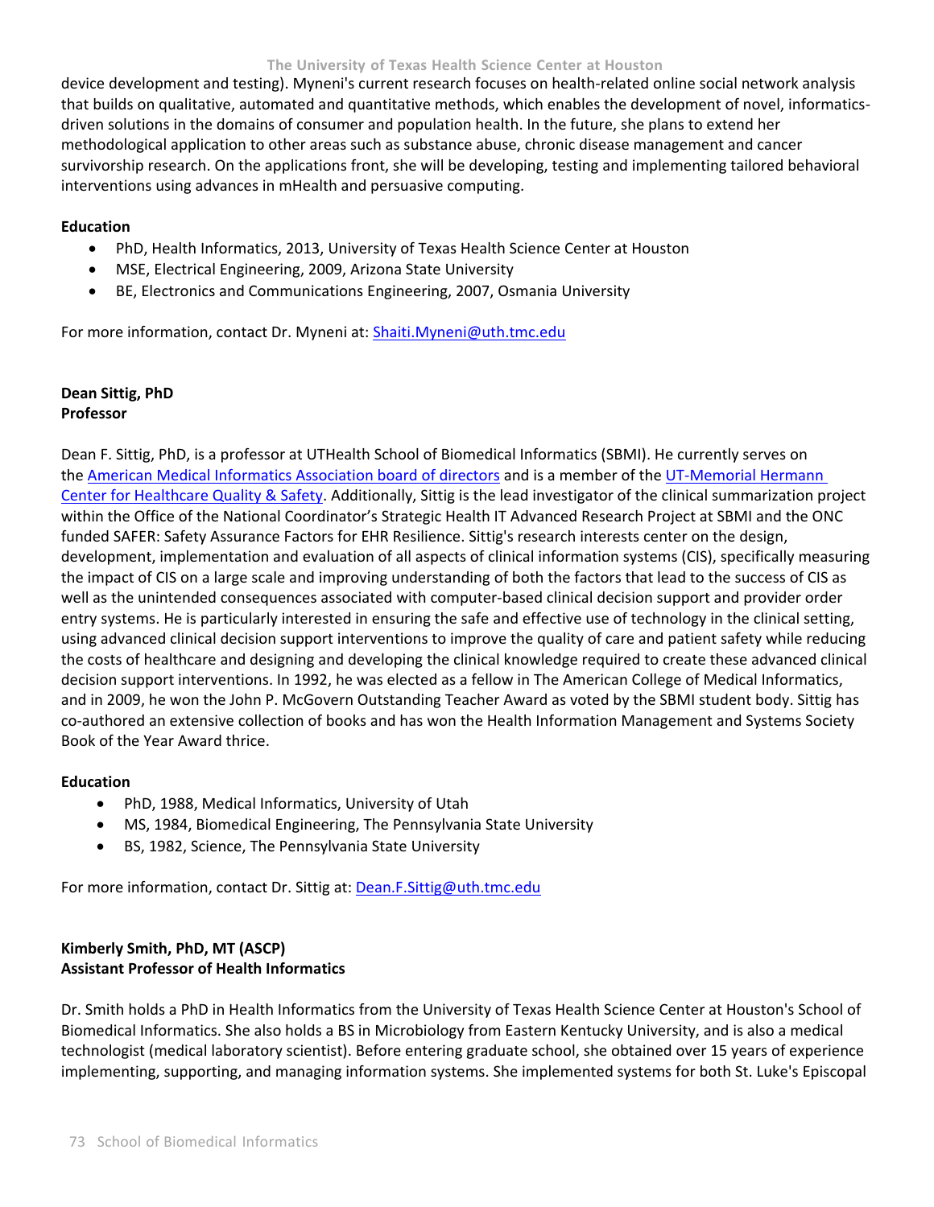device development and testing). Myneni's current research focuses on health-related online social network analysis that builds on qualitative, automated and quantitative methods, which enables the development of novel, informatics-driven solutions in the domains of consumer and population health. In the future, she plans to extend her methodological application to other areas such as substance abuse, chronic disease management and cancer survivorship research. On the applications front, she will be developing, testing and implementing tailored behavioral interventions using advances in mHealth and persuasive computing.

**Education**

- PhD, Health Informatics, 2013, University of Texas Health Science Center at Houston
- MSE, Electrical Engineering, 2009, Arizona State University
- BE, Electronics and Communications Engineering, 2007, Osmania University

For more information, contact Dr. Myneni at: Shaiti.Myneni@uth.tmc.edu

**Dean Sittig, PhD**
**Professor**

Dean F. Sittig, PhD, is a professor at UTHealth School of Biomedical Informatics (SBMI). He currently serves on the American Medical Informatics Association board of directors and is a member of the UT-Memorial Hermann Center for Healthcare Quality & Safety. Additionally, Sittig is the lead investigator of the clinical summarization project within the Office of the National Coordinator's Strategic Health IT Advanced Research Project at SBMI and the ONC funded SAFER: Safety Assurance Factors for EHR Resilience. Sittig's research interests center on the design, development, implementation and evaluation of all aspects of clinical information systems (CIS), specifically measuring the impact of CIS on a large scale and improving understanding of both the factors that lead to the success of CIS as well as the unintended consequences associated with computer-based clinical decision support and provider order entry systems. He is particularly interested in ensuring the safe and effective use of technology in the clinical setting, using advanced clinical decision support interventions to improve the quality of care and patient safety while reducing the costs of healthcare and designing and developing the clinical knowledge required to create these advanced clinical decision support interventions. In 1992, he was elected as a fellow in The American College of Medical Informatics, and in 2009, he won the John P. McGovern Outstanding Teacher Award as voted by the SBMI student body. Sittig has co-authored an extensive collection of books and has won the Health Information Management and Systems Society Book of the Year Award thrice.

**Education**

- PhD, 1988, Medical Informatics, University of Utah
- MS, 1984, Biomedical Engineering, The Pennsylvania State University
- BS, 1982, Science, The Pennsylvania State University

For more information, contact Dr. Sittig at: Dean.F.Sittig@uth.tmc.edu

**Kimberly Smith, PhD, MT (ASCP)**
**Assistant Professor of Health Informatics**

Dr. Smith holds a PhD in Health Informatics from the University of Texas Health Science Center at Houston's School of Biomedical Informatics. She also holds a BS in Microbiology from Eastern Kentucky University, and is also a medical technologist (medical laboratory scientist). Before entering graduate school, she obtained over 15 years of experience implementing, supporting, and managing information systems. She implemented systems for both St. Luke's Episcopal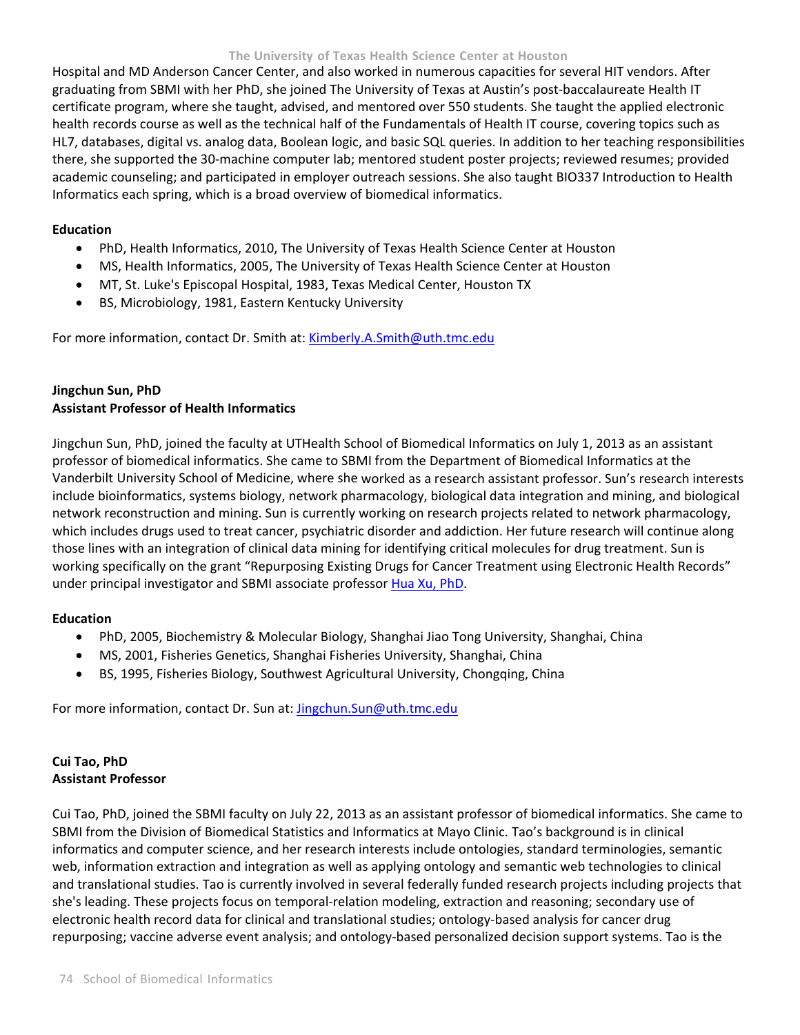Hospital and MD Anderson Cancer Center, and also worked in numerous capacities for several HIT vendors. After graduating from SBMI with her PhD, she joined The University of Texas at Austin's post-baccalaureate Health IT certificate program, where she taught, advised, and mentored over 550 students. She taught the applied electronic health records course as well as the technical half of the Fundamentals of Health IT course, covering topics such as HL7, databases, digital vs. analog data, Boolean logic, and basic SQL queries. In addition to her teaching responsibilities there, she supported the 30-machine computer lab; mentored student poster projects; reviewed resumes; provided academic counseling; and participated in employer outreach sessions. She also taught BIO337 Introduction to Health Informatics each spring, which is a broad overview of biomedical informatics.

**Education**

- PhD, Health Informatics, 2010, The University of Texas Health Science Center at Houston
- MS, Health Informatics, 2005, The University of Texas Health Science Center at Houston
- MT, St. Luke's Episcopal Hospital, 1983, Texas Medical Center, Houston TX
- BS, Microbiology, 1981, Eastern Kentucky University

For more information, contact Dr. Smith at: Kimberly.A.Smith@uth.tmc.edu

**Jingchun Sun, PhD**
**Assistant Professor of Health Informatics**

Jingchun Sun, PhD, joined the faculty at UTHealth School of Biomedical Informatics on July 1, 2013 as an assistant professor of biomedical informatics. She came to SBMI from the Department of Biomedical Informatics at the Vanderbilt University School of Medicine, where she worked as a research assistant professor. Sun's research interests include bioinformatics, systems biology, network pharmacology, biological data integration and mining, and biological network reconstruction and mining. Sun is currently working on research projects related to network pharmacology, which includes drugs used to treat cancer, psychiatric disorder and addiction. Her future research will continue along those lines with an integration of clinical data mining for identifying critical molecules for drug treatment. Sun is working specifically on the grant "Repurposing Existing Drugs for Cancer Treatment using Electronic Health Records" under principal investigator and SBMI associate professor Hua Xu, PhD.

**Education**

- PhD, 2005, Biochemistry & Molecular Biology, Shanghai Jiao Tong University, Shanghai, China
- MS, 2001, Fisheries Genetics, Shanghai Fisheries University, Shanghai, China
- BS, 1995, Fisheries Biology, Southwest Agricultural University, Chongqing, China

For more information, contact Dr. Sun at: Jingchun.Sun@uth.tmc.edu

**Cui Tao, PhD**
**Assistant Professor**

Cui Tao, PhD, joined the SBMI faculty on July 22, 2013 as an assistant professor of biomedical informatics. She came to SBMI from the Division of Biomedical Statistics and Informatics at Mayo Clinic. Tao's background is in clinical informatics and computer science, and her research interests include ontologies, standard terminologies, semantic web, information extraction and integration as well as applying ontology and semantic web technologies to clinical and translational studies. Tao is currently involved in several federally funded research projects including projects that she's leading. These projects focus on temporal-relation modeling, extraction and reasoning; secondary use of electronic health record data for clinical and translational studies; ontology-based analysis for cancer drug repurposing; vaccine adverse event analysis; and ontology-based personalized decision support systems. Tao is the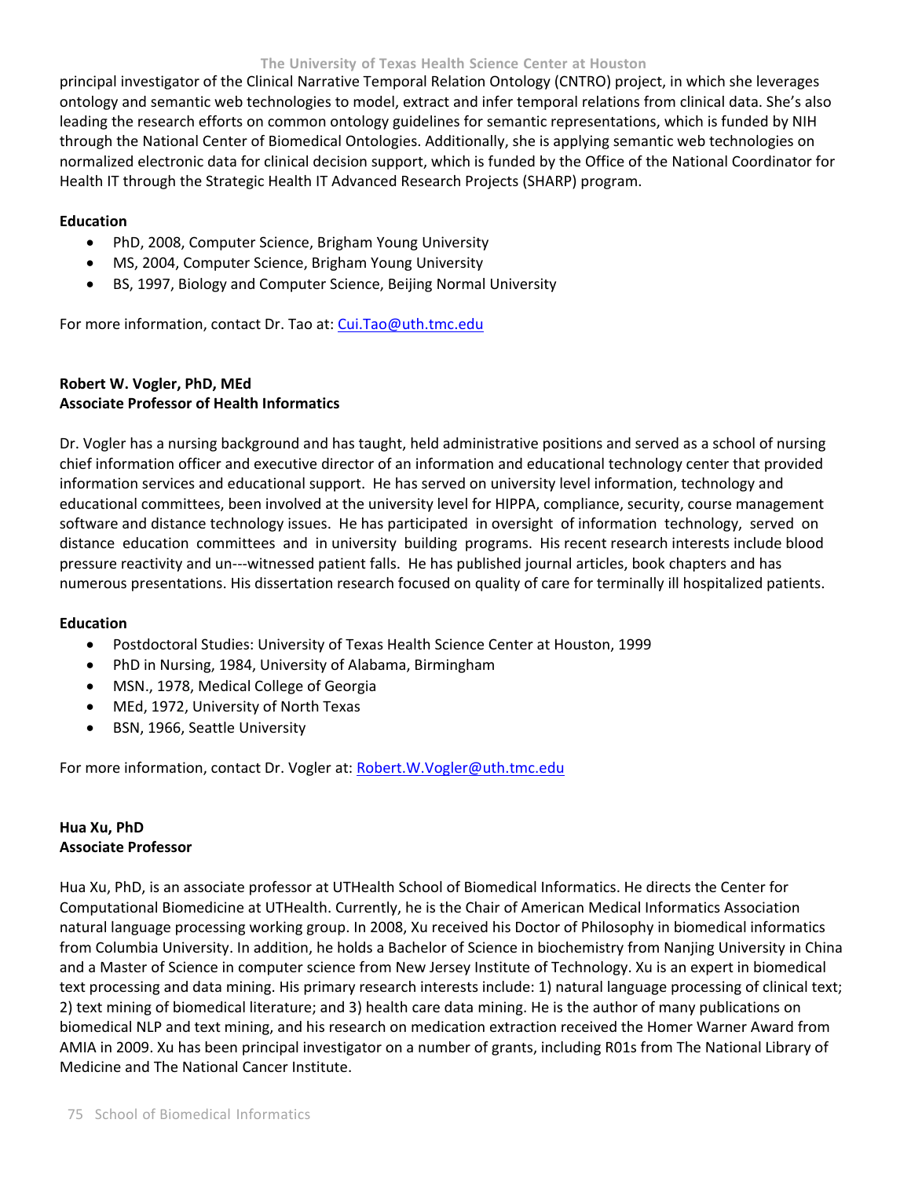principal investigator of the Clinical Narrative Temporal Relation Ontology (CNTRO) project, in which she leverages ontology and semantic web technologies to model, extract and infer temporal relations from clinical data. She's also leading the research efforts on common ontology guidelines for semantic representations, which is funded by NIH through the National Center of Biomedical Ontologies. Additionally, she is applying semantic web technologies on normalized electronic data for clinical decision support, which is funded by the Office of the National Coordinator for Health IT through the Strategic Health IT Advanced Research Projects (SHARP) program.

**Education**

- PhD, 2008, Computer Science, Brigham Young University
- MS, 2004, Computer Science, Brigham Young University
- BS, 1997, Biology and Computer Science, Beijing Normal University

For more information, contact Dr. Tao at: Cui.Tao@uth.tmc.edu

**Robert W. Vogler, PhD, MEd**
**Associate Professor of Health Informatics**

Dr. Vogler has a nursing background and has taught, held administrative positions and served as a school of nursing chief information officer and executive director of an information and educational technology center that provided information services and educational support. He has served on university level information, technology and educational committees, been involved at the university level for HIPPA, compliance, security, course management software and distance technology issues. He has participated in oversight of information technology, served on distance education committees and in university building programs. His recent research interests include blood pressure reactivity and un---witnessed patient falls. He has published journal articles, book chapters and has numerous presentations. His dissertation research focused on quality of care for terminally ill hospitalized patients.

**Education**

- Postdoctoral Studies: University of Texas Health Science Center at Houston, 1999
- PhD in Nursing, 1984, University of Alabama, Birmingham
- MSN., 1978, Medical College of Georgia
- MEd, 1972, University of North Texas
- BSN, 1966, Seattle University

For more information, contact Dr. Vogler at: Robert.W.Vogler@uth.tmc.edu

**Hua Xu, PhD**
**Associate Professor**

Hua Xu, PhD, is an associate professor at UTHealth School of Biomedical Informatics. He directs the Center for Computational Biomedicine at UTHealth. Currently, he is the Chair of American Medical Informatics Association natural language processing working group. In 2008, Xu received his Doctor of Philosophy in biomedical informatics from Columbia University. In addition, he holds a Bachelor of Science in biochemistry from Nanjing University in China and a Master of Science in computer science from New Jersey Institute of Technology. Xu is an expert in biomedical text processing and data mining. His primary research interests include: 1) natural language processing of clinical text; 2) text mining of biomedical literature; and 3) health care data mining. He is the author of many publications on biomedical NLP and text mining, and his research on medication extraction received the Homer Warner Award from AMIA in 2009. Xu has been principal investigator on a number of grants, including R01s from The National Library of Medicine and The National Cancer Institute.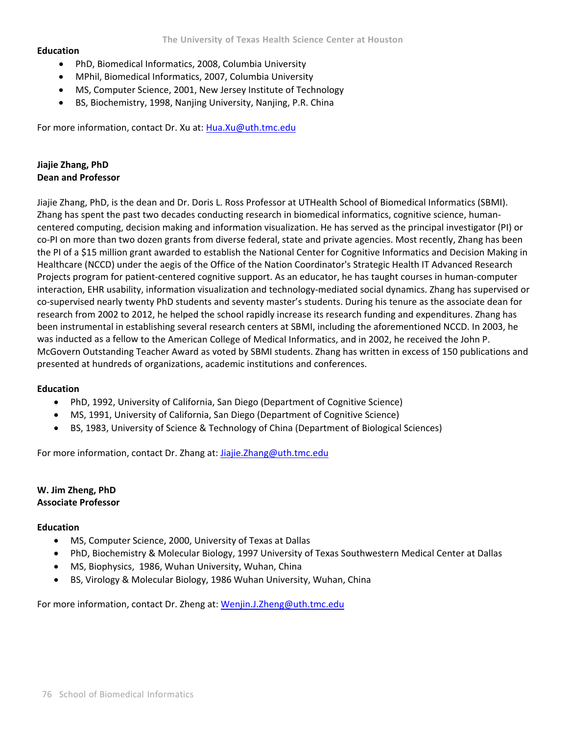**Education**

- PhD, Biomedical Informatics, 2008, Columbia University
- MPhil, Biomedical Informatics, 2007, Columbia University
- MS, Computer Science, 2001, New Jersey Institute of Technology
- BS, Biochemistry, 1998, Nanjing University, Nanjing, P.R. China

For more information, contact Dr. Xu at: Hua.Xu@uth.tmc.edu

**Jiajie Zhang, PhD**
**Dean and Professor**

Jiajie Zhang, PhD, is the dean and Dr. Doris L. Ross Professor at UTHealth School of Biomedical Informatics (SBMI). Zhang has spent the past two decades conducting research in biomedical informatics, cognitive science, human-centered computing, decision making and information visualization. He has served as the principal investigator (PI) or co-PI on more than two dozen grants from diverse federal, state and private agencies. Most recently, Zhang has been the PI of a $15 million grant awarded to establish the National Center for Cognitive Informatics and Decision Making in Healthcare (NCCD) under the aegis of the Office of the Nation Coordinator's Strategic Health IT Advanced Research Projects program for patient-centered cognitive support. As an educator, he has taught courses in human-computer interaction, EHR usability, information visualization and technology-mediated social dynamics. Zhang has supervised or co-supervised nearly twenty PhD students and seventy master's students. During his tenure as the associate dean for research from 2002 to 2012, he helped the school rapidly increase its research funding and expenditures. Zhang has been instrumental in establishing several research centers at SBMI, including the aforementioned NCCD. In 2003, he was inducted as a fellow to the American College of Medical Informatics, and in 2002, he received the John P. McGovern Outstanding Teacher Award as voted by SBMI students. Zhang has written in excess of 150 publications and presented at hundreds of organizations, academic institutions and conferences.

**Education**

- PhD, 1992, University of California, San Diego (Department of Cognitive Science)
- MS, 1991, University of California, San Diego (Department of Cognitive Science)
- BS, 1983, University of Science & Technology of China (Department of Biological Sciences)

For more information, contact Dr. Zhang at: Jiajie.Zhang@uth.tmc.edu

**W. Jim Zheng, PhD**
**Associate Professor**

**Education**

- MS, Computer Science, 2000, University of Texas at Dallas
- PhD, Biochemistry & Molecular Biology, 1997 University of Texas Southwestern Medical Center at Dallas
- MS, Biophysics, 1986, Wuhan University, Wuhan, China
- BS, Virology & Molecular Biology, 1986 Wuhan University, Wuhan, China

For more information, contact Dr. Zheng at: Wenjin.J.Zheng@uth.tmc.edu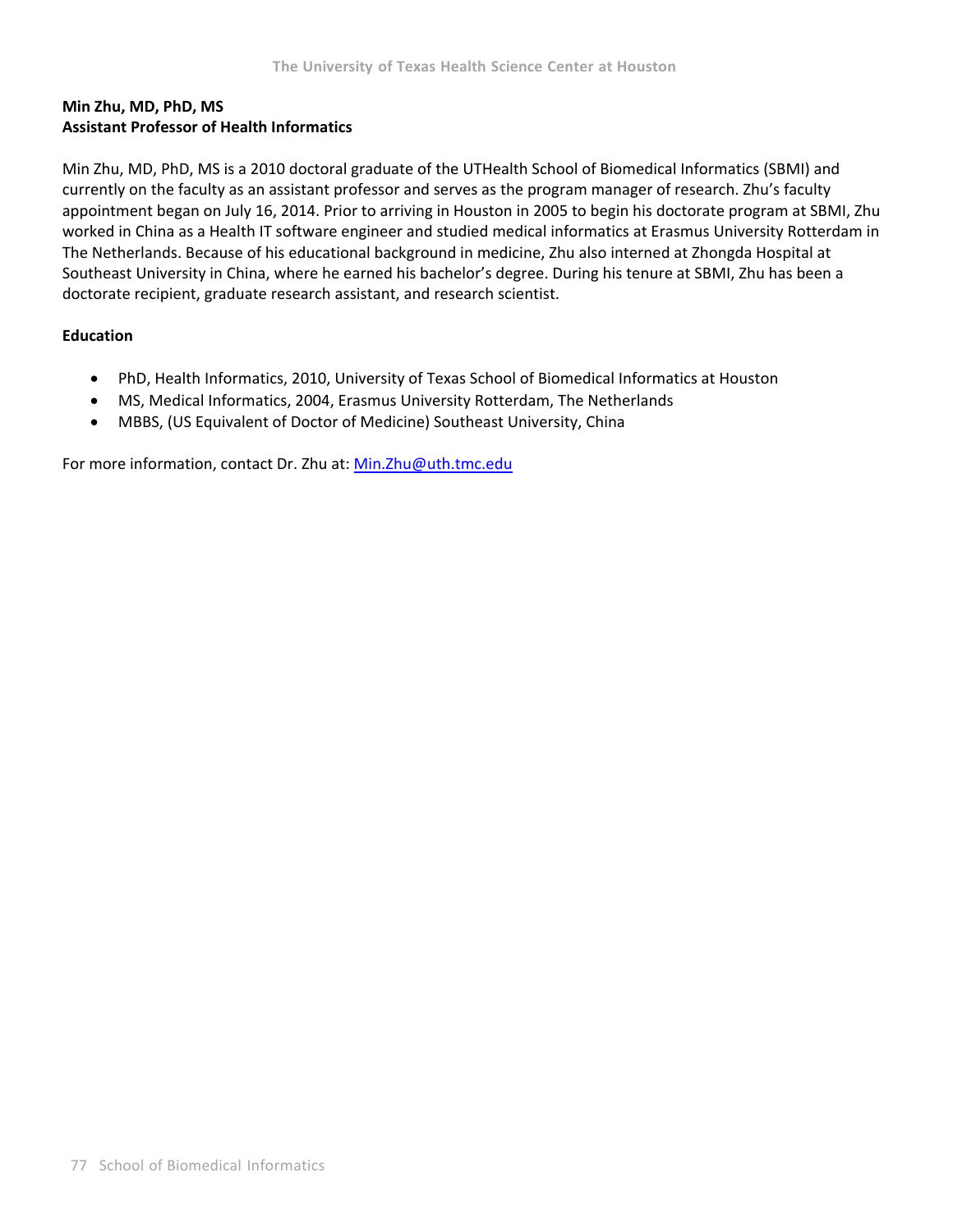**Min Zhu, MD, PhD, MS**
**Assistant Professor of Health Informatics**

Min Zhu, MD, PhD, MS is a 2010 doctoral graduate of the UTHealth School of Biomedical Informatics (SBMI) and currently on the faculty as an assistant professor and serves as the program manager of research. Zhu's faculty appointment began on July 16, 2014. Prior to arriving in Houston in 2005 to begin his doctorate program at SBMI, Zhu worked in China as a Health IT software engineer and studied medical informatics at Erasmus University Rotterdam in The Netherlands. Because of his educational background in medicine, Zhu also interned at Zhongda Hospital at Southeast University in China, where he earned his bachelor's degree. During his tenure at SBMI, Zhu has been a doctorate recipient, graduate research assistant, and research scientist.

**Education**

- PhD, Health Informatics, 2010, University of Texas School of Biomedical Informatics at Houston
- MS, Medical Informatics, 2004, Erasmus University Rotterdam, The Netherlands
- MBBS, (US Equivalent of Doctor of Medicine) Southeast University, China

For more information, contact Dr. Zhu at: Min.Zhu@uth.tmc.edu